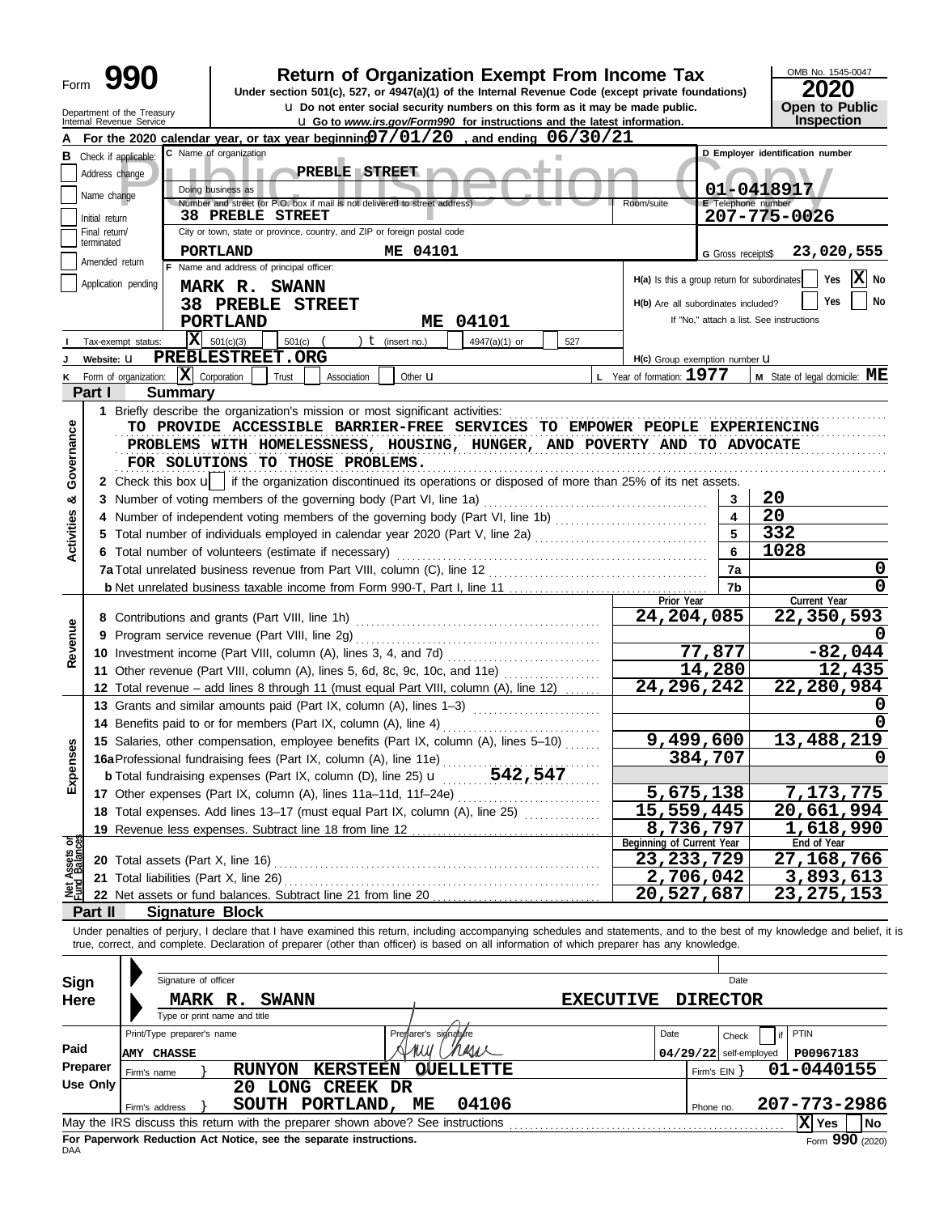Form **990**

# Return of Organization Exempt From Income Tax

**Under section 501(c), 527, or 4947(a)(1) of the Internal Revenue Code (except private foundations)**

Do not enter social security numbers on this form as it may be made public.

Go to *www.irs.gov/Form990* for instructions and the latest information.

Department of the Treasury
Internal Revenue Service

OMB No. 1545-0047

**2020**

**Open to Public Inspection**

Public Inspection Copy

**A** For the 2020 calendar year, or tax year beginning 07/01/20, and ending 06/30/21

**B** Check if applicable: Address change, Name change, Initial return, Final return/terminated, Amended return, Application pending

**C** Name of organization: PREBLE STREET

Doing business as

Number and street (or P.O. box if mail is not delivered to street address): 38 PREBLE STREET — Room/suite

City or town, state or province, country, and ZIP or foreign postal code: PORTLAND ME 04101

**D** Employer identification number: 01-0418917

**E** Telephone number: 207-775-0026

**G** Gross receipts $ 23,020,555

**F** Name and address of principal officer:
MARK R. SWANN
38 PREBLE STREET
PORTLAND ME 04101

**H(a)** Is this a group return for subordinates? Yes [ ] No [X]

**H(b)** Are all subordinates included? Yes [ ] No [ ]
If "No," attach a list. See instructions

**I** Tax-exempt status: [X] 501(c)(3) [ ] 501(c) ( ) (insert no.) [ ] 4947(a)(1) or [ ] 527

**J** Website: PREBLESTREET.ORG

**H(c)** Group exemption number

**K** Form of organization: [X] Corporation [ ] Trust [ ] Association [ ] Other

**L** Year of formation: 1977

**M** State of legal domicile: ME

## Part I Summary

**Activities & Governance**

1 Briefly describe the organization's mission or most significant activities:
TO PROVIDE ACCESSIBLE BARRIER-FREE SERVICES TO EMPOWER PEOPLE EXPERIENCING PROBLEMS WITH HOMELESSNESS, HOUSING, HUNGER, AND POVERTY AND TO ADVOCATE FOR SOLUTIONS TO THOSE PROBLEMS.

2 Check this box [ ] if the organization discontinued its operations or disposed of more than 25% of its net assets.

| | | |
|---|---|---|
| 3 Number of voting members of the governing body (Part VI, line 1a) | 3 | 20 |
| 4 Number of independent voting members of the governing body (Part VI, line 1b) | 4 | 20 |
| 5 Total number of individuals employed in calendar year 2020 (Part V, line 2a) | 5 | 332 |
| 6 Total number of volunteers (estimate if necessary) | 6 | 1028 |
| 7a Total unrelated business revenue from Part VIII, column (C), line 12 | 7a | 0 |
| b Net unrelated business taxable income from Form 990-T, Part I, line 11 | 7b | 0 |

| | Prior Year | Current Year |
|---|---|---|
| **Revenue** | | |
| 8 Contributions and grants (Part VIII, line 1h) | 24,204,085 | 22,350,593 |
| 9 Program service revenue (Part VIII, line 2g) | | 0 |
| 10 Investment income (Part VIII, column (A), lines 3, 4, and 7d) | 77,877 | -82,044 |
| 11 Other revenue (Part VIII, column (A), lines 5, 6d, 8c, 9c, 10c, and 11e) | 14,280 | 12,435 |
| 12 Total revenue – add lines 8 through 11 (must equal Part VIII, column (A), line 12) | 24,296,242 | 22,280,984 |
| **Expenses** | | |
| 13 Grants and similar amounts paid (Part IX, column (A), lines 1–3) | | 0 |
| 14 Benefits paid to or for members (Part IX, column (A), line 4) | | 0 |
| 15 Salaries, other compensation, employee benefits (Part IX, column (A), lines 5–10) | 9,499,600 | 13,488,219 |
| 16a Professional fundraising fees (Part IX, column (A), line 11e) | 384,707 | 0 |
| b Total fundraising expenses (Part IX, column (D), line 25) 542,547 | | |
| 17 Other expenses (Part IX, column (A), lines 11a–11d, 11f–24e) | 5,675,138 | 7,173,775 |
| 18 Total expenses. Add lines 13–17 (must equal Part IX, column (A), line 25) | 15,559,445 | 20,661,994 |
| 19 Revenue less expenses. Subtract line 18 from line 12 | 8,736,797 | 1,618,990 |
| **Net Assets or Fund Balances** | Beginning of Current Year | End of Year |
| 20 Total assets (Part X, line 16) | 23,233,729 | 27,168,766 |
| 21 Total liabilities (Part X, line 26) | 2,706,042 | 3,893,613 |
| 22 Net assets or fund balances. Subtract line 21 from line 20 | 20,527,687 | 23,275,153 |

## Part II Signature Block

Under penalties of perjury, I declare that I have examined this return, including accompanying schedules and statements, and to the best of my knowledge and belief, it is true, correct, and complete. Declaration of preparer (other than officer) is based on all information of which preparer has any knowledge.

**Sign Here**

Signature of officer — Date

MARK R. SWANN — EXECUTIVE DIRECTOR
Type or print name and title

**Paid Preparer Use Only**

| Print/Type preparer's name | Preparer's signature | Date | Check if self-employed | PTIN |
|---|---|---|---|---|
| AMY CHASSE | Amy Chasse | 04/29/22 | | P00967183 |

Firm's name: RUNYON KERSTEEN OUELLETTE — Firm's EIN: 01-0440155

Firm's address: 20 LONG CREEK DR, SOUTH PORTLAND, ME 04106 — Phone no. 207-773-2986

May the IRS discuss this return with the preparer shown above? See instructions [X] Yes [ ] No

**For Paperwork Reduction Act Notice, see the separate instructions.**

DAA — Form **990** (2020)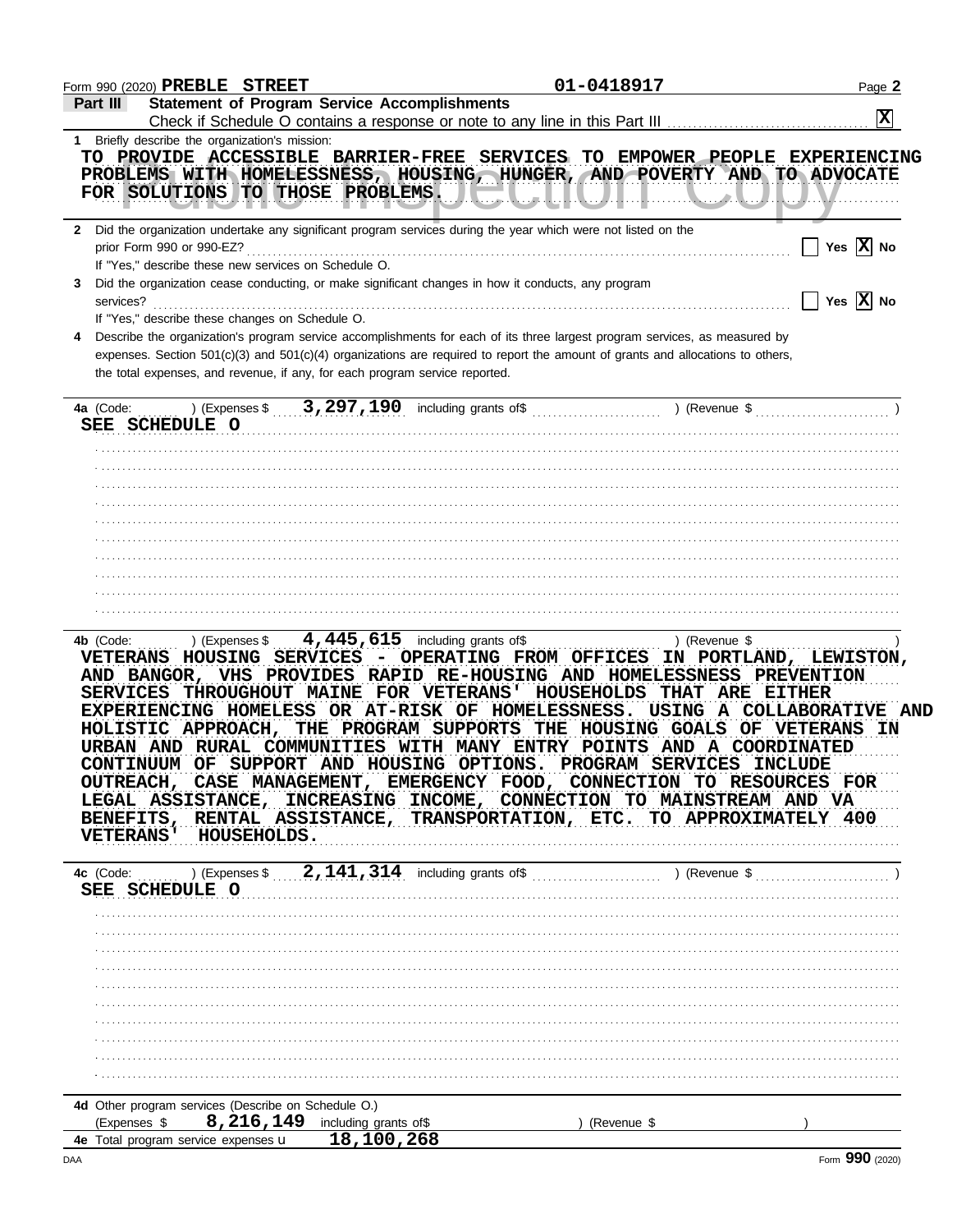Form 990 (2020) **PREBLE STREET** **01-0418917** Page 2

## Part III Statement of Program Service Accomplishments

Check if Schedule O contains a response or note to any line in this Part III [X]

**1** Briefly describe the organization's mission:

TO PROVIDE ACCESSIBLE BARRIER-FREE SERVICES TO EMPOWER PEOPLE EXPERIENCING PROBLEMS WITH HOMELESSNESS, HOUSING, HUNGER, AND POVERTY AND TO ADVOCATE FOR SOLUTIONS TO THOSE PROBLEMS.

**2** Did the organization undertake any significant program services during the year which were not listed on the prior Form 990 or 990-EZ? [ ] Yes [X] No

If "Yes," describe these new services on Schedule O.

**3** Did the organization cease conducting, or make significant changes in how it conducts, any program services? [ ] Yes [X] No

If "Yes," describe these changes on Schedule O.

**4** Describe the organization's program service accomplishments for each of its three largest program services, as measured by expenses. Section 501(c)(3) and 501(c)(4) organizations are required to report the amount of grants and allocations to others, the total expenses, and revenue, if any, for each program service reported.

**4a** (Code: ) (Expenses $ 3,297,190 including grants of$ ) (Revenue $ )

SEE SCHEDULE O

**4b** (Code: ) (Expenses $ 4,445,615 including grants of$ ) (Revenue $ )

VETERANS HOUSING SERVICES - OPERATING FROM OFFICES IN PORTLAND, LEWISTON, AND BANGOR, VHS PROVIDES RAPID RE-HOUSING AND HOMELESSNESS PREVENTION SERVICES THROUGHOUT MAINE FOR VETERANS' HOUSEHOLDS THAT ARE EITHER EXPERIENCING HOMELESS OR AT-RISK OF HOMELESSNESS. USING A COLLABORATIVE AND HOLISTIC APPROACH, THE PROGRAM SUPPORTS THE HOUSING GOALS OF VETERANS IN URBAN AND RURAL COMMUNITIES WITH MANY ENTRY POINTS AND A COORDINATED CONTINUUM OF SUPPORT AND HOUSING OPTIONS. PROGRAM SERVICES INCLUDE OUTREACH, CASE MANAGEMENT, EMERGENCY FOOD, CONNECTION TO RESOURCES FOR LEGAL ASSISTANCE, INCREASING INCOME, CONNECTION TO MAINSTREAM AND VA BENEFITS, RENTAL ASSISTANCE, TRANSPORTATION, ETC. TO APPROXIMATELY 400 VETERANS' HOUSEHOLDS.

**4c** (Code: ) (Expenses $ 2,141,314 including grants of$ ) (Revenue $ )

SEE SCHEDULE O

**4d** Other program services (Describe on Schedule O.)

(Expenses $ 8,216,149 including grants of$ ) (Revenue $ )

**4e** Total program service expenses 18,100,268

DAA Form **990** (2020)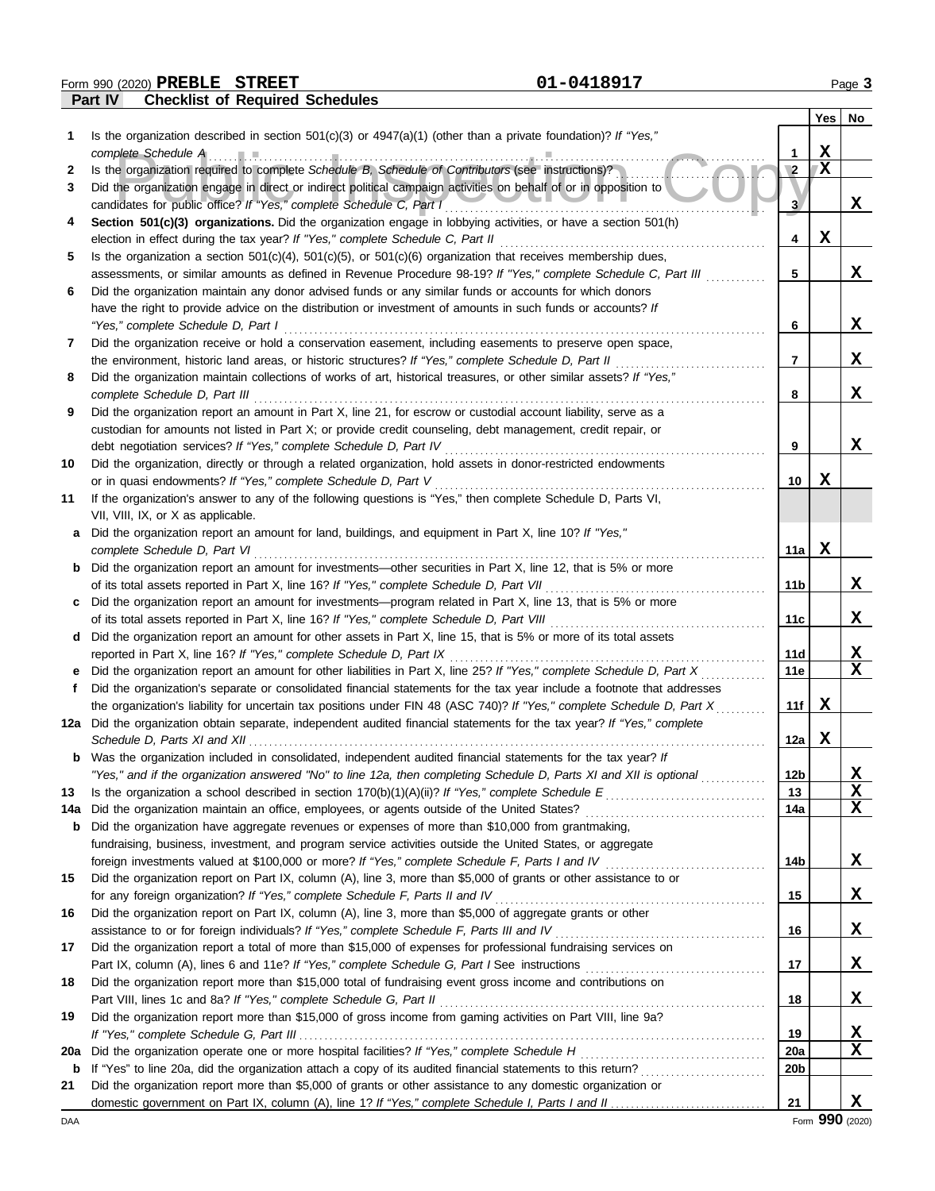Form 990 (2020) **PREBLE STREET** **01-0418917**

## Part IV Checklist of Required Schedules

| | | | Yes | No |
|---|---|---|---|---|
| 1 | Is the organization described in section 501(c)(3) or 4947(a)(1) (other than a private foundation)? *If "Yes," complete Schedule A* | 1 | X | |
| 2 | Is the organization required to complete *Schedule B, Schedule of Contributors* (see instructions)? | 2 | X | |
| 3 | Did the organization engage in direct or indirect political campaign activities on behalf of or in opposition to candidates for public office? *If "Yes," complete Schedule C, Part I* | 3 | | X |
| 4 | **Section 501(c)(3) organizations.** Did the organization engage in lobbying activities, or have a section 501(h) election in effect during the tax year? *If "Yes," complete Schedule C, Part II* | 4 | X | |
| 5 | Is the organization a section 501(c)(4), 501(c)(5), or 501(c)(6) organization that receives membership dues, assessments, or similar amounts as defined in Revenue Procedure 98-19? *If "Yes," complete Schedule C, Part III* | 5 | | X |
| 6 | Did the organization maintain any donor advised funds or any similar funds or accounts for which donors have the right to provide advice on the distribution or investment of amounts in such funds or accounts? *If "Yes," complete Schedule D, Part I* | 6 | | X |
| 7 | Did the organization receive or hold a conservation easement, including easements to preserve open space, the environment, historic land areas, or historic structures? *If "Yes," complete Schedule D, Part II* | 7 | | X |
| 8 | Did the organization maintain collections of works of art, historical treasures, or other similar assets? *If "Yes," complete Schedule D, Part III* | 8 | | X |
| 9 | Did the organization report an amount in Part X, line 21, for escrow or custodial account liability, serve as a custodian for amounts not listed in Part X; or provide credit counseling, debt management, credit repair, or debt negotiation services? *If "Yes," complete Schedule D, Part IV* | 9 | | X |
| 10 | Did the organization, directly or through a related organization, hold assets in donor-restricted endowments or in quasi endowments? *If "Yes," complete Schedule D, Part V* | 10 | X | |
| 11 | If the organization's answer to any of the following questions is "Yes," then complete Schedule D, Parts VI, VII, VIII, IX, or X as applicable. | | | |
| a | Did the organization report an amount for land, buildings, and equipment in Part X, line 10? *If "Yes," complete Schedule D, Part VI* | 11a | X | |
| b | Did the organization report an amount for investments—other securities in Part X, line 12, that is 5% or more of its total assets reported in Part X, line 16? *If "Yes," complete Schedule D, Part VII* | 11b | | X |
| c | Did the organization report an amount for investments—program related in Part X, line 13, that is 5% or more of its total assets reported in Part X, line 16? *If "Yes," complete Schedule D, Part VIII* | 11c | | X |
| d | Did the organization report an amount for other assets in Part X, line 15, that is 5% or more of its total assets reported in Part X, line 16? *If "Yes," complete Schedule D, Part IX* | 11d | | X |
| e | Did the organization report an amount for other liabilities in Part X, line 25? *If "Yes," complete Schedule D, Part X* | 11e | | X |
| f | Did the organization's separate or consolidated financial statements for the tax year include a footnote that addresses the organization's liability for uncertain tax positions under FIN 48 (ASC 740)? *If "Yes," complete Schedule D, Part X* | 11f | X | |
| 12a | Did the organization obtain separate, independent audited financial statements for the tax year? *If "Yes," complete Schedule D, Parts XI and XII* | 12a | X | |
| b | Was the organization included in consolidated, independent audited financial statements for the tax year? *If "Yes," and if the organization answered "No" to line 12a, then completing Schedule D, Parts XI and XII is optional* | 12b | | X |
| 13 | Is the organization a school described in section 170(b)(1)(A)(ii)? *If "Yes," complete Schedule E* | 13 | | X |
| 14a | Did the organization maintain an office, employees, or agents outside of the United States? | 14a | | X |
| b | Did the organization have aggregate revenues or expenses of more than $10,000 from grantmaking, fundraising, business, investment, and program service activities outside the United States, or aggregate foreign investments valued at $100,000 or more? *If "Yes," complete Schedule F, Parts I and IV* | 14b | | X |
| 15 | Did the organization report on Part IX, column (A), line 3, more than $5,000 of grants or other assistance to or for any foreign organization? *If "Yes," complete Schedule F, Parts II and IV* | 15 | | X |
| 16 | Did the organization report on Part IX, column (A), line 3, more than $5,000 of aggregate grants or other assistance to or for foreign individuals? *If "Yes," complete Schedule F, Parts III and IV* | 16 | | X |
| 17 | Did the organization report a total of more than $15,000 of expenses for professional fundraising services on Part IX, column (A), lines 6 and 11e? *If "Yes," complete Schedule G, Part I* See instructions | 17 | | X |
| 18 | Did the organization report more than $15,000 total of fundraising event gross income and contributions on Part VIII, lines 1c and 8a? *If "Yes," complete Schedule G, Part II* | 18 | | X |
| 19 | Did the organization report more than $15,000 of gross income from gaming activities on Part VIII, line 9a? *If "Yes," complete Schedule G, Part III* | 19 | | X |
| 20a | Did the organization operate one or more hospital facilities? *If "Yes," complete Schedule H* | 20a | | X |
| b | If "Yes" to line 20a, did the organization attach a copy of its audited financial statements to this return? | 20b | | |
| 21 | Did the organization report more than $5,000 of grants or other assistance to any domestic organization or domestic government on Part IX, column (A), line 1? *If "Yes," complete Schedule I, Parts I and II* | 21 | | X |

Form **990** (2020)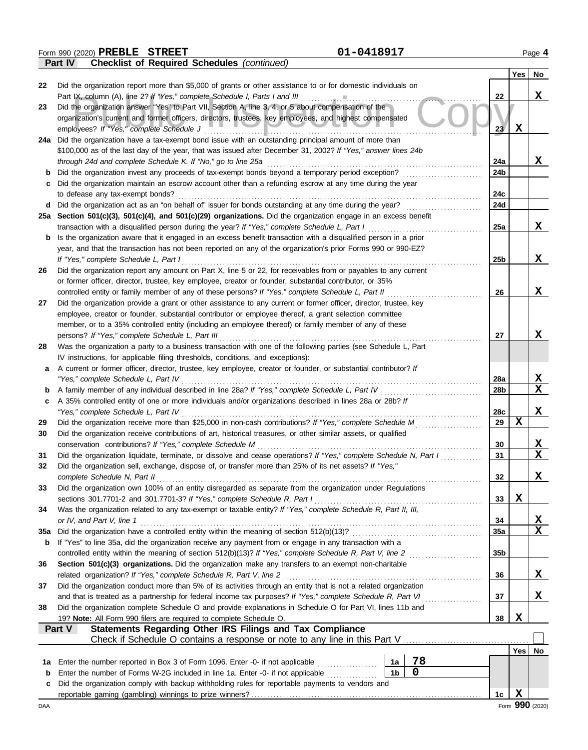Form 990 (2020) **PREBLE STREET** **01-0418917** Page **4**

**Part IV Checklist of Required Schedules** *(continued)*

| | | | Yes | No |
|---|---|---|---|---|
| 22 | Did the organization report more than $5,000 of grants or other assistance to or for domestic individuals on Part IX, column (A), line 2? *If "Yes," complete Schedule I, Parts I and III* | 22 | | X |
| 23 | Did the organization answer "Yes" to Part VII, Section A, line 3, 4, or 5 about compensation of the organization's current and former officers, directors, trustees, key employees, and highest compensated employees? *If "Yes," complete Schedule J* | 23 | X | |
| 24a | Did the organization have a tax-exempt bond issue with an outstanding principal amount of more than $100,000 as of the last day of the year, that was issued after December 31, 2002? *If "Yes," answer lines 24b through 24d and complete Schedule K. If "No," go to line 25a* | 24a | | X |
| b | Did the organization invest any proceeds of tax-exempt bonds beyond a temporary period exception? | 24b | | |
| c | Did the organization maintain an escrow account other than a refunding escrow at any time during the year to defease any tax-exempt bonds? | 24c | | |
| d | Did the organization act as an "on behalf of" issuer for bonds outstanding at any time during the year? | 24d | | |
| 25a | **Section 501(c)(3), 501(c)(4), and 501(c)(29) organizations.** Did the organization engage in an excess benefit transaction with a disqualified person during the year? *If "Yes," complete Schedule L, Part I* | 25a | | X |
| b | Is the organization aware that it engaged in an excess benefit transaction with a disqualified person in a prior year, and that the transaction has not been reported on any of the organization's prior Forms 990 or 990-EZ? *If "Yes," complete Schedule L, Part I* | 25b | | X |
| 26 | Did the organization report any amount on Part X, line 5 or 22, for receivables from or payables to any current or former officer, director, trustee, key employee, creator or founder, substantial contributor, or 35% controlled entity or family member of any of these persons? *If "Yes," complete Schedule L, Part II* | 26 | | X |
| 27 | Did the organization provide a grant or other assistance to any current or former officer, director, trustee, key employee, creator or founder, substantial contributor or employee thereof, a grant selection committee member, or to a 35% controlled entity (including an employee thereof) or family member of any of these persons? *If "Yes," complete Schedule L, Part III* | 27 | | X |
| 28 | Was the organization a party to a business transaction with one of the following parties (see Schedule L, Part IV instructions, for applicable filing thresholds, conditions, and exceptions): | | | |
| a | A current or former officer, director, trustee, key employee, creator or founder, or substantial contributor? *If "Yes," complete Schedule L, Part IV* | 28a | | X |
| b | A family member of any individual described in line 28a? *If "Yes," complete Schedule L, Part IV* | 28b | | X |
| c | A 35% controlled entity of one or more individuals and/or organizations described in lines 28a or 28b? *If "Yes," complete Schedule L, Part IV* | 28c | | X |
| 29 | Did the organization receive more than $25,000 in non-cash contributions? *If "Yes," complete Schedule M* | 29 | X | |
| 30 | Did the organization receive contributions of art, historical treasures, or other similar assets, or qualified conservation contributions? *If "Yes," complete Schedule M* | 30 | | X |
| 31 | Did the organization liquidate, terminate, or dissolve and cease operations? *If "Yes," complete Schedule N, Part I* | 31 | | X |
| 32 | Did the organization sell, exchange, dispose of, or transfer more than 25% of its net assets? *If "Yes," complete Schedule N, Part II* | 32 | | X |
| 33 | Did the organization own 100% of an entity disregarded as separate from the organization under Regulations sections 301.7701-2 and 301.7701-3? *If "Yes," complete Schedule R, Part I* | 33 | X | |
| 34 | Was the organization related to any tax-exempt or taxable entity? *If "Yes," complete Schedule R, Part II, III, or IV, and Part V, line 1* | 34 | | X |
| 35a | Did the organization have a controlled entity within the meaning of section 512(b)(13)? | 35a | | X |
| b | If "Yes" to line 35a, did the organization receive any payment from or engage in any transaction with a controlled entity within the meaning of section 512(b)(13)? *If "Yes," complete Schedule R, Part V, line 2* | 35b | | |
| 36 | **Section 501(c)(3) organizations.** Did the organization make any transfers to an exempt non-charitable related organization? *If "Yes," complete Schedule R, Part V, line 2* | 36 | | X |
| 37 | Did the organization conduct more than 5% of its activities through an entity that is not a related organization and that is treated as a partnership for federal income tax purposes? *If "Yes," complete Schedule R, Part VI* | 37 | | X |
| 38 | Did the organization complete Schedule O and provide explanations in Schedule O for Part VI, lines 11b and 19? **Note:** All Form 990 filers are required to complete Schedule O. | 38 | X | |

**Part V Statements Regarding Other IRS Filings and Tax Compliance**

Check if Schedule O contains a response or note to any line in this Part V ☐

| | | | | | Yes | No |
|---|---|---|---|---|---|---|
| 1a | Enter the number reported in Box 3 of Form 1096. Enter -0- if not applicable | 1a | 78 | | | |
| b | Enter the number of Forms W-2G included in line 1a. Enter -0- if not applicable | 1b | 0 | | | |
| c | Did the organization comply with backup withholding rules for reportable payments to vendors and reportable gaming (gambling) winnings to prize winners? | | | 1c | X | |

DAA Form **990** (2020)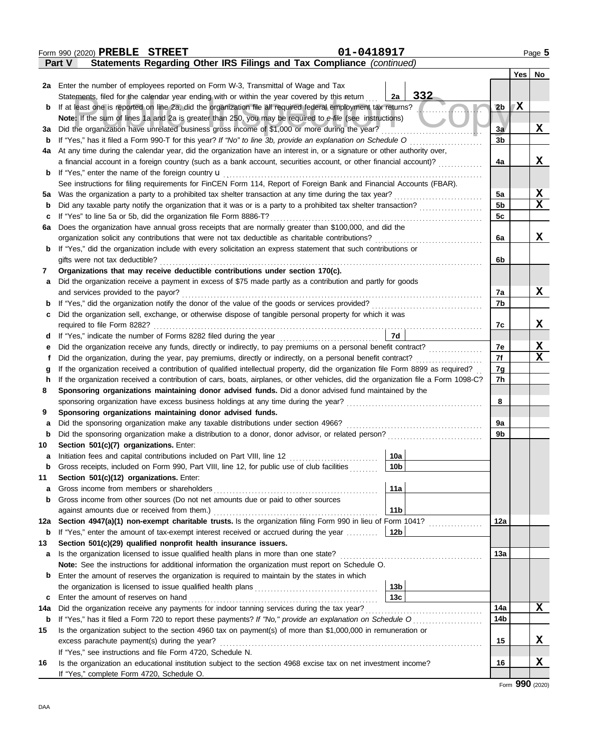Form 990 (2020) **PREBLE STREET** 01-0418917

## Part V Statements Regarding Other IRS Filings and Tax Compliance *(continued)*

| | | | | | Yes | No |
|---|---|---|---|---|---|---|
| **2a** | Enter the number of employees reported on Form W-3, Transmittal of Wage and Tax Statements, filed for the calendar year ending with or within the year covered by this return | 2a | 332 | | | |
| **b** | If at least one is reported on line 2a, did the organization file all required federal employment tax returns? | | | 2b | X | |
| | **Note:** If the sum of lines 1a and 2a is greater than 250, you may be required to *e-file* (see instructions) | | | | | |
| **3a** | Did the organization have unrelated business gross income of $1,000 or more during the year? | | | 3a | | X |
| **b** | If "Yes," has it filed a Form 990-T for this year? *If "No" to line 3b, provide an explanation on Schedule O* | | | 3b | | |
| **4a** | At any time during the calendar year, did the organization have an interest in, or a signature or other authority over, a financial account in a foreign country (such as a bank account, securities account, or other financial account)? | | | 4a | | X |
| **b** | If "Yes," enter the name of the foreign country u | | | | | |
| | See instructions for filing requirements for FinCEN Form 114, Report of Foreign Bank and Financial Accounts (FBAR). | | | | | |
| **5a** | Was the organization a party to a prohibited tax shelter transaction at any time during the tax year? | | | 5a | | X |
| **b** | Did any taxable party notify the organization that it was or is a party to a prohibited tax shelter transaction? | | | 5b | | X |
| **c** | If "Yes" to line 5a or 5b, did the organization file Form 8886-T? | | | 5c | | |
| **6a** | Does the organization have annual gross receipts that are normally greater than $100,000, and did the organization solicit any contributions that were not tax deductible as charitable contributions? | | | 6a | | X |
| **b** | If "Yes," did the organization include with every solicitation an express statement that such contributions or gifts were not tax deductible? | | | 6b | | |
| **7** | **Organizations that may receive deductible contributions under section 170(c).** | | | | | |
| **a** | Did the organization receive a payment in excess of $75 made partly as a contribution and partly for goods and services provided to the payor? | | | 7a | | X |
| **b** | If "Yes," did the organization notify the donor of the value of the goods or services provided? | | | 7b | | |
| **c** | Did the organization sell, exchange, or otherwise dispose of tangible personal property for which it was required to file Form 8282? | | | 7c | | X |
| **d** | If "Yes," indicate the number of Forms 8282 filed during the year | 7d | | | | |
| **e** | Did the organization receive any funds, directly or indirectly, to pay premiums on a personal benefit contract? | | | 7e | | X |
| **f** | Did the organization, during the year, pay premiums, directly or indirectly, on a personal benefit contract? | | | 7f | | X |
| **g** | If the organization received a contribution of qualified intellectual property, did the organization file Form 8899 as required? | | | 7g | | |
| **h** | If the organization received a contribution of cars, boats, airplanes, or other vehicles, did the organization file a Form 1098-C? | | | 7h | | |
| **8** | **Sponsoring organizations maintaining donor advised funds.** Did a donor advised fund maintained by the sponsoring organization have excess business holdings at any time during the year? | | | 8 | | |
| **9** | **Sponsoring organizations maintaining donor advised funds.** | | | | | |
| **a** | Did the sponsoring organization make any taxable distributions under section 4966? | | | 9a | | |
| **b** | Did the sponsoring organization make a distribution to a donor, donor advisor, or related person? | | | 9b | | |
| **10** | **Section 501(c)(7) organizations.** Enter: | | | | | |
| **a** | Initiation fees and capital contributions included on Part VIII, line 12 | 10a | | | | |
| **b** | Gross receipts, included on Form 990, Part VIII, line 12, for public use of club facilities | 10b | | | | |
| **11** | **Section 501(c)(12) organizations.** Enter: | | | | | |
| **a** | Gross income from members or shareholders | 11a | | | | |
| **b** | Gross income from other sources (Do not net amounts due or paid to other sources against amounts due or received from them.) | 11b | | | | |
| **12a** | **Section 4947(a)(1) non-exempt charitable trusts.** Is the organization filing Form 990 in lieu of Form 1041? | | | 12a | | |
| **b** | If "Yes," enter the amount of tax-exempt interest received or accrued during the year | 12b | | | | |
| **13** | **Section 501(c)(29) qualified nonprofit health insurance issuers.** | | | | | |
| **a** | Is the organization licensed to issue qualified health plans in more than one state? | | | 13a | | |
| | **Note:** See the instructions for additional information the organization must report on Schedule O. | | | | | |
| **b** | Enter the amount of reserves the organization is required to maintain by the states in which the organization is licensed to issue qualified health plans | 13b | | | | |
| **c** | Enter the amount of reserves on hand | 13c | | | | |
| **14a** | Did the organization receive any payments for indoor tanning services during the tax year? | | | 14a | | X |
| **b** | If "Yes," has it filed a Form 720 to report these payments? *If "No," provide an explanation on Schedule O* | | | 14b | | |
| **15** | Is the organization subject to the section 4960 tax on payment(s) of more than $1,000,000 in remuneration or excess parachute payment(s) during the year? | | | 15 | | X |
| | If "Yes," see instructions and file Form 4720, Schedule N. | | | | | |
| **16** | Is the organization an educational institution subject to the section 4968 excise tax on net investment income? | | | 16 | | X |
| | If "Yes," complete Form 4720, Schedule O. | | | | | |

Form **990** (2020)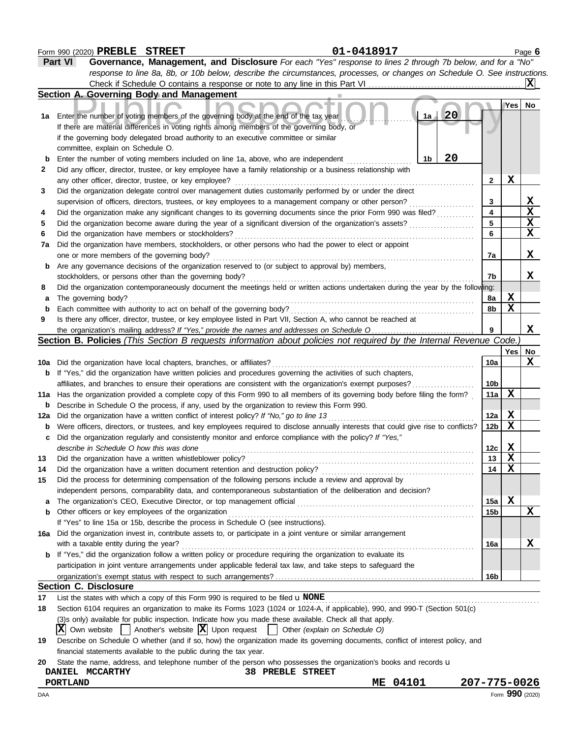Form 990 (2020) **PREBLE STREET** **01-0418917** Page **6**

## Part VI Governance, Management, and Disclosure

*For each "Yes" response to lines 2 through 7b below, and for a "No" response to line 8a, 8b, or 10b below, describe the circumstances, processes, or changes on Schedule O. See instructions.*

Check if Schedule O contains a response or note to any line in this Part VI . . . . . . [X]

### Section A. Governing Body and Management

| | | | Yes | No |
|---|---|---|---|---|
| 1a | Enter the number of voting members of the governing body at the end of the tax year . . . 1a **20**<br>If there are material differences in voting rights among members of the governing body, or if the governing body delegated broad authority to an executive committee or similar committee, explain on Schedule O. | | | |
| b | Enter the number of voting members included on line 1a, above, who are independent . . . 1b **20** | | | |
| 2 | Did any officer, director, trustee, or key employee have a family relationship or a business relationship with any other officer, director, trustee, or key employee? | 2 | X | |
| 3 | Did the organization delegate control over management duties customarily performed by or under the direct supervision of officers, directors, trustees, or key employees to a management company or other person? | 3 | | X |
| 4 | Did the organization make any significant changes to its governing documents since the prior Form 990 was filed? | 4 | | X |
| 5 | Did the organization become aware during the year of a significant diversion of the organization's assets? | 5 | | X |
| 6 | Did the organization have members or stockholders? | 6 | | X |
| 7a | Did the organization have members, stockholders, or other persons who had the power to elect or appoint one or more members of the governing body? | 7a | | X |
| b | Are any governance decisions of the organization reserved to (or subject to approval by) members, stockholders, or persons other than the governing body? | 7b | | X |
| 8 | Did the organization contemporaneously document the meetings held or written actions undertaken during the year by the following: | | | |
| a | The governing body? | 8a | X | |
| b | Each committee with authority to act on behalf of the governing body? | 8b | X | |
| 9 | Is there any officer, director, trustee, or key employee listed in Part VII, Section A, who cannot be reached at the organization's mailing address? *If "Yes," provide the names and addresses on Schedule O* | 9 | | X |

### Section B. Policies *(This Section B requests information about policies not required by the Internal Revenue Code.)*

| | | | Yes | No |
|---|---|---|---|---|
| 10a | Did the organization have local chapters, branches, or affiliates? | 10a | | X |
| b | If "Yes," did the organization have written policies and procedures governing the activities of such chapters, affiliates, and branches to ensure their operations are consistent with the organization's exempt purposes? | 10b | | |
| 11a | Has the organization provided a complete copy of this Form 990 to all members of its governing body before filing the form? | 11a | X | |
| b | Describe in Schedule O the process, if any, used by the organization to review this Form 990. | | | |
| 12a | Did the organization have a written conflict of interest policy? *If "No," go to line 13* | 12a | X | |
| b | Were officers, directors, or trustees, and key employees required to disclose annually interests that could give rise to conflicts? | 12b | X | |
| c | Did the organization regularly and consistently monitor and enforce compliance with the policy? *If "Yes," describe in Schedule O how this was done* | 12c | X | |
| 13 | Did the organization have a written whistleblower policy? | 13 | X | |
| 14 | Did the organization have a written document retention and destruction policy? | 14 | X | |
| 15 | Did the process for determining compensation of the following persons include a review and approval by independent persons, comparability data, and contemporaneous substantiation of the deliberation and decision? | | | |
| a | The organization's CEO, Executive Director, or top management official | 15a | X | |
| b | Other officers or key employees of the organization | 15b | | X |
| | If "Yes" to line 15a or 15b, describe the process in Schedule O (see instructions). | | | |
| 16a | Did the organization invest in, contribute assets to, or participate in a joint venture or similar arrangement with a taxable entity during the year? | 16a | | X |
| b | If "Yes," did the organization follow a written policy or procedure requiring the organization to evaluate its participation in joint venture arrangements under applicable federal tax law, and take steps to safeguard the organization's exempt status with respect to such arrangements? | 16b | | |

### Section C. Disclosure

17 List the states with which a copy of this Form 990 is required to be filed **NONE**

18 Section 6104 requires an organization to make its Forms 1023 (1024 or 1024-A, if applicable), 990, and 990-T (Section 501(c)(3)s only) available for public inspection. Indicate how you made these available. Check all that apply.

[X] Own website [ ] Another's website [X] Upon request [ ] Other *(explain on Schedule O)*

19 Describe on Schedule O whether (and if so, how) the organization made its governing documents, conflict of interest policy, and financial statements available to the public during the tax year.

20 State the name, address, and telephone number of the person who possesses the organization's books and records

**DANIEL MCCARTHY** **38 PREBLE STREET**
**PORTLAND** **ME 04101** **207-775-0026**

DAA Form **990** (2020)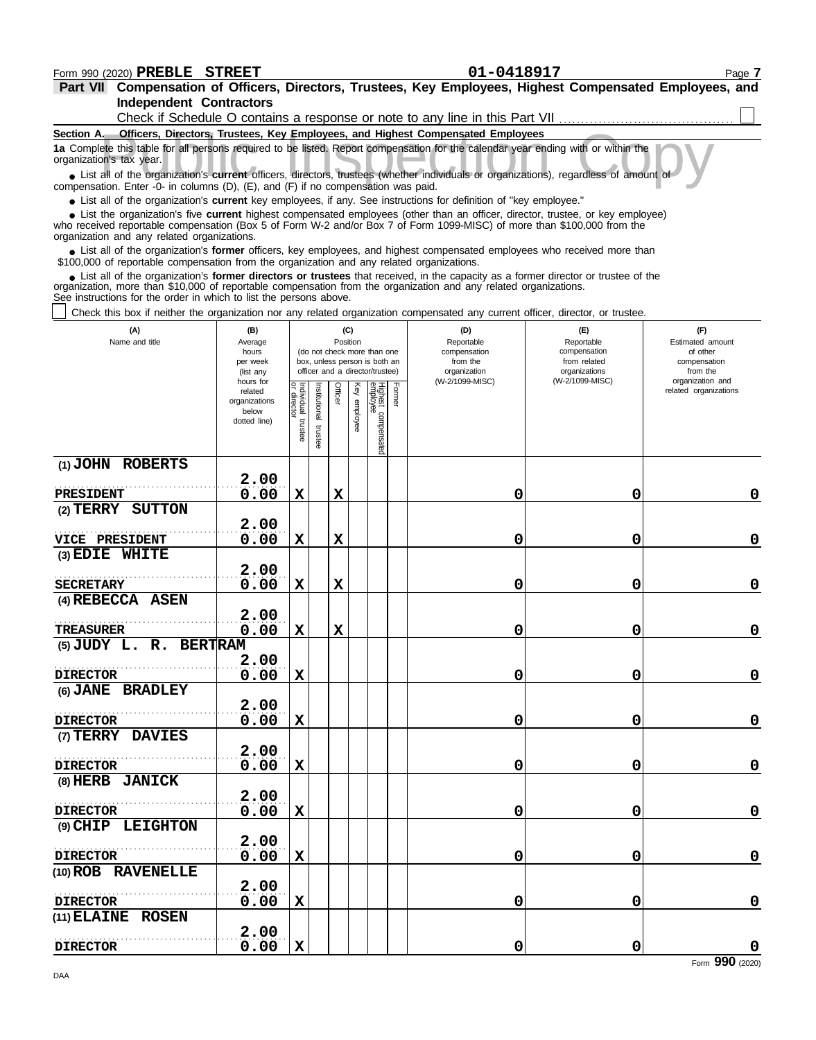Form 990 (2020) **PREBLE STREET** **01-0418917**

**Part VII Compensation of Officers, Directors, Trustees, Key Employees, Highest Compensated Employees, and Independent Contractors**

Check if Schedule O contains a response or note to any line in this Part VII ☐

**Section A. Officers, Directors, Trustees, Key Employees, and Highest Compensated Employees**

**1a** Complete this table for all persons required to be listed. Report compensation for the calendar year ending with or within the organization's tax year.

- List all of the organization's **current** officers, directors, trustees (whether individuals or organizations), regardless of amount of compensation. Enter -0- in columns (D), (E), and (F) if no compensation was paid.
- List all of the organization's **current** key employees, if any. See instructions for definition of "key employee."
- List the organization's five **current** highest compensated employees (other than an officer, director, trustee, or key employee) who received reportable compensation (Box 5 of Form W-2 and/or Box 7 of Form 1099-MISC) of more than $100,000 from the organization and any related organizations.
- List all of the organization's **former** officers, key employees, and highest compensated employees who received more than $100,000 of reportable compensation from the organization and any related organizations.
- List all of the organization's **former directors or trustees** that received, in the capacity as a former director or trustee of the organization, more than $10,000 of reportable compensation from the organization and any related organizations.

See instructions for the order in which to list the persons above.

☐ Check this box if neither the organization nor any related organization compensated any current officer, director, or trustee.

| (A) Name and title | (B) Average hours per week (list any hours for related organizations below dotted line) | (C) Position: Individual trustee or director | Institutional trustee | Officer | Key employee | Highest compensated employee | Former | (D) Reportable compensation from the organization (W-2/1099-MISC) | (E) Reportable compensation from related organizations (W-2/1099-MISC) | (F) Estimated amount of other compensation from the organization and related organizations |
|---|---|---|---|---|---|---|---|---|---|---|
| (1) JOHN ROBERTS<br>PRESIDENT | 2.00<br>0.00 | X | | X | | | | 0 | 0 | 0 |
| (2) TERRY SUTTON<br>VICE PRESIDENT | 2.00<br>0.00 | X | | X | | | | 0 | 0 | 0 |
| (3) EDIE WHITE<br>SECRETARY | 2.00<br>0.00 | X | | X | | | | 0 | 0 | 0 |
| (4) REBECCA ASEN<br>TREASURER | 2.00<br>0.00 | X | | X | | | | 0 | 0 | 0 |
| (5) JUDY L. R. BERTRAM<br>DIRECTOR | 2.00<br>0.00 | X | | | | | | 0 | 0 | 0 |
| (6) JANE BRADLEY<br>DIRECTOR | 2.00<br>0.00 | X | | | | | | 0 | 0 | 0 |
| (7) TERRY DAVIES<br>DIRECTOR | 2.00<br>0.00 | X | | | | | | 0 | 0 | 0 |
| (8) HERB JANICK<br>DIRECTOR | 2.00<br>0.00 | X | | | | | | 0 | 0 | 0 |
| (9) CHIP LEIGHTON<br>DIRECTOR | 2.00<br>0.00 | X | | | | | | 0 | 0 | 0 |
| (10) ROB RAVENELLE<br>DIRECTOR | 2.00<br>0.00 | X | | | | | | 0 | 0 | 0 |
| (11) ELAINE ROSEN<br>DIRECTOR | 2.00<br>0.00 | X | | | | | | 0 | 0 | 0 |

Form **990** (2020)

DAA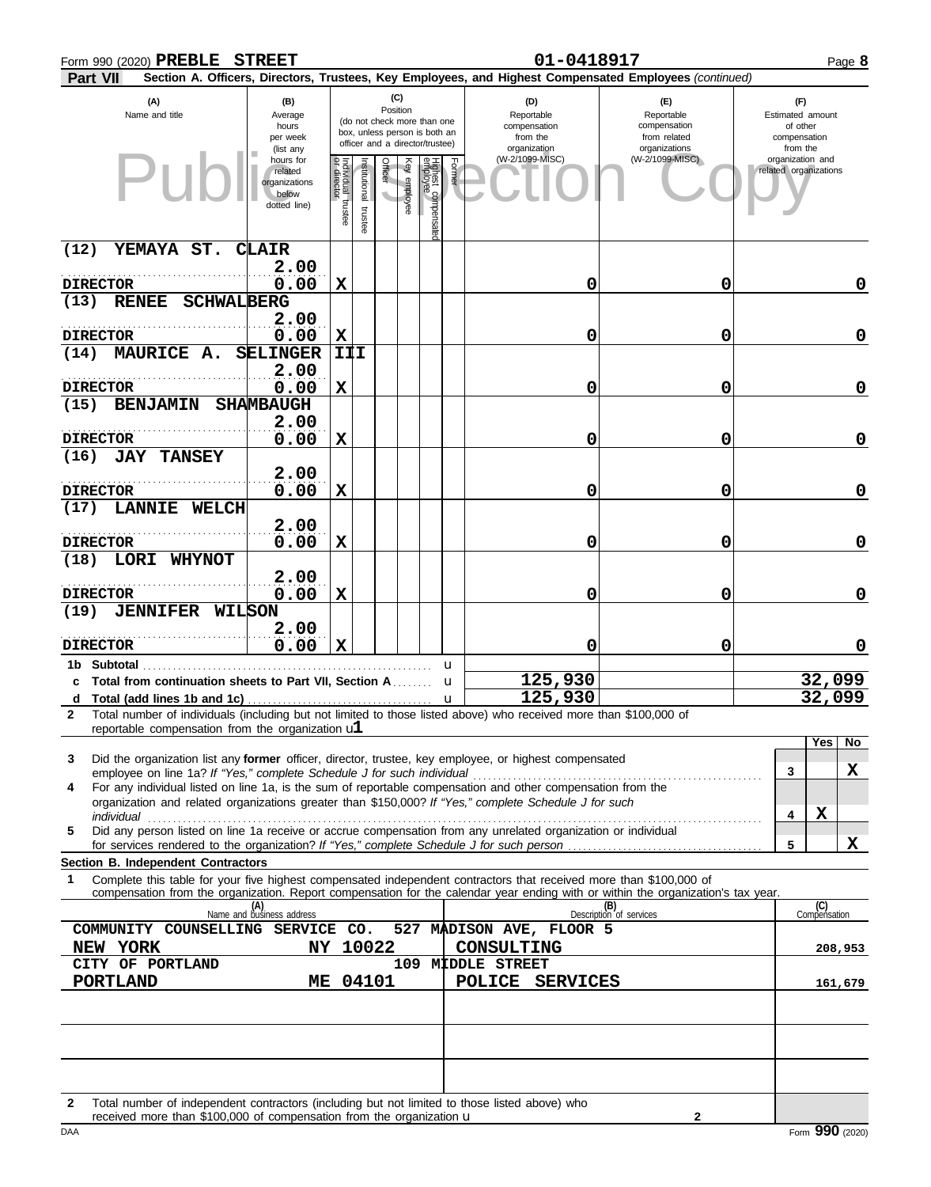Form 990 (2020) **PREBLE STREET** **01-0418917**

**Part VII** **Section A. Officers, Directors, Trustees, Key Employees, and Highest Compensated Employees** *(continued)*

| (A) Name and title | (B) Average hours per week (list any hours for related organizations below dotted line) | (C) Position: Individual trustee or director | Institutional trustee | Officer | Key employee | Highest compensated employee | Former | (D) Reportable compensation from the organization (W-2/1099-MISC) | (E) Reportable compensation from related organizations (W-2/1099-MISC) | (F) Estimated amount of other compensation from the organization and related organizations |
|---|---|---|---|---|---|---|---|---|---|---|
| (12) YEMAYA ST. CLAIR<br>DIRECTOR | 2.00<br>0.00 | X | | | | | | 0 | 0 | 0 |
| (13) RENEE SCHWALBERG<br>DIRECTOR | 2.00<br>0.00 | X | | | | | | 0 | 0 | 0 |
| (14) MAURICE A. SELINGER III<br>DIRECTOR | 2.00<br>0.00 | X | | | | | | 0 | 0 | 0 |
| (15) BENJAMIN SHAMBAUGH<br>DIRECTOR | 2.00<br>0.00 | X | | | | | | 0 | 0 | 0 |
| (16) JAY TANSEY<br>DIRECTOR | 2.00<br>0.00 | X | | | | | | 0 | 0 | 0 |
| (17) LANNIE WELCH<br>DIRECTOR | 2.00<br>0.00 | X | | | | | | 0 | 0 | 0 |
| (18) LORI WHYNOT<br>DIRECTOR | 2.00<br>0.00 | X | | | | | | 0 | 0 | 0 |
| (19) JENNIFER WILSON<br>DIRECTOR | 2.00<br>0.00 | X | | | | | | 0 | 0 | 0 |
| 1b Subtotal | | | | | | | | | | |
| c Total from continuation sheets to Part VII, Section A | | | | | | | | 125,930 | | 32,099 |
| d Total (add lines 1b and 1c) | | | | | | | | 125,930 | | 32,099 |

**2** Total number of individuals (including but not limited to those listed above) who received more than $100,000 of reportable compensation from the organization u **1**

| | | Yes | No |
|---|---|---|---|
| **3** Did the organization list any **former** officer, director, trustee, key employee, or highest compensated employee on line 1a? *If "Yes," complete Schedule J for such individual* | 3 | | X |
| **4** For any individual listed on line 1a, is the sum of reportable compensation and other compensation from the organization and related organizations greater than $150,000? *If "Yes," complete Schedule J for such individual* | 4 | X | |
| **5** Did any person listed on line 1a receive or accrue compensation from any unrelated organization or individual for services rendered to the organization? *If "Yes," complete Schedule J for such person* | 5 | | X |

**Section B. Independent Contractors**

**1** Complete this table for your five highest compensated independent contractors that received more than $100,000 of compensation from the organization. Report compensation for the calendar year ending with or within the organization's tax year.

| (A) Name and business address | (B) Description of services | (C) Compensation |
|---|---|---|
| COMMUNITY COUNSELLING SERVICE CO. 527 MADISON AVE, FLOOR 5<br>NEW YORK NY 10022 | CONSULTING | 208,953 |
| CITY OF PORTLAND 109 MIDDLE STREET<br>PORTLAND ME 04101 | POLICE SERVICES | 161,679 |
| | | |
| | | |
| | | |

**2** Total number of independent contractors (including but not limited to those listed above) who received more than $100,000 of compensation from the organization u **2**

DAA Form **990** (2020)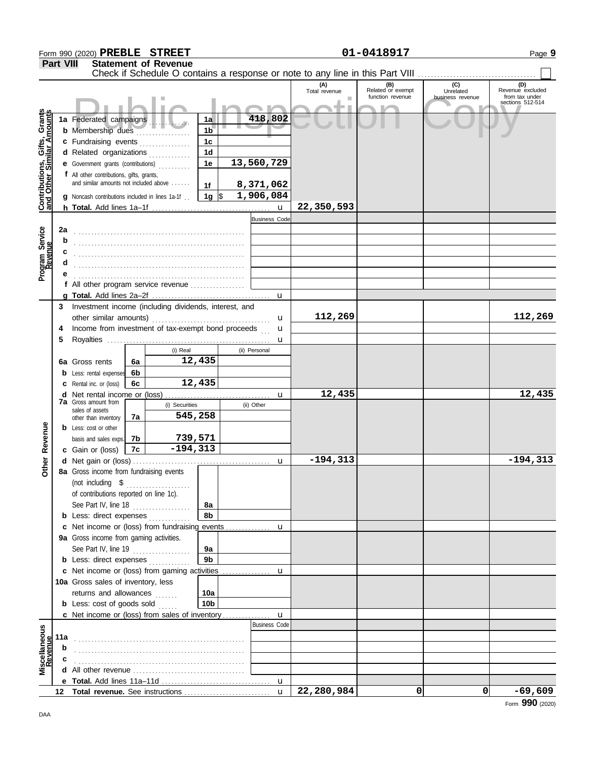Form 990 (2020) **PREBLE STREET** **01-0418917** Page **9**

## Part VIII Statement of Revenue

Check if Schedule O contains a response or note to any line in this Part VIII ☐

Public Inspection Copy

| | | | | (A) Total revenue | (B) Related or exempt function revenue | (C) Unrelated business revenue | (D) Revenue excluded from tax under sections 512-514 |
|---|---|---|---|---|---|---|---|
| **Contributions, Gifts, Grants and Other Similar Amounts** | **1a** Federated campaigns | 1a | 418,802 | | | | |
| | **b** Membership dues | 1b | | | | | |
| | **c** Fundraising events | 1c | | | | | |
| | **d** Related organizations | 1d | | | | | |
| | **e** Government grants (contributions) | 1e | 13,560,729 | | | | |
| | **f** All other contributions, gifts, grants, and similar amounts not included above | 1f | 8,371,062 | | | | |
| | **g** Noncash contributions included in lines 1a-1f | 1g | $ 1,906,084 | | | | |
| | **h Total.** Add lines 1a–1f | | u | 22,350,593 | | | |
| **Program Service Revenue** | | | Business Code | | | | |
| | **2a** | | | | | | |
| | **b** | | | | | | |
| | **c** | | | | | | |
| | **d** | | | | | | |
| | **e** | | | | | | |
| | **f** All other program service revenue | | | | | | |
| | **g Total.** Add lines 2a–2f | | u | | | | |
| **Other Revenue** | **3** Investment income (including dividends, interest, and other similar amounts) | | u | 112,269 | | | 112,269 |
| | **4** Income from investment of tax-exempt bond proceeds | | u | | | | |
| | **5** Royalties | | u | | | | |
| | | (i) Real | (ii) Personal | | | | |
| | **6a** Gross rents (6a) | 12,435 | | | | | |
| | **b** Less: rental expenses (6b) | | | | | | |
| | **c** Rental inc. or (loss) (6c) | 12,435 | | | | | |
| | **d** Net rental income or (loss) | | u | 12,435 | | | 12,435 |
| | | (i) Securities | (ii) Other | | | | |
| | **7a** Gross amount from sales of assets other than inventory (7a) | 545,258 | | | | | |
| | **b** Less: cost or other basis and sales exps. (7b) | 739,571 | | | | | |
| | **c** Gain or (loss) (7c) | -194,313 | | | | | |
| | **d** Net gain or (loss) | | u | -194,313 | | | -194,313 |
| | **8a** Gross income from fundraising events (not including $ ........ of contributions reported on line 1c). See Part IV, line 18 | 8a | | | | | |
| | **b** Less: direct expenses | 8b | | | | | |
| | **c** Net income or (loss) from fundraising events | | u | | | | |
| | **9a** Gross income from gaming activities. See Part IV, line 19 | 9a | | | | | |
| | **b** Less: direct expenses | 9b | | | | | |
| | **c** Net income or (loss) from gaming activities | | u | | | | |
| | **10a** Gross sales of inventory, less returns and allowances | 10a | | | | | |
| | **b** Less: cost of goods sold | 10b | | | | | |
| | **c** Net income or (loss) from sales of inventory | | u | | | | |
| **Miscellaneous Revenue** | | | Business Code | | | | |
| | **11a** | | | | | | |
| | **b** | | | | | | |
| | **c** | | | | | | |
| | **d** All other revenue | | | | | | |
| | **e Total.** Add lines 11a–11d | | u | | | | |
| | **12 Total revenue.** See instructions | | u | 22,280,984 | 0 | 0 | -69,609 |

DAA

Form **990** (2020)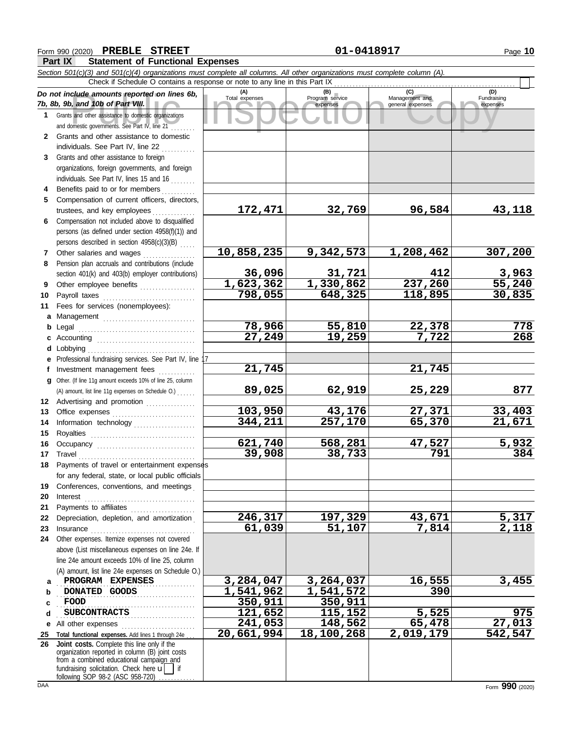Form 990 (2020) **PREBLE STREET** **01-0418917**

**Part IX Statement of Functional Expenses**

*Section 501(c)(3) and 501(c)(4) organizations must complete all columns. All other organizations must complete column (A).*

Check if Schedule O contains a response or note to any line in this Part IX

| *Do not include amounts reported on lines 6b, 7b, 8b, 9b, and 10b of Part VIII.* | (A) Total expenses | (B) Program service expenses | (C) Management and general expenses | (D) Fundraising expenses |
|---|---|---|---|---|
| 1 Grants and other assistance to domestic organizations and domestic governments. See Part IV, line 21 | | | | |
| 2 Grants and other assistance to domestic individuals. See Part IV, line 22 | | | | |
| 3 Grants and other assistance to foreign organizations, foreign governments, and foreign individuals. See Part IV, lines 15 and 16 | | | | |
| 4 Benefits paid to or for members | | | | |
| 5 Compensation of current officers, directors, trustees, and key employees | 172,471 | 32,769 | 96,584 | 43,118 |
| 6 Compensation not included above to disqualified persons (as defined under section 4958(f)(1)) and persons described in section 4958(c)(3)(B) | | | | |
| 7 Other salaries and wages | 10,858,235 | 9,342,573 | 1,208,462 | 307,200 |
| 8 Pension plan accruals and contributions (include section 401(k) and 403(b) employer contributions) | 36,096 | 31,721 | 412 | 3,963 |
| 9 Other employee benefits | 1,623,362 | 1,330,862 | 237,260 | 55,240 |
| 10 Payroll taxes | 798,055 | 648,325 | 118,895 | 30,835 |
| 11 Fees for services (nonemployees): | | | | |
| a Management | | | | |
| b Legal | 78,966 | 55,810 | 22,378 | 778 |
| c Accounting | 27,249 | 19,259 | 7,722 | 268 |
| d Lobbying | | | | |
| e Professional fundraising services. See Part IV, line 17 | | | | |
| f Investment management fees | 21,745 | | 21,745 | |
| g Other. (If line 11g amount exceeds 10% of line 25, column (A) amount, list line 11g expenses on Schedule O.) | 89,025 | 62,919 | 25,229 | 877 |
| 12 Advertising and promotion | | | | |
| 13 Office expenses | 103,950 | 43,176 | 27,371 | 33,403 |
| 14 Information technology | 344,211 | 257,170 | 65,370 | 21,671 |
| 15 Royalties | | | | |
| 16 Occupancy | 621,740 | 568,281 | 47,527 | 5,932 |
| 17 Travel | 39,908 | 38,733 | 791 | 384 |
| 18 Payments of travel or entertainment expenses for any federal, state, or local public officials | | | | |
| 19 Conferences, conventions, and meetings | | | | |
| 20 Interest | | | | |
| 21 Payments to affiliates | | | | |
| 22 Depreciation, depletion, and amortization | 246,317 | 197,329 | 43,671 | 5,317 |
| 23 Insurance | 61,039 | 51,107 | 7,814 | 2,118 |
| 24 Other expenses. Itemize expenses not covered above (List miscellaneous expenses on line 24e. If line 24e amount exceeds 10% of line 25, column (A) amount, list line 24e expenses on Schedule O.) | | | | |
| a PROGRAM EXPENSES | 3,284,047 | 3,264,037 | 16,555 | 3,455 |
| b DONATED GOODS | 1,541,962 | 1,541,572 | 390 | |
| c FOOD | 350,911 | 350,911 | | |
| d SUBCONTRACTS | 121,652 | 115,152 | 5,525 | 975 |
| e All other expenses | 241,053 | 148,562 | 65,478 | 27,013 |
| 25 **Total functional expenses.** Add lines 1 through 24e | 20,661,994 | 18,100,268 | 2,019,179 | 542,547 |
| 26 **Joint costs.** Complete this line only if the organization reported in column (B) joint costs from a combined educational campaign and fundraising solicitation. Check here if following SOP 98-2 (ASC 958-720) | | | | |

Form **990** (2020)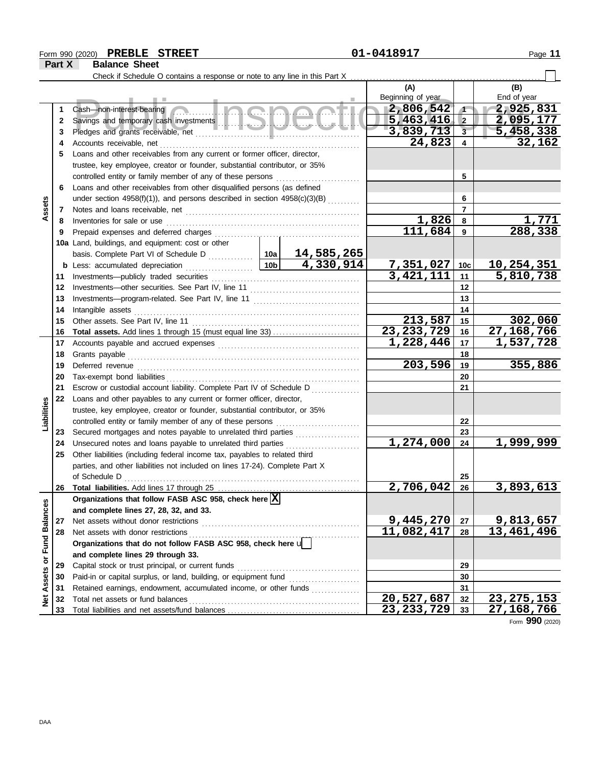Form 990 (2020) **PREBLE STREET** 01-0418917

## Part X Balance Sheet

Check if Schedule O contains a response or note to any line in this Part X ☐

| | | Description | | | (A) Beginning of year | | (B) End of year |
|---|---|---|---|---|---|---|---|
| **Assets** | 1 | Cash—non-interest-bearing | | | 2,806,542 | 1 | 2,925,831 |
| | 2 | Savings and temporary cash investments | | | 5,463,416 | 2 | 2,095,177 |
| | 3 | Pledges and grants receivable, net | | | 3,839,713 | 3 | 5,458,338 |
| | 4 | Accounts receivable, net | | | 24,823 | 4 | 32,162 |
| | 5 | Loans and other receivables from any current or former officer, director, trustee, key employee, creator or founder, substantial contributor, or 35% controlled entity or family member of any of these persons | | | | 5 | |
| | 6 | Loans and other receivables from other disqualified persons (as defined under section 4958(f)(1)), and persons described in section 4958(c)(3)(B) | | | | 6 | |
| | 7 | Notes and loans receivable, net | | | | 7 | |
| | 8 | Inventories for sale or use | | | 1,826 | 8 | 1,771 |
| | 9 | Prepaid expenses and deferred charges | | | 111,684 | 9 | 288,338 |
| | 10a | Land, buildings, and equipment: cost or other basis. Complete Part VI of Schedule D | 10a | 14,585,265 | | | |
| | b | Less: accumulated depreciation | 10b | 4,330,914 | 7,351,027 | 10c | 10,254,351 |
| | 11 | Investments—publicly traded securities | | | 3,421,111 | 11 | 5,810,738 |
| | 12 | Investments—other securities. See Part IV, line 11 | | | | 12 | |
| | 13 | Investments—program-related. See Part IV, line 11 | | | | 13 | |
| | 14 | Intangible assets | | | | 14 | |
| | 15 | Other assets. See Part IV, line 11 | | | 213,587 | 15 | 302,060 |
| | 16 | **Total assets.** Add lines 1 through 15 (must equal line 33) | | | 23,233,729 | 16 | 27,168,766 |
| **Liabilities** | 17 | Accounts payable and accrued expenses | | | 1,228,446 | 17 | 1,537,728 |
| | 18 | Grants payable | | | | 18 | |
| | 19 | Deferred revenue | | | 203,596 | 19 | 355,886 |
| | 20 | Tax-exempt bond liabilities | | | | 20 | |
| | 21 | Escrow or custodial account liability. Complete Part IV of Schedule D | | | | 21 | |
| | 22 | Loans and other payables to any current or former officer, director, trustee, key employee, creator or founder, substantial contributor, or 35% controlled entity or family member of any of these persons | | | | 22 | |
| | 23 | Secured mortgages and notes payable to unrelated third parties | | | | 23 | |
| | 24 | Unsecured notes and loans payable to unrelated third parties | | | 1,274,000 | 24 | 1,999,999 |
| | 25 | Other liabilities (including federal income tax, payables to related third parties, and other liabilities not included on lines 17-24). Complete Part X of Schedule D | | | | 25 | |
| | 26 | **Total liabilities.** Add lines 17 through 25 | | | 2,706,042 | 26 | 3,893,613 |
| **Net Assets or Fund Balances** | | **Organizations that follow FASB ASC 958, check here** ☒ **and complete lines 27, 28, 32, and 33.** | | | | | |
| | 27 | Net assets without donor restrictions | | | 9,445,270 | 27 | 9,813,657 |
| | 28 | Net assets with donor restrictions | | | 11,082,417 | 28 | 13,461,496 |
| | | **Organizations that do not follow FASB ASC 958, check here** ☐ **and complete lines 29 through 33.** | | | | | |
| | 29 | Capital stock or trust principal, or current funds | | | | 29 | |
| | 30 | Paid-in or capital surplus, or land, building, or equipment fund | | | | 30 | |
| | 31 | Retained earnings, endowment, accumulated income, or other funds | | | | 31 | |
| | 32 | Total net assets or fund balances | | | 20,527,687 | 32 | 23,275,153 |
| | 33 | Total liabilities and net assets/fund balances | | | 23,233,729 | 33 | 27,168,766 |

Form **990** (2020)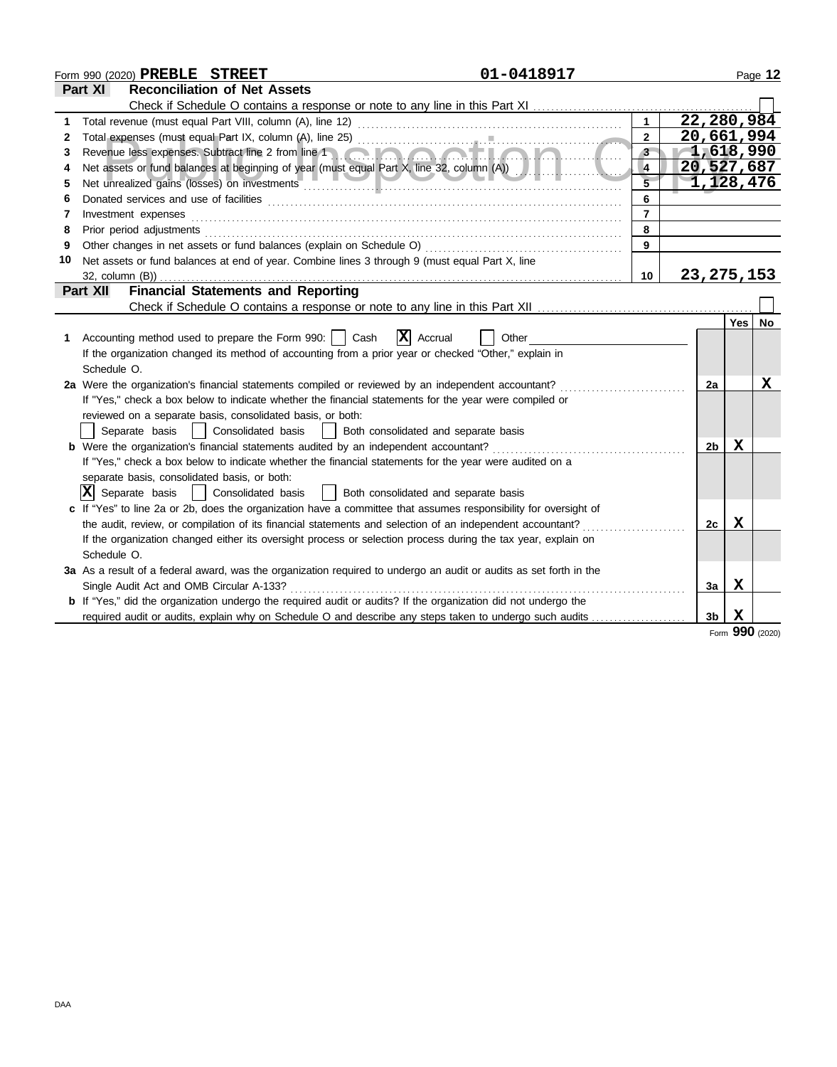Form 990 (2020) **PREBLE STREET** **01-0418917**

## Part XI Reconciliation of Net Assets

Check if Schedule O contains a response or note to any line in this Part XI ☐

| | | | |
|---|---|---|---|
| 1 | Total revenue (must equal Part VIII, column (A), line 12) | 1 | 22,280,984 |
| 2 | Total expenses (must equal Part IX, column (A), line 25) | 2 | 20,661,994 |
| 3 | Revenue less expenses. Subtract line 2 from line 1 | 3 | 1,618,990 |
| 4 | Net assets or fund balances at beginning of year (must equal Part X, line 32, column (A)) | 4 | 20,527,687 |
| 5 | Net unrealized gains (losses) on investments | 5 | 1,128,476 |
| 6 | Donated services and use of facilities | 6 | |
| 7 | Investment expenses | 7 | |
| 8 | Prior period adjustments | 8 | |
| 9 | Other changes in net assets or fund balances (explain on Schedule O) | 9 | |
| 10 | Net assets or fund balances at end of year. Combine lines 3 through 9 (must equal Part X, line 32, column (B)) | 10 | 23,275,153 |

## Part XII Financial Statements and Reporting

Check if Schedule O contains a response or note to any line in this Part XII ☐

| | | | Yes | No |
|---|---|---|---|---|
| 1 | Accounting method used to prepare the Form 990: ☐ Cash ☒ Accrual ☐ Other<br>If the organization changed its method of accounting from a prior year or checked "Other," explain in Schedule O. | | | |
| 2a | Were the organization's financial statements compiled or reviewed by an independent accountant?<br>If "Yes," check a box below to indicate whether the financial statements for the year were compiled or reviewed on a separate basis, consolidated basis, or both:<br>☐ Separate basis ☐ Consolidated basis ☐ Both consolidated and separate basis | 2a | | X |
| b | Were the organization's financial statements audited by an independent accountant?<br>If "Yes," check a box below to indicate whether the financial statements for the year were audited on a separate basis, consolidated basis, or both:<br>☒ Separate basis ☐ Consolidated basis ☐ Both consolidated and separate basis | 2b | X | |
| c | If "Yes" to line 2a or 2b, does the organization have a committee that assumes responsibility for oversight of the audit, review, or compilation of its financial statements and selection of an independent accountant?<br>If the organization changed either its oversight process or selection process during the tax year, explain on Schedule O. | 2c | X | |
| 3a | As a result of a federal award, was the organization required to undergo an audit or audits as set forth in the Single Audit Act and OMB Circular A-133? | 3a | X | |
| b | If "Yes," did the organization undergo the required audit or audits? If the organization did not undergo the required audit or audits, explain why on Schedule O and describe any steps taken to undergo such audits | 3b | X | |

Form **990** (2020)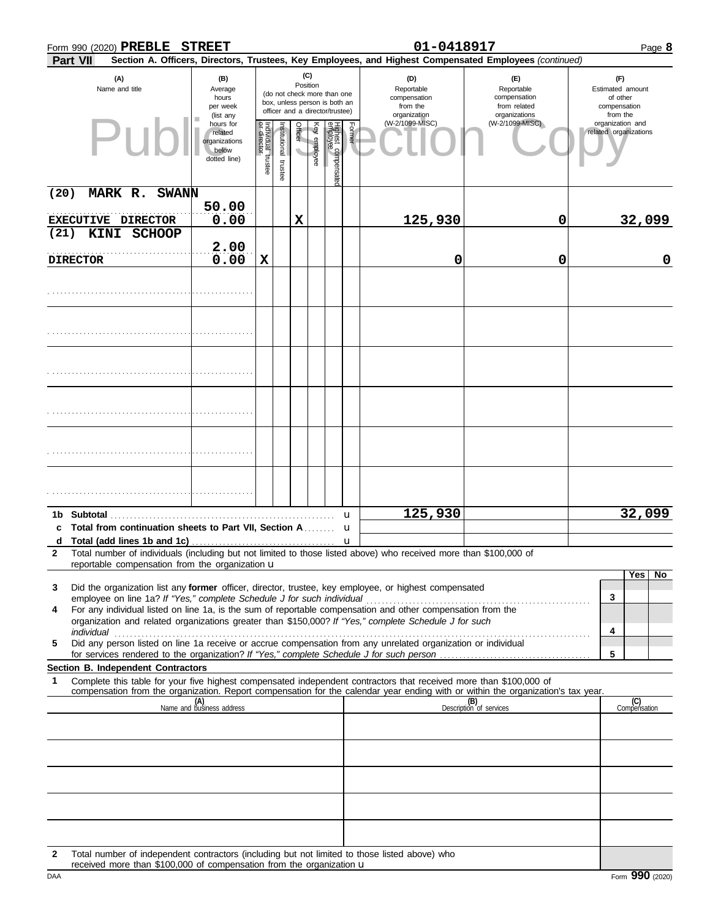Form 990 (2020) **PREBLE STREET** **01-0418917** Page **8**

**Part VII** **Section A. Officers, Directors, Trustees, Key Employees, and Highest Compensated Employees** *(continued)*

| (A) Name and title | (B) Average hours per week (list any hours for related organizations below dotted line) | (C) Position: Individual trustee or director | Institutional trustee | Officer | Key employee | Highest compensated employee | Former | (D) Reportable compensation from the organization (W-2/1099-MISC) | (E) Reportable compensation from related organizations (W-2/1099-MISC) | (F) Estimated amount of other compensation from the organization and related organizations |
|---|---|---|---|---|---|---|---|---|---|---|
| (20) MARK R. SWANN<br>EXECUTIVE DIRECTOR | 50.00<br>0.00 | | | X | | | | 125,930 | 0 | 32,099 |
| (21) KINI SCHOOP<br>DIRECTOR | 2.00<br>0.00 | X | | | | | | 0 | 0 | 0 |
| | | | | | | | | | | |
| | | | | | | | | | | |
| | | | | | | | | | | |
| | | | | | | | | | | |
| | | | | | | | | | | |
| | | | | | | | | | | |
| **1b Subtotal** | | | | | | | | 125,930 | | 32,099 |
| **c Total from continuation sheets to Part VII, Section A** | | | | | | | | | | |
| **d Total (add lines 1b and 1c)** | | | | | | | | | | |

**2** Total number of individuals (including but not limited to those listed above) who received more than $100,000 of reportable compensation from the organization u

| | | Yes | No |
|---|---|---|---|
| **3** Did the organization list any **former** officer, director, trustee, key employee, or highest compensated employee on line 1a? *If "Yes," complete Schedule J for such individual* | 3 | | |
| **4** For any individual listed on line 1a, is the sum of reportable compensation and other compensation from the organization and related organizations greater than $150,000? *If "Yes," complete Schedule J for such individual* | 4 | | |
| **5** Did any person listed on line 1a receive or accrue compensation from any unrelated organization or individual for services rendered to the organization? *If "Yes," complete Schedule J for such person* | 5 | | |

**Section B. Independent Contractors**

**1** Complete this table for your five highest compensated independent contractors that received more than $100,000 of compensation from the organization. Report compensation for the calendar year ending with or within the organization's tax year.

| (A) Name and business address | (B) Description of services | (C) Compensation |
|---|---|---|
| | | |
| | | |
| | | |
| | | |
| | | |

**2** Total number of independent contractors (including but not limited to those listed above) who received more than $100,000 of compensation from the organization u

DAA Form **990** (2020)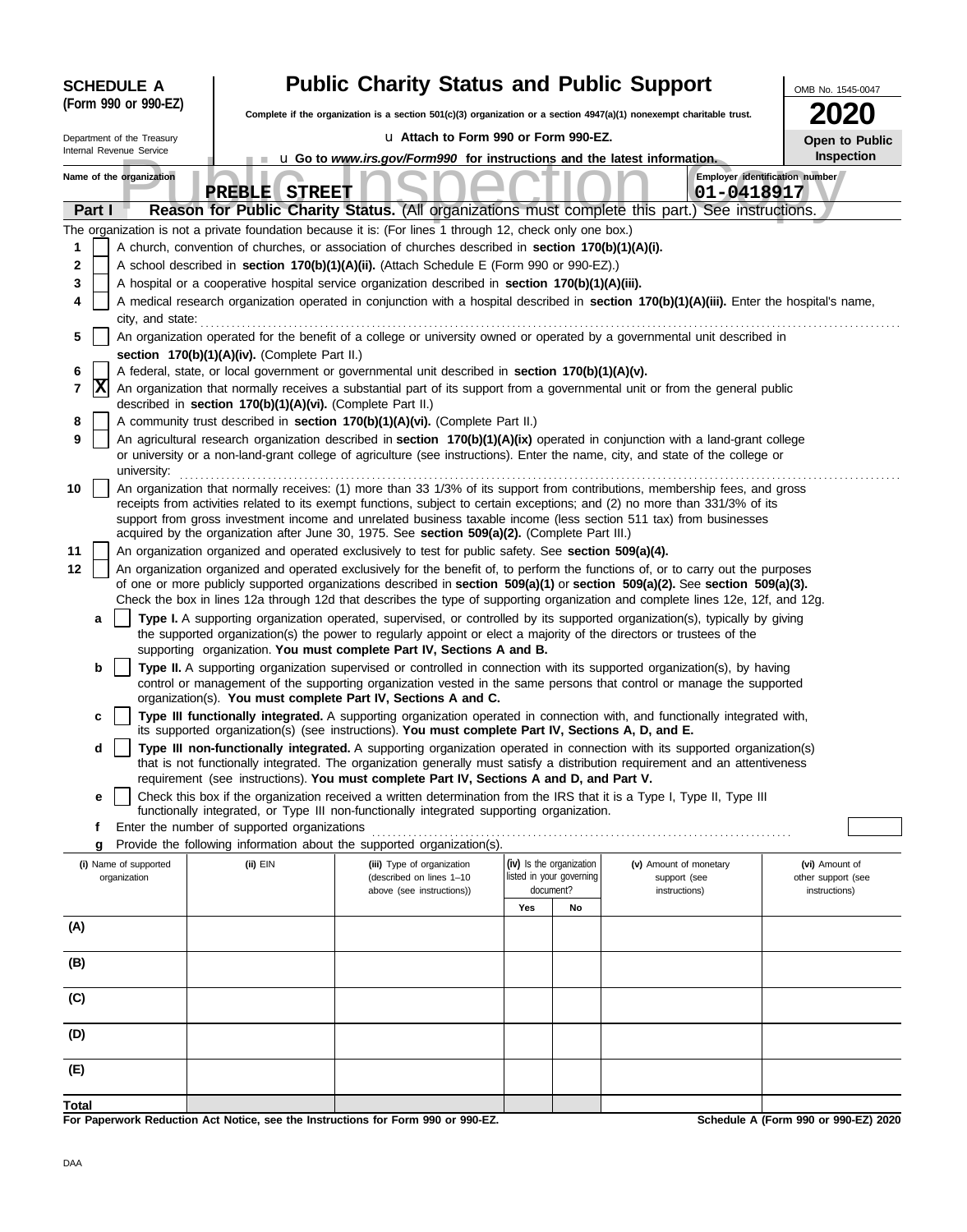**SCHEDULE A (Form 990 or 990-EZ)**

Department of the Treasury
Internal Revenue Service

# Public Charity Status and Public Support

**Complete if the organization is a section 501(c)(3) organization or a section 4947(a)(1) nonexempt charitable trust.**

u Attach to Form 990 or Form 990-EZ.

u Go to *www.irs.gov/Form990* for instructions and the latest information.

OMB No. 1545-0047

**2020**

**Open to Public Inspection**

Public Inspection Copy

Name of the organization: **PREBLE STREET**

Employer identification number: **01-0418917**

## Part I Reason for Public Charity Status. (All organizations must complete this part.) See instructions.

The organization is not a private foundation because it is: (For lines 1 through 12, check only one box.)

1 [ ] A church, convention of churches, or association of churches described in **section 170(b)(1)(A)(i).**

2 [ ] A school described in **section 170(b)(1)(A)(ii).** (Attach Schedule E (Form 990 or 990-EZ).)

3 [ ] A hospital or a cooperative hospital service organization described in **section 170(b)(1)(A)(iii).**

4 [ ] A medical research organization operated in conjunction with a hospital described in **section 170(b)(1)(A)(iii).** Enter the hospital's name, city, and state:

5 [ ] An organization operated for the benefit of a college or university owned or operated by a governmental unit described in **section 170(b)(1)(A)(iv).** (Complete Part II.)

6 [ ] A federal, state, or local government or governmental unit described in **section 170(b)(1)(A)(v).**

7 [X] An organization that normally receives a substantial part of its support from a governmental unit or from the general public described in **section 170(b)(1)(A)(vi).** (Complete Part II.)

8 [ ] A community trust described in **section 170(b)(1)(A)(vi).** (Complete Part II.)

9 [ ] An agricultural research organization described in **section 170(b)(1)(A)(ix)** operated in conjunction with a land-grant college or university or a non-land-grant college of agriculture (see instructions). Enter the name, city, and state of the college or university:

10 [ ] An organization that normally receives: (1) more than 33 1/3% of its support from contributions, membership fees, and gross receipts from activities related to its exempt functions, subject to certain exceptions; and (2) no more than 331/3% of its support from gross investment income and unrelated business taxable income (less section 511 tax) from businesses acquired by the organization after June 30, 1975. See **section 509(a)(2).** (Complete Part III.)

11 [ ] An organization organized and operated exclusively to test for public safety. See **section 509(a)(4).**

12 [ ] An organization organized and operated exclusively for the benefit of, to perform the functions of, or to carry out the purposes of one or more publicly supported organizations described in **section 509(a)(1)** or **section 509(a)(2).** See **section 509(a)(3).** Check the box in lines 12a through 12d that describes the type of supporting organization and complete lines 12e, 12f, and 12g.

a [ ] **Type I.** A supporting organization operated, supervised, or controlled by its supported organization(s), typically by giving the supported organization(s) the power to regularly appoint or elect a majority of the directors or trustees of the supporting organization. **You must complete Part IV, Sections A and B.**

b [ ] **Type II.** A supporting organization supervised or controlled in connection with its supported organization(s), by having control or management of the supporting organization vested in the same persons that control or manage the supported organization(s). **You must complete Part IV, Sections A and C.**

c [ ] **Type III functionally integrated.** A supporting organization operated in connection with, and functionally integrated with, its supported organization(s) (see instructions). **You must complete Part IV, Sections A, D, and E.**

d [ ] **Type III non-functionally integrated.** A supporting organization operated in connection with its supported organization(s) that is not functionally integrated. The organization generally must satisfy a distribution requirement and an attentiveness requirement (see instructions). **You must complete Part IV, Sections A and D, and Part V.**

e [ ] Check this box if the organization received a written determination from the IRS that it is a Type I, Type II, Type III functionally integrated, or Type III non-functionally integrated supporting organization.

f Enter the number of supported organizations

g Provide the following information about the supported organization(s).

| (i) Name of supported organization | (ii) EIN | (iii) Type of organization (described on lines 1–10 above (see instructions)) | (iv) Is the organization listed in your governing document? Yes | No | (v) Amount of monetary support (see instructions) | (vi) Amount of other support (see instructions) |
|---|---|---|---|---|---|---|
| (A) | | | | | | |
| (B) | | | | | | |
| (C) | | | | | | |
| (D) | | | | | | |
| (E) | | | | | | |
| **Total** | | | | | | |

**For Paperwork Reduction Act Notice, see the Instructions for Form 990 or 990-EZ.**

**Schedule A (Form 990 or 990-EZ) 2020**

DAA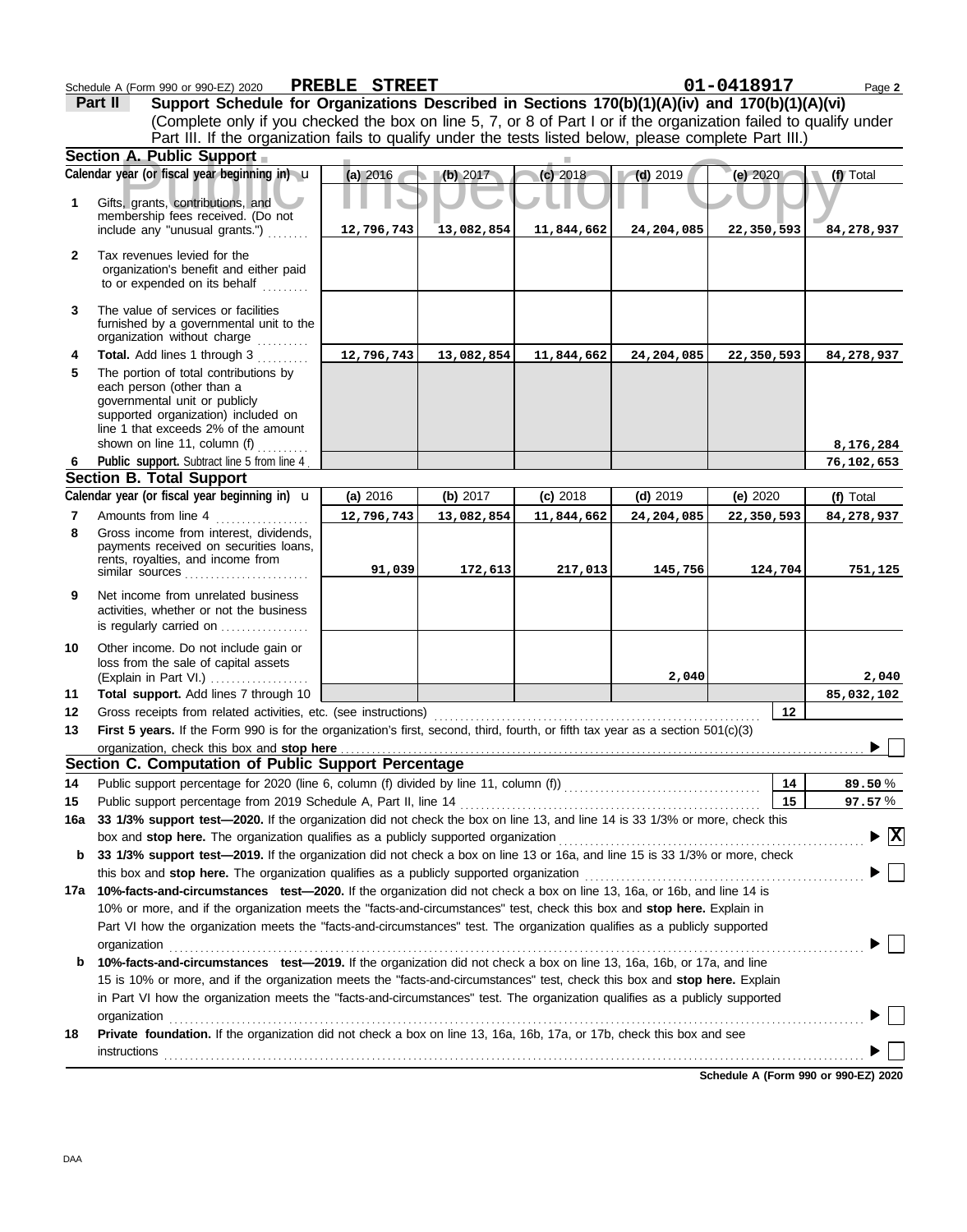Schedule A (Form 990 or 990-EZ) 2020 **PREBLE STREET** **01-0418917** Page **2**

**Part II** **Support Schedule for Organizations Described in Sections 170(b)(1)(A)(iv) and 170(b)(1)(A)(vi)** (Complete only if you checked the box on line 5, 7, or 8 of Part I or if the organization failed to qualify under Part III. If the organization fails to qualify under the tests listed below, please complete Part III.)

**Section A. Public Support**

| Calendar year (or fiscal year beginning in) | (a) 2016 | (b) 2017 | (c) 2018 | (d) 2019 | (e) 2020 | (f) Total |
|---|---|---|---|---|---|---|
| **1** Gifts, grants, contributions, and membership fees received. (Do not include any "unusual grants.") | 12,796,743 | 13,082,854 | 11,844,662 | 24,204,085 | 22,350,593 | 84,278,937 |
| **2** Tax revenues levied for the organization's benefit and either paid to or expended on its behalf | | | | | | |
| **3** The value of services or facilities furnished by a governmental unit to the organization without charge | | | | | | |
| **4** **Total.** Add lines 1 through 3 | 12,796,743 | 13,082,854 | 11,844,662 | 24,204,085 | 22,350,593 | 84,278,937 |
| **5** The portion of total contributions by each person (other than a governmental unit or publicly supported organization) included on line 1 that exceeds 2% of the amount shown on line 11, column (f) | | | | | | 8,176,284 |
| **6** **Public support.** Subtract line 5 from line 4 | | | | | | 76,102,653 |

**Section B. Total Support**

| Calendar year (or fiscal year beginning in) | (a) 2016 | (b) 2017 | (c) 2018 | (d) 2019 | (e) 2020 | (f) Total |
|---|---|---|---|---|---|---|
| **7** Amounts from line 4 | 12,796,743 | 13,082,854 | 11,844,662 | 24,204,085 | 22,350,593 | 84,278,937 |
| **8** Gross income from interest, dividends, payments received on securities loans, rents, royalties, and income from similar sources | 91,039 | 172,613 | 217,013 | 145,756 | 124,704 | 751,125 |
| **9** Net income from unrelated business activities, whether or not the business is regularly carried on | | | | | | |
| **10** Other income. Do not include gain or loss from the sale of capital assets (Explain in Part VI.) | | | | 2,040 | | 2,040 |
| **11** **Total support.** Add lines 7 through 10 | | | | | | 85,032,102 |

**12** Gross receipts from related activities, etc. (see instructions) **12**

**13** **First 5 years.** If the Form 990 is for the organization's first, second, third, fourth, or fifth tax year as a section 501(c)(3) organization, check this box and **stop here** ☐

**Section C. Computation of Public Support Percentage**

**14** Public support percentage for 2020 (line 6, column (f) divided by line 11, column (f)) **14** **89.50** %

**15** Public support percentage from 2019 Schedule A, Part II, line 14 **15** **97.57** %

**16a** **33 1/3% support test—2020.** If the organization did not check the box on line 13, and line 14 is 33 1/3% or more, check this box and **stop here.** The organization qualifies as a publicly supported organization ☒

**b** **33 1/3% support test—2019.** If the organization did not check a box on line 13 or 16a, and line 15 is 33 1/3% or more, check this box and **stop here.** The organization qualifies as a publicly supported organization ☐

**17a** **10%-facts-and-circumstances test—2020.** If the organization did not check a box on line 13, 16a, or 16b, and line 14 is 10% or more, and if the organization meets the "facts-and-circumstances" test, check this box and **stop here.** Explain in Part VI how the organization meets the "facts-and-circumstances" test. The organization qualifies as a publicly supported organization ☐

**b** **10%-facts-and-circumstances test—2019.** If the organization did not check a box on line 13, 16a, 16b, or 17a, and line 15 is 10% or more, and if the organization meets the "facts-and-circumstances" test, check this box and **stop here.** Explain in Part VI how the organization meets the "facts-and-circumstances" test. The organization qualifies as a publicly supported organization ☐

**18** **Private foundation.** If the organization did not check a box on line 13, 16a, 16b, 17a, or 17b, check this box and see instructions ☐

**Schedule A (Form 990 or 990-EZ) 2020**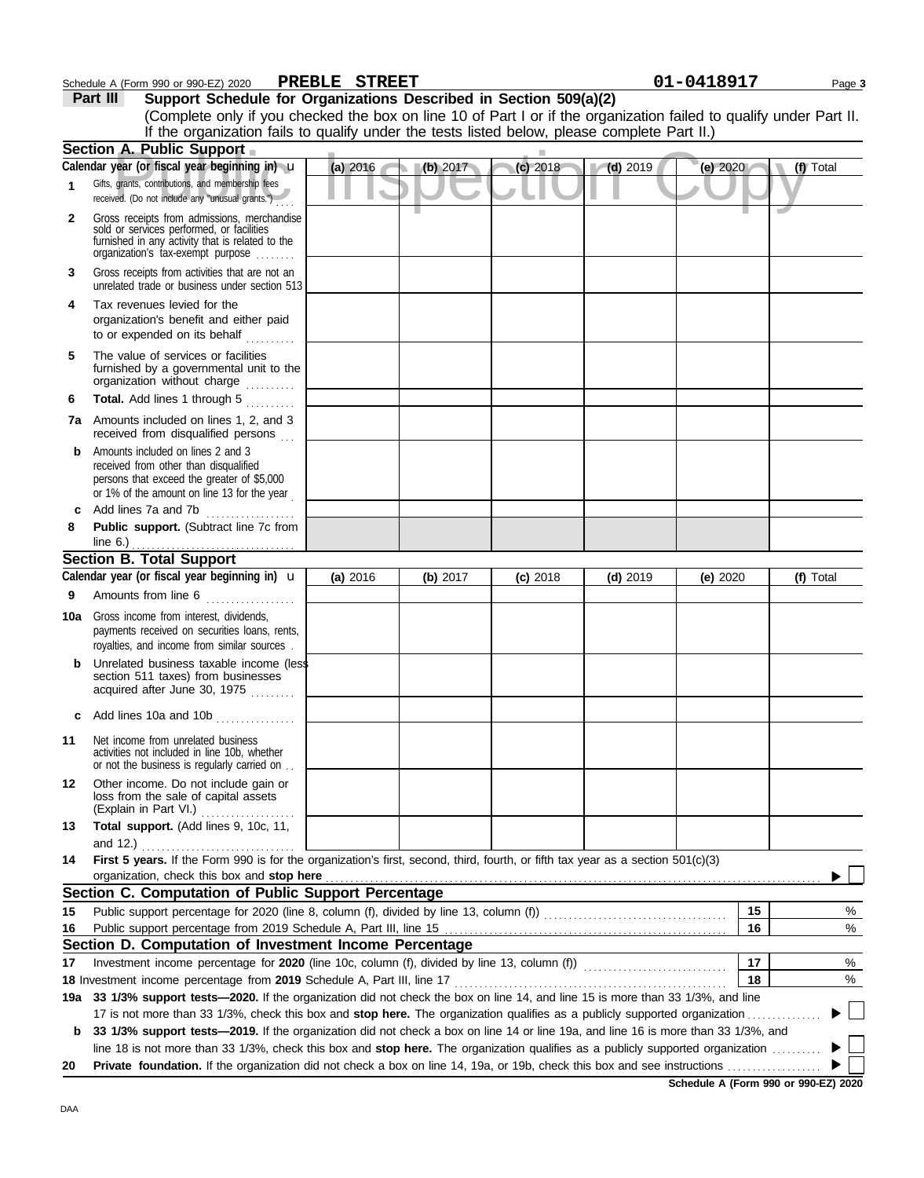Schedule A (Form 990 or 990-EZ) 2020 **PREBLE STREET** **01-0418917** Page **3**

**Part III** **Support Schedule for Organizations Described in Section 509(a)(2)**

(Complete only if you checked the box on line 10 of Part I or if the organization failed to qualify under Part II. If the organization fails to qualify under the tests listed below, please complete Part II.)

**Section A. Public Support**

| Calendar year (or fiscal year beginning in) | (a) 2016 | (b) 2017 | (c) 2018 | (d) 2019 | (e) 2020 | (f) Total |
|---|---|---|---|---|---|---|
| **1** Gifts, grants, contributions, and membership fees received. (Do not include any "unusual grants.") | | | | | | |
| **2** Gross receipts from admissions, merchandise sold or services performed, or facilities furnished in any activity that is related to the organization's tax-exempt purpose | | | | | | |
| **3** Gross receipts from activities that are not an unrelated trade or business under section 513 | | | | | | |
| **4** Tax revenues levied for the organization's benefit and either paid to or expended on its behalf | | | | | | |
| **5** The value of services or facilities furnished by a governmental unit to the organization without charge | | | | | | |
| **6** **Total.** Add lines 1 through 5 | | | | | | |
| **7a** Amounts included on lines 1, 2, and 3 received from disqualified persons | | | | | | |
| **b** Amounts included on lines 2 and 3 received from other than disqualified persons that exceed the greater of $5,000 or 1% of the amount on line 13 for the year | | | | | | |
| **c** Add lines 7a and 7b | | | | | | |
| **8** **Public support.** (Subtract line 7c from line 6.) | | | | | | |

**Section B. Total Support**

| Calendar year (or fiscal year beginning in) | (a) 2016 | (b) 2017 | (c) 2018 | (d) 2019 | (e) 2020 | (f) Total |
|---|---|---|---|---|---|---|
| **9** Amounts from line 6 | | | | | | |
| **10a** Gross income from interest, dividends, payments received on securities loans, rents, royalties, and income from similar sources | | | | | | |
| **b** Unrelated business taxable income (less section 511 taxes) from businesses acquired after June 30, 1975 | | | | | | |
| **c** Add lines 10a and 10b | | | | | | |
| **11** Net income from unrelated business activities not included in line 10b, whether or not the business is regularly carried on | | | | | | |
| **12** Other income. Do not include gain or loss from the sale of capital assets (Explain in Part VI.) | | | | | | |
| **13** **Total support.** (Add lines 9, 10c, 11, and 12.) | | | | | | |

**14** **First 5 years.** If the Form 990 is for the organization's first, second, third, fourth, or fifth tax year as a section 501(c)(3) organization, check this box and **stop here** ▶ ☐

**Section C. Computation of Public Support Percentage**

| | | | |
|---|---|---|---|
| **15** | Public support percentage for 2020 (line 8, column (f), divided by line 13, column (f)) | 15 | % |
| **16** | Public support percentage from 2019 Schedule A, Part III, line 15 | 16 | % |

**Section D. Computation of Investment Income Percentage**

| | | | |
|---|---|---|---|
| **17** | Investment income percentage for **2020** (line 10c, column (f), divided by line 13, column (f)) | 17 | % |
| **18** | Investment income percentage from **2019** Schedule A, Part III, line 17 | 18 | % |

**19a** **33 1/3% support tests—2020.** If the organization did not check the box on line 14, and line 15 is more than 33 1/3%, and line 17 is not more than 33 1/3%, check this box and **stop here.** The organization qualifies as a publicly supported organization ▶ ☐

**b** **33 1/3% support tests—2019.** If the organization did not check a box on line 14 or line 19a, and line 16 is more than 33 1/3%, and line 18 is not more than 33 1/3%, check this box and **stop here.** The organization qualifies as a publicly supported organization ▶ ☐

**20** **Private foundation.** If the organization did not check a box on line 14, 19a, or 19b, check this box and see instructions ▶ ☐

**Schedule A (Form 990 or 990-EZ) 2020**

DAA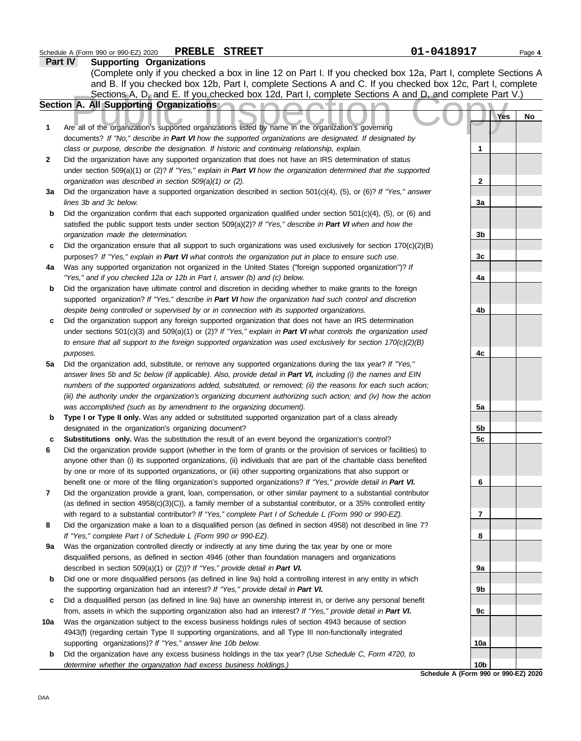Schedule A (Form 990 or 990-EZ) 2020 **PREBLE STREET** 01-0418917 Page **4**

## Part IV Supporting Organizations

(Complete only if you checked a box in line 12 on Part I. If you checked box 12a, Part I, complete Sections A and B. If you checked box 12b, Part I, complete Sections A and C. If you checked box 12c, Part I, complete Sections A, D, and E. If you checked box 12d, Part I, complete Sections A and D, and complete Part V.)

Public Inspection Copy

### Section A. All Supporting Organizations

| | | | Yes | No |
|---|---|---|---|---|
| **1** | Are all of the organization's supported organizations listed by name in the organization's governing documents? *If "No," describe in* ***Part VI*** *how the supported organizations are designated. If designated by class or purpose, describe the designation. If historic and continuing relationship, explain.* | **1** | | |
| **2** | Did the organization have any supported organization that does not have an IRS determination of status under section 509(a)(1) or (2)? *If "Yes," explain in* ***Part VI*** *how the organization determined that the supported organization was described in section 509(a)(1) or (2).* | **2** | | |
| **3a** | Did the organization have a supported organization described in section 501(c)(4), (5), or (6)? *If "Yes," answer lines 3b and 3c below.* | **3a** | | |
| **b** | Did the organization confirm that each supported organization qualified under section 501(c)(4), (5), or (6) and satisfied the public support tests under section 509(a)(2)? *If "Yes," describe in* ***Part VI*** *when and how the organization made the determination.* | **3b** | | |
| **c** | Did the organization ensure that all support to such organizations was used exclusively for section 170(c)(2)(B) purposes? *If "Yes," explain in* ***Part VI*** *what controls the organization put in place to ensure such use.* | **3c** | | |
| **4a** | Was any supported organization not organized in the United States ("foreign supported organization")? *If "Yes," and if you checked 12a or 12b in Part I, answer (b) and (c) below.* | **4a** | | |
| **b** | Did the organization have ultimate control and discretion in deciding whether to make grants to the foreign supported organization? *If "Yes," describe in* ***Part VI*** *how the organization had such control and discretion despite being controlled or supervised by or in connection with its supported organizations.* | **4b** | | |
| **c** | Did the organization support any foreign supported organization that does not have an IRS determination under sections 501(c)(3) and 509(a)(1) or (2)? *If "Yes," explain in* ***Part VI*** *what controls the organization used to ensure that all support to the foreign supported organization was used exclusively for section 170(c)(2)(B) purposes.* | **4c** | | |
| **5a** | Did the organization add, substitute, or remove any supported organizations during the tax year? *If "Yes," answer lines 5b and 5c below (if applicable). Also, provide detail in* ***Part VI,*** *including (i) the names and EIN numbers of the supported organizations added, substituted, or removed; (ii) the reasons for each such action; (iii) the authority under the organization's organizing document authorizing such action; and (iv) how the action was accomplished (such as by amendment to the organizing document).* | **5a** | | |
| **b** | **Type I or Type II only.** Was any added or substituted supported organization part of a class already designated in the organization's organizing document? | **5b** | | |
| **c** | **Substitutions only.** Was the substitution the result of an event beyond the organization's control? | **5c** | | |
| **6** | Did the organization provide support (whether in the form of grants or the provision of services or facilities) to anyone other than (i) its supported organizations, (ii) individuals that are part of the charitable class benefited by one or more of its supported organizations, or (iii) other supporting organizations that also support or benefit one or more of the filing organization's supported organizations? *If "Yes," provide detail in* ***Part VI.*** | **6** | | |
| **7** | Did the organization provide a grant, loan, compensation, or other similar payment to a substantial contributor (as defined in section 4958(c)(3)(C)), a family member of a substantial contributor, or a 35% controlled entity with regard to a substantial contributor? *If "Yes," complete Part I of Schedule L (Form 990 or 990-EZ).* | **7** | | |
| **8** | Did the organization make a loan to a disqualified person (as defined in section 4958) not described in line 7? *If "Yes," complete Part I of Schedule L (Form 990 or 990-EZ).* | **8** | | |
| **9a** | Was the organization controlled directly or indirectly at any time during the tax year by one or more disqualified persons, as defined in section 4946 (other than foundation managers and organizations described in section 509(a)(1) or (2))? *If "Yes," provide detail in* ***Part VI.*** | **9a** | | |
| **b** | Did one or more disqualified persons (as defined in line 9a) hold a controlling interest in any entity in which the supporting organization had an interest? *If "Yes," provide detail in* ***Part VI.*** | **9b** | | |
| **c** | Did a disqualified person (as defined in line 9a) have an ownership interest in, or derive any personal benefit from, assets in which the supporting organization also had an interest? *If "Yes," provide detail in* ***Part VI.*** | **9c** | | |
| **10a** | Was the organization subject to the excess business holdings rules of section 4943 because of section 4943(f) (regarding certain Type II supporting organizations, and all Type III non-functionally integrated supporting organizations)? *If "Yes," answer line 10b below.* | **10a** | | |
| **b** | Did the organization have any excess business holdings in the tax year? *(Use Schedule C, Form 4720, to determine whether the organization had excess business holdings.)* | **10b** | | |

**Schedule A (Form 990 or 990-EZ) 2020**

DAA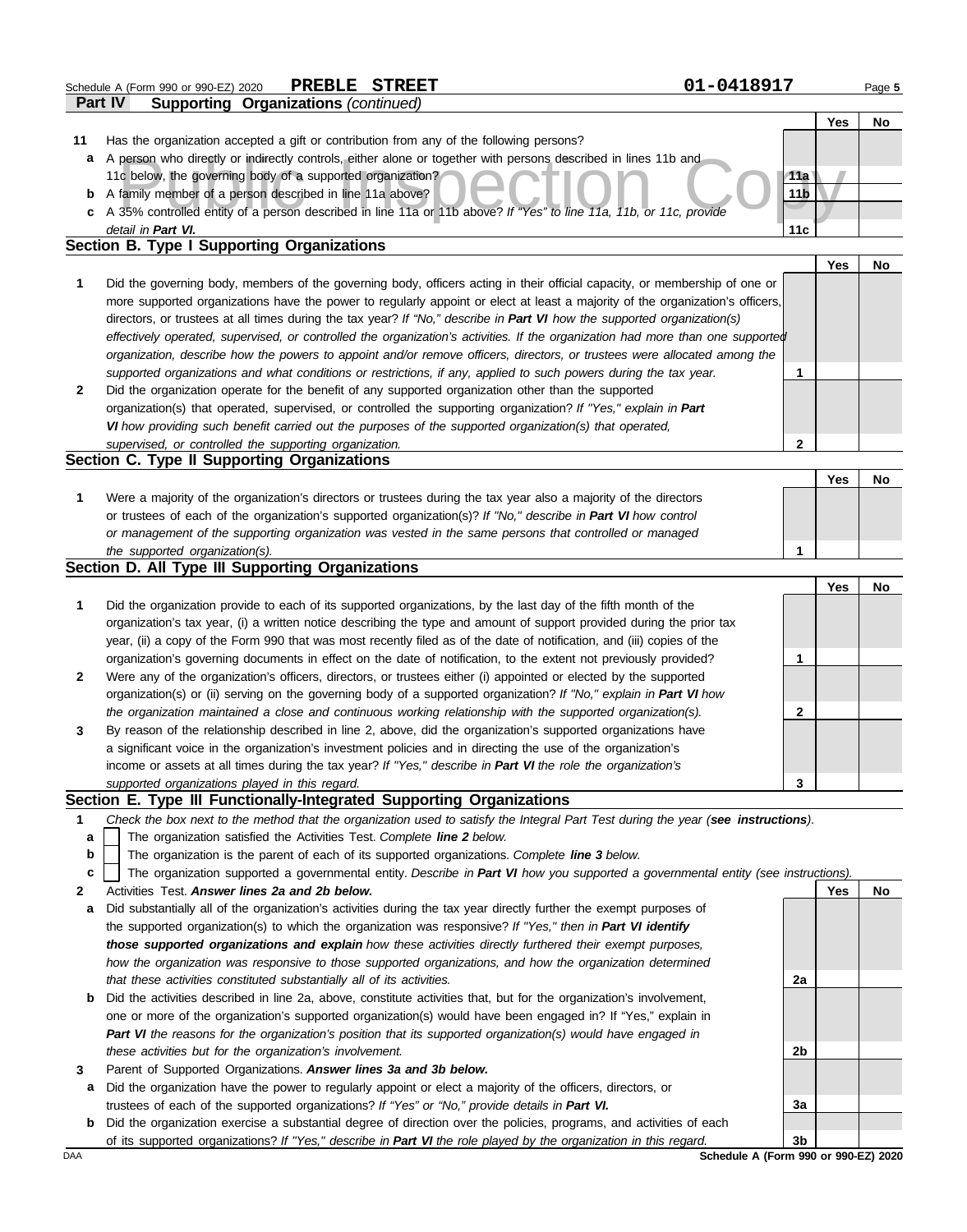Schedule A (Form 990 or 990-EZ) 2020 **PREBLE STREET** 01-0418917

**Part IV Supporting Organizations** *(continued)*

| | | | Yes | No |
|---|---|---|---|---|
| **11** | Has the organization accepted a gift or contribution from any of the following persons? | | | |
| **a** | A person who directly or indirectly controls, either alone or together with persons described in lines 11b and 11c below, the governing body of a supported organization? | 11a | | |
| **b** | A family member of a person described in line 11a above? | 11b | | |
| **c** | A 35% controlled entity of a person described in line 11a or 11b above? *If "Yes" to line 11a, 11b, or 11c, provide detail in* ***Part VI.*** | 11c | | |

## Section B. Type I Supporting Organizations

| | | | Yes | No |
|---|---|---|---|---|
| **1** | Did the governing body, members of the governing body, officers acting in their official capacity, or membership of one or more supported organizations have the power to regularly appoint or elect at least a majority of the organization's officers, directors, or trustees at all times during the tax year? *If "No," describe in* ***Part VI*** *how the supported organization(s) effectively operated, supervised, or controlled the organization's activities. If the organization had more than one supported organization, describe how the powers to appoint and/or remove officers, directors, or trustees were allocated among the supported organizations and what conditions or restrictions, if any, applied to such powers during the tax year.* | 1 | | |
| **2** | Did the organization operate for the benefit of any supported organization other than the supported organization(s) that operated, supervised, or controlled the supporting organization? *If "Yes," explain in* ***Part VI*** *how providing such benefit carried out the purposes of the supported organization(s) that operated, supervised, or controlled the supporting organization.* | 2 | | |

## Section C. Type II Supporting Organizations

| | | | Yes | No |
|---|---|---|---|---|
| **1** | Were a majority of the organization's directors or trustees during the tax year also a majority of the directors or trustees of each of the organization's supported organization(s)? *If "No," describe in* ***Part VI*** *how control or management of the supporting organization was vested in the same persons that controlled or managed the supported organization(s).* | 1 | | |

## Section D. All Type III Supporting Organizations

| | | | Yes | No |
|---|---|---|---|---|
| **1** | Did the organization provide to each of its supported organizations, by the last day of the fifth month of the organization's tax year, (i) a written notice describing the type and amount of support provided during the prior tax year, (ii) a copy of the Form 990 that was most recently filed as of the date of notification, and (iii) copies of the organization's governing documents in effect on the date of notification, to the extent not previously provided? | 1 | | |
| **2** | Were any of the organization's officers, directors, or trustees either (i) appointed or elected by the supported organization(s) or (ii) serving on the governing body of a supported organization? *If "No," explain in* ***Part VI*** *how the organization maintained a close and continuous working relationship with the supported organization(s).* | 2 | | |
| **3** | By reason of the relationship described in line 2, above, did the organization's supported organizations have a significant voice in the organization's investment policies and in directing the use of the organization's income or assets at all times during the tax year? *If "Yes," describe in* ***Part VI*** *the role the organization's supported organizations played in this regard.* | 3 | | |

## Section E. Type III Functionally-Integrated Supporting Organizations

**1** *Check the box next to the method that the organization used to satisfy the Integral Part Test during the year (****see instructions****).*

- **a** ☐ The organization satisfied the Activities Test. *Complete* ***line 2*** *below.*
- **b** ☐ The organization is the parent of each of its supported organizations. *Complete* ***line 3*** *below.*
- **c** ☐ The organization supported a governmental entity. *Describe in* ***Part VI*** *how you supported a governmental entity (see instructions).*

| | | | Yes | No |
|---|---|---|---|---|
| **2** | Activities Test. ***Answer lines 2a and 2b below.*** | | | |
| **a** | Did substantially all of the organization's activities during the tax year directly further the exempt purposes of the supported organization(s) to which the organization was responsive? *If "Yes," then in* ***Part VI identify those supported organizations and explain*** *how these activities directly furthered their exempt purposes, how the organization was responsive to those supported organizations, and how the organization determined that these activities constituted substantially all of its activities.* | 2a | | |
| **b** | Did the activities described in line 2a, above, constitute activities that, but for the organization's involvement, one or more of the organization's supported organization(s) would have been engaged in? If "Yes," explain in ***Part VI*** *the reasons for the organization's position that its supported organization(s) would have engaged in these activities but for the organization's involvement.* | 2b | | |
| **3** | Parent of Supported Organizations. ***Answer lines 3a and 3b below.*** | | | |
| **a** | Did the organization have the power to regularly appoint or elect a majority of the officers, directors, or trustees of each of the supported organizations? *If "Yes" or "No," provide details in* ***Part VI.*** | 3a | | |
| **b** | Did the organization exercise a substantial degree of direction over the policies, programs, and activities of each of its supported organizations? *If "Yes," describe in* ***Part VI*** *the role played by the organization in this regard.* | 3b | | |

**Schedule A (Form 990 or 990-EZ) 2020**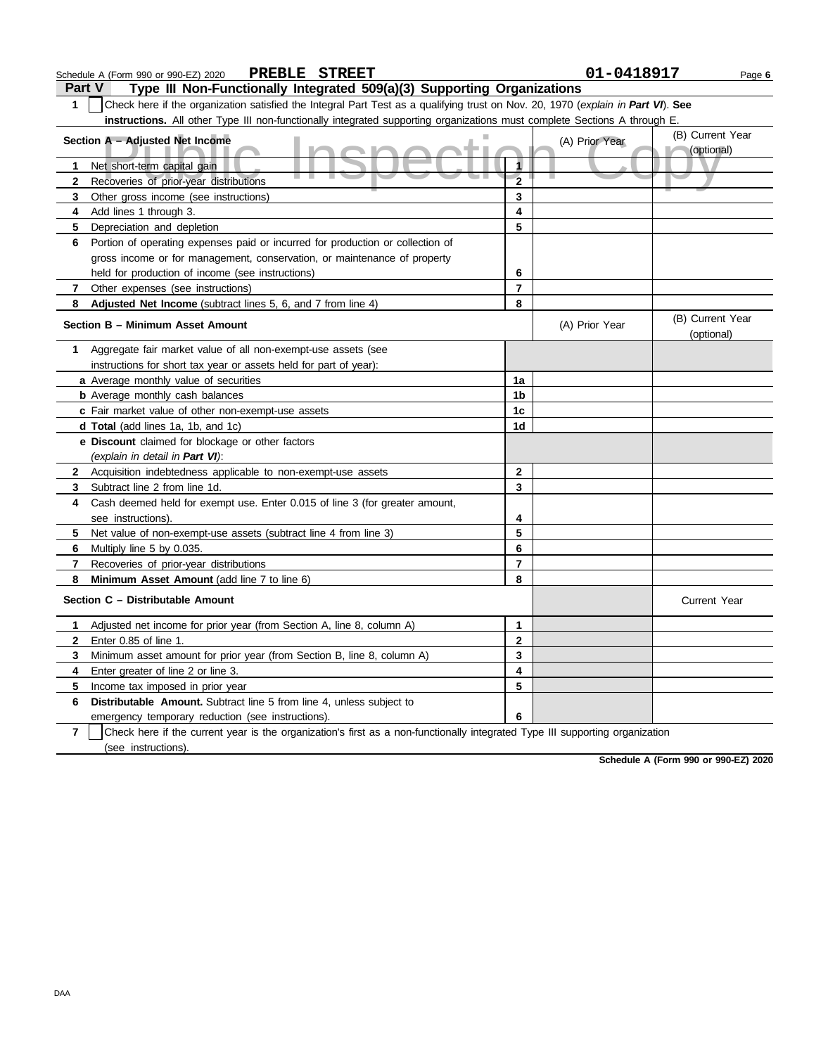Schedule A (Form 990 or 990-EZ) 2020 **PREBLE STREET** **01-0418917**

## Part V Type III Non-Functionally Integrated 509(a)(3) Supporting Organizations

**1** ☐ Check here if the organization satisfied the Integral Part Test as a qualifying trust on Nov. 20, 1970 (*explain in **Part VI***). **See instructions.** All other Type III non-functionally integrated supporting organizations must complete Sections A through E.

| **Section A – Adjusted Net Income** | | (A) Prior Year | (B) Current Year (optional) |
|---|---|---|---|
| **1** Net short-term capital gain | **1** | | |
| **2** Recoveries of prior-year distributions | **2** | | |
| **3** Other gross income (see instructions) | **3** | | |
| **4** Add lines 1 through 3. | **4** | | |
| **5** Depreciation and depletion | **5** | | |
| **6** Portion of operating expenses paid or incurred for production or collection of gross income or for management, conservation, or maintenance of property held for production of income (see instructions) | **6** | | |
| **7** Other expenses (see instructions) | **7** | | |
| **8** **Adjusted Net Income** (subtract lines 5, 6, and 7 from line 4) | **8** | | |

| **Section B – Minimum Asset Amount** | | (A) Prior Year | (B) Current Year (optional) |
|---|---|---|---|
| **1** Aggregate fair market value of all non-exempt-use assets (see instructions for short tax year or assets held for part of year): | | | |
| **a** Average monthly value of securities | **1a** | | |
| **b** Average monthly cash balances | **1b** | | |
| **c** Fair market value of other non-exempt-use assets | **1c** | | |
| **d Total** (add lines 1a, 1b, and 1c) | **1d** | | |
| **e Discount** claimed for blockage or other factors (*explain in detail in **Part VI***): | | | |
| **2** Acquisition indebtedness applicable to non-exempt-use assets | **2** | | |
| **3** Subtract line 2 from line 1d. | **3** | | |
| **4** Cash deemed held for exempt use. Enter 0.015 of line 3 (for greater amount, see instructions). | **4** | | |
| **5** Net value of non-exempt-use assets (subtract line 4 from line 3) | **5** | | |
| **6** Multiply line 5 by 0.035. | **6** | | |
| **7** Recoveries of prior-year distributions | **7** | | |
| **8** **Minimum Asset Amount** (add line 7 to line 6) | **8** | | |

| **Section C – Distributable Amount** | | | Current Year |
|---|---|---|---|
| **1** Adjusted net income for prior year (from Section A, line 8, column A) | **1** | | |
| **2** Enter 0.85 of line 1. | **2** | | |
| **3** Minimum asset amount for prior year (from Section B, line 8, column A) | **3** | | |
| **4** Enter greater of line 2 or line 3. | **4** | | |
| **5** Income tax imposed in prior year | **5** | | |
| **6** **Distributable Amount.** Subtract line 5 from line 4, unless subject to emergency temporary reduction (see instructions). | **6** | | |

**7** ☐ Check here if the current year is the organization's first as a non-functionally integrated Type III supporting organization (see instructions).

**Schedule A (Form 990 or 990-EZ) 2020**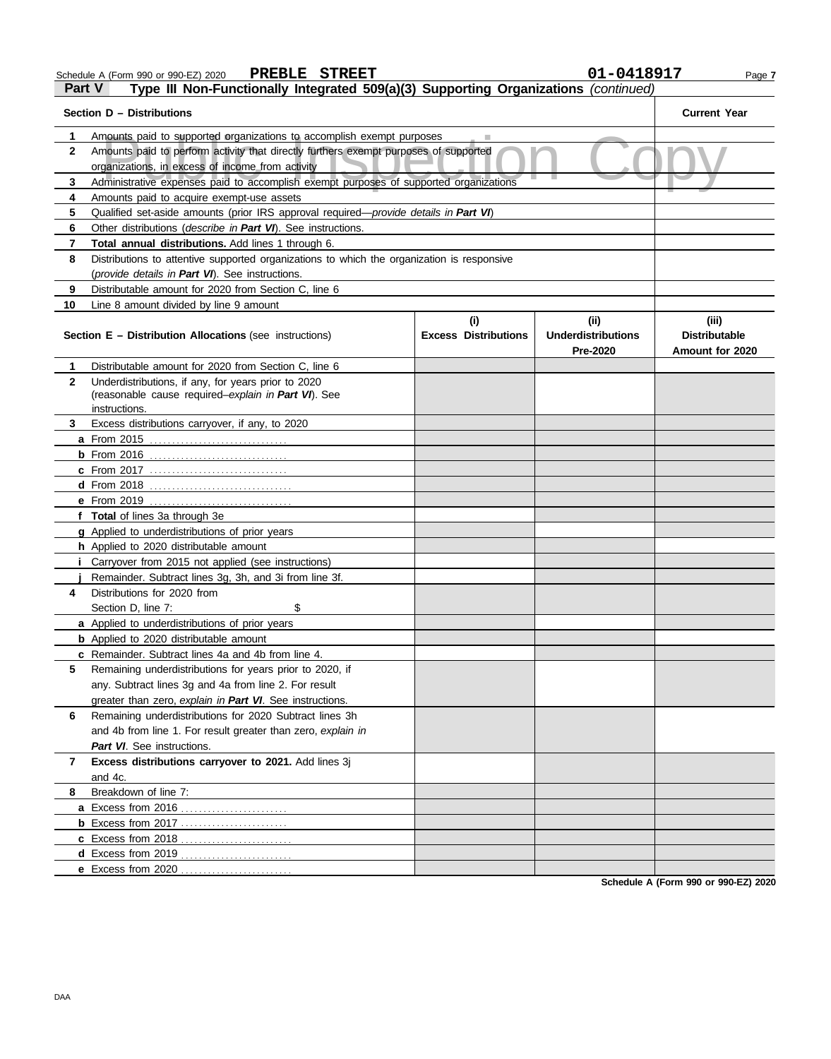Schedule A (Form 990 or 990-EZ) 2020 **PREBLE STREET** 01-0418917

## Part V Type III Non-Functionally Integrated 509(a)(3) Supporting Organizations *(continued)*

| | Section D – Distributions | Current Year |
|---|---|---|
| 1 | Amounts paid to supported organizations to accomplish exempt purposes | |
| 2 | Amounts paid to perform activity that directly furthers exempt purposes of supported organizations, in excess of income from activity | |
| 3 | Administrative expenses paid to accomplish exempt purposes of supported organizations | |
| 4 | Amounts paid to acquire exempt-use assets | |
| 5 | Qualified set-aside amounts (prior IRS approval required—*provide details in **Part VI***) | |
| 6 | Other distributions (*describe in **Part VI***). See instructions. | |
| 7 | **Total annual distributions.** Add lines 1 through 6. | |
| 8 | Distributions to attentive supported organizations to which the organization is responsive (*provide details in **Part VI***). See instructions. | |
| 9 | Distributable amount for 2020 from Section C, line 6 | |
| 10 | Line 8 amount divided by line 9 amount | |

| | Section E – Distribution Allocations (see instructions) | (i) Excess Distributions | (ii) Underdistributions Pre-2020 | (iii) Distributable Amount for 2020 |
|---|---|---|---|---|
| 1 | Distributable amount for 2020 from Section C, line 6 | | | |
| 2 | Underdistributions, if any, for years prior to 2020 (reasonable cause required–*explain in **Part VI***). See instructions. | | | |
| 3 | Excess distributions carryover, if any, to 2020 | | | |
| a | From 2015 | | | |
| b | From 2016 | | | |
| c | From 2017 | | | |
| d | From 2018 | | | |
| e | From 2019 | | | |
| f | **Total** of lines 3a through 3e | | | |
| g | Applied to underdistributions of prior years | | | |
| h | Applied to 2020 distributable amount | | | |
| i | Carryover from 2015 not applied (see instructions) | | | |
| j | Remainder. Subtract lines 3g, 3h, and 3i from line 3f. | | | |
| 4 | Distributions for 2020 from Section D, line 7: $ | | | |
| a | Applied to underdistributions of prior years | | | |
| b | Applied to 2020 distributable amount | | | |
| c | Remainder. Subtract lines 4a and 4b from line 4. | | | |
| 5 | Remaining underdistributions for years prior to 2020, if any. Subtract lines 3g and 4a from line 2. For result greater than zero, *explain in **Part VI***. See instructions. | | | |
| 6 | Remaining underdistributions for 2020 Subtract lines 3h and 4b from line 1. For result greater than zero, *explain in **Part VI***. See instructions. | | | |
| 7 | **Excess distributions carryover to 2021.** Add lines 3j and 4c. | | | |
| 8 | Breakdown of line 7: | | | |
| a | Excess from 2016 | | | |
| b | Excess from 2017 | | | |
| c | Excess from 2018 | | | |
| d | Excess from 2019 | | | |
| e | Excess from 2020 | | | |

**Schedule A (Form 990 or 990-EZ) 2020**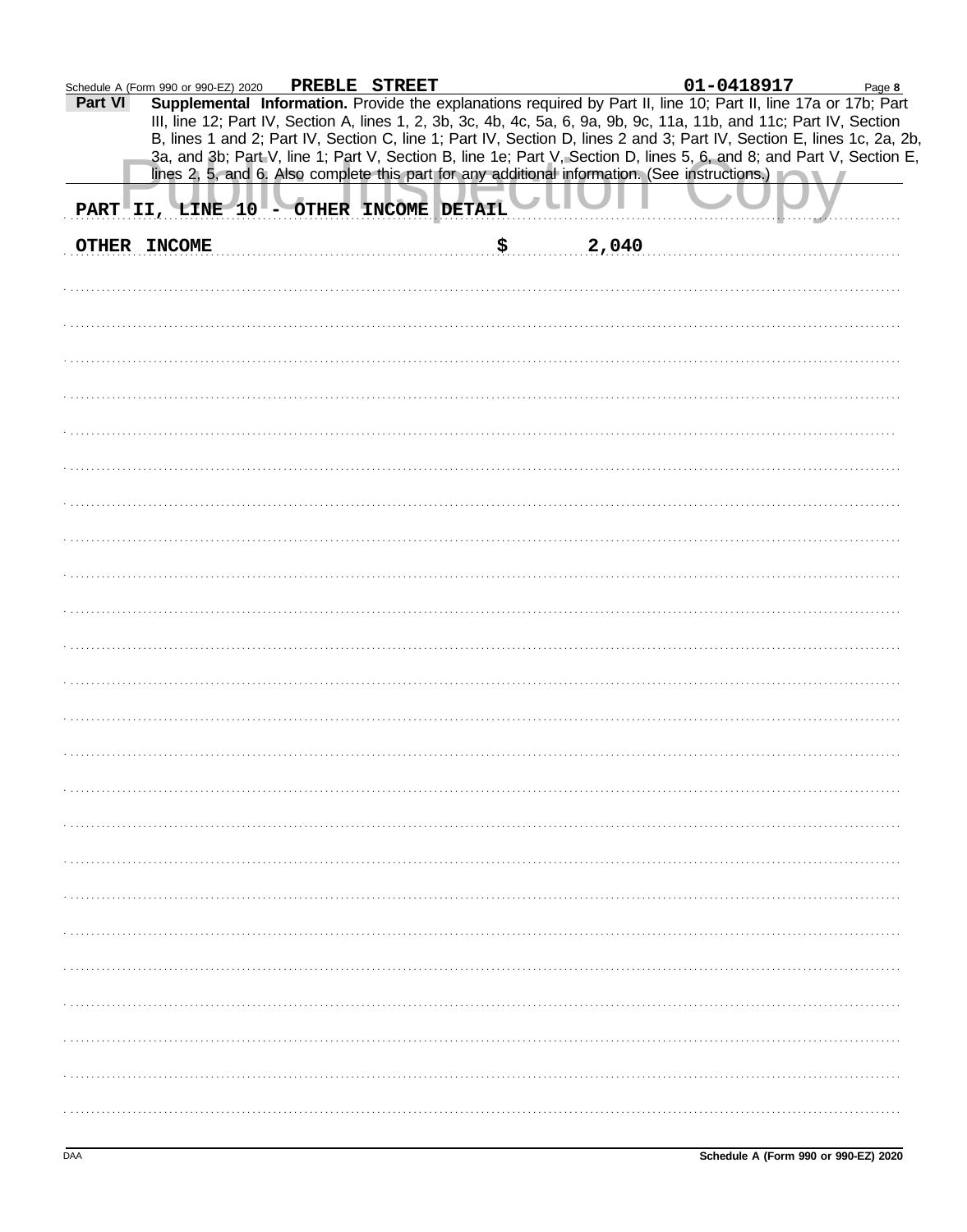Schedule A (Form 990 or 990-EZ) 2020 PREBLE STREET 01-0418917

**Part VI** **Supplemental Information.** Provide the explanations required by Part II, line 10; Part II, line 17a or 17b; Part III, line 12; Part IV, Section A, lines 1, 2, 3b, 3c, 4b, 4c, 5a, 6, 9a, 9b, 9c, 11a, 11b, and 11c; Part IV, Section B, lines 1 and 2; Part IV, Section C, line 1; Part IV, Section D, lines 2 and 3; Part IV, Section E, lines 1c, 2a, 2b, 3a, and 3b; Part V, line 1; Part V, Section B, line 1e; Part V, Section D, lines 5, 6, and 8; and Part V, Section E, lines 2, 5, and 6. Also complete this part for any additional information. (See instructions.)

PART II, LINE 10 - OTHER INCOME DETAIL

OTHER INCOME $ 2,040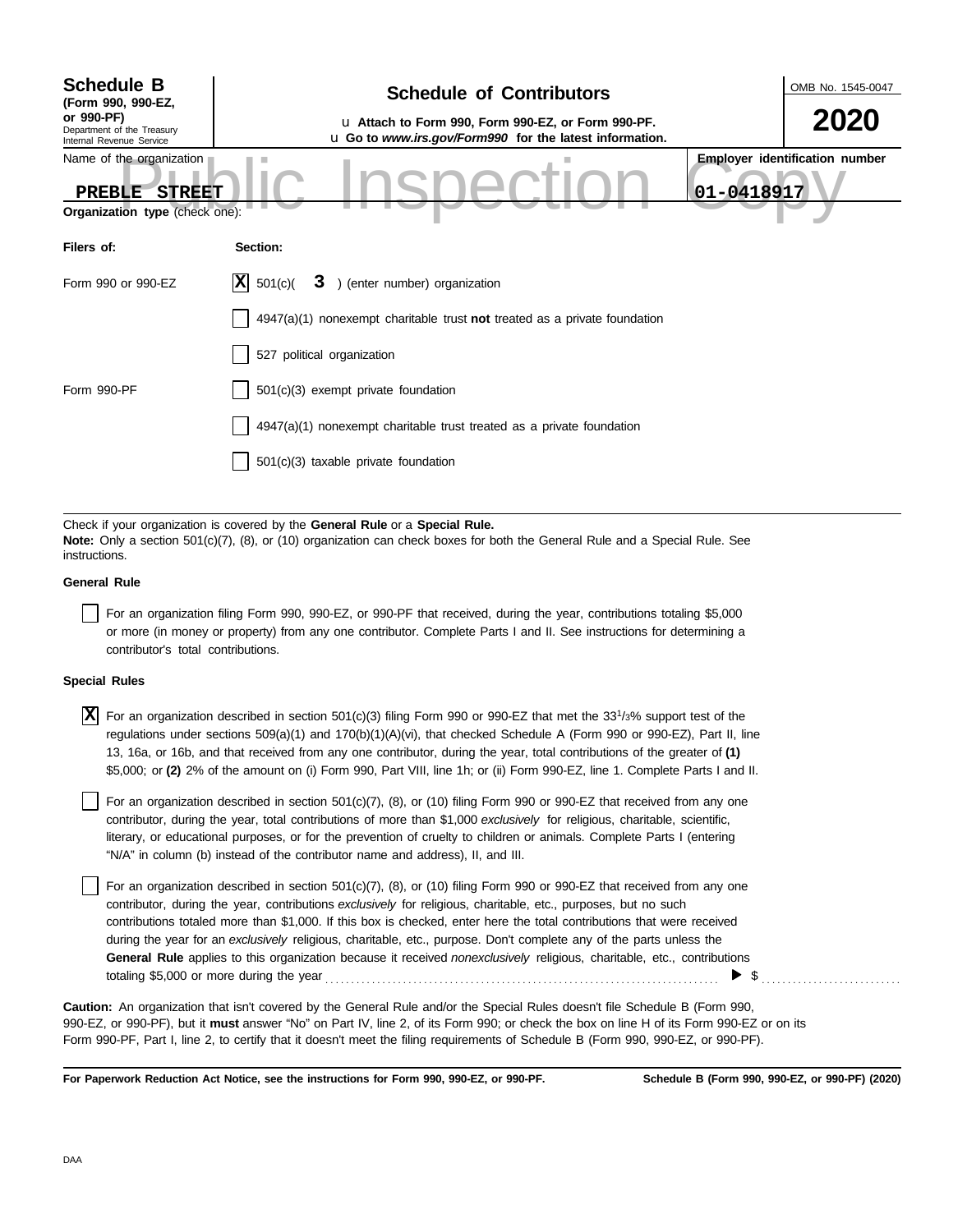**Schedule B**
**(Form 990, 990-EZ, or 990-PF)**
Department of the Treasury
Internal Revenue Service

# Schedule of Contributors

u **Attach to Form 990, Form 990-EZ, or Form 990-PF.**
u **Go to *www.irs.gov/Form990* for the latest information.**

OMB No. 1545-0047

**2020**

Public Inspection Copy

| Name of the organization | Employer identification number |
|---|---|
| PREBLE STREET | 01-0418917 |

**Organization type** (check one):

| Filers of: | Section: |
|---|---|
| Form 990 or 990-EZ | [X] 501(c)( 3 ) (enter number) organization |
| | [ ] 4947(a)(1) nonexempt charitable trust **not** treated as a private foundation |
| | [ ] 527 political organization |
| Form 990-PF | [ ] 501(c)(3) exempt private foundation |
| | [ ] 4947(a)(1) nonexempt charitable trust treated as a private foundation |
| | [ ] 501(c)(3) taxable private foundation |

Check if your organization is covered by the **General Rule** or a **Special Rule.**

**Note:** Only a section 501(c)(7), (8), or (10) organization can check boxes for both the General Rule and a Special Rule. See instructions.

**General Rule**

[ ] For an organization filing Form 990, 990-EZ, or 990-PF that received, during the year, contributions totaling $5,000 or more (in money or property) from any one contributor. Complete Parts I and II. See instructions for determining a contributor's total contributions.

**Special Rules**

[X] For an organization described in section 501(c)(3) filing Form 990 or 990-EZ that met the $33\frac{1}{3}$% support test of the regulations under sections 509(a)(1) and 170(b)(1)(A)(vi), that checked Schedule A (Form 990 or 990-EZ), Part II, line 13, 16a, or 16b, and that received from any one contributor, during the year, total contributions of the greater of **(1)** $5,000; or **(2)** 2% of the amount on (i) Form 990, Part VIII, line 1h; or (ii) Form 990-EZ, line 1. Complete Parts I and II.

[ ] For an organization described in section 501(c)(7), (8), or (10) filing Form 990 or 990-EZ that received from any one contributor, during the year, total contributions of more than $1,000 *exclusively* for religious, charitable, scientific, literary, or educational purposes, or for the prevention of cruelty to children or animals. Complete Parts I (entering "N/A" in column (b) instead of the contributor name and address), II, and III.

[ ] For an organization described in section 501(c)(7), (8), or (10) filing Form 990 or 990-EZ that received from any one contributor, during the year, contributions *exclusively* for religious, charitable, etc., purposes, but no such contributions totaled more than $1,000. If this box is checked, enter here the total contributions that were received during the year for an *exclusively* religious, charitable, etc., purpose. Don't complete any of the parts unless the **General Rule** applies to this organization because it received *nonexclusively* religious, charitable, etc., contributions totaling $5,000 or more during the year ▶ $ ..........

**Caution:** An organization that isn't covered by the General Rule and/or the Special Rules doesn't file Schedule B (Form 990, 990-EZ, or 990-PF), but it **must** answer "No" on Part IV, line 2, of its Form 990; or check the box on line H of its Form 990-EZ or on its Form 990-PF, Part I, line 2, to certify that it doesn't meet the filing requirements of Schedule B (Form 990, 990-EZ, or 990-PF).

**For Paperwork Reduction Act Notice, see the instructions for Form 990, 990-EZ, or 990-PF.** **Schedule B (Form 990, 990-EZ, or 990-PF) (2020)**

DAA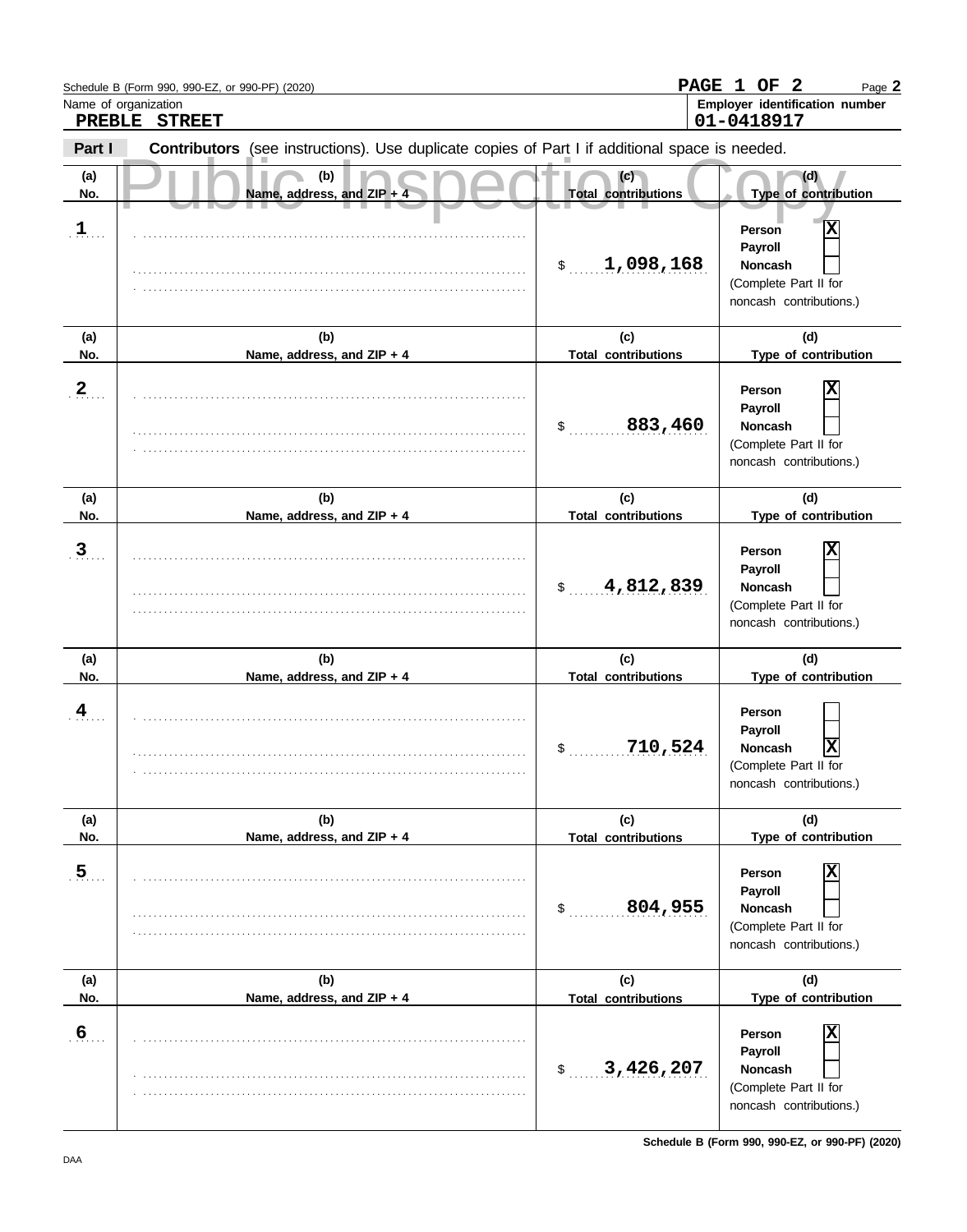Schedule B (Form 990, 990-EZ, or 990-PF) (2020)

PAGE 1 OF 2

Name of organization: **PREBLE STREET**

Employer identification number: **01-0418917**

**Part I** **Contributors** (see instructions). Use duplicate copies of Part I if additional space is needed.

Public Inspection Copy

| (a) No. | (b) Name, address, and ZIP + 4 | (c) Total contributions | (d) Type of contribution |
|---|---|---|---|
| 1 | | $ 1,098,168 | Person [X] Payroll [ ] Noncash [ ] (Complete Part II for noncash contributions.) |
| 2 | | $ 883,460 | Person [X] Payroll [ ] Noncash [ ] (Complete Part II for noncash contributions.) |
| 3 | | $ 4,812,839 | Person [X] Payroll [ ] Noncash [ ] (Complete Part II for noncash contributions.) |
| 4 | | $ 710,524 | Person [ ] Payroll [ ] Noncash [X] (Complete Part II for noncash contributions.) |
| 5 | | $ 804,955 | Person [X] Payroll [ ] Noncash [ ] (Complete Part II for noncash contributions.) |
| 6 | | $ 3,426,207 | Person [X] Payroll [ ] Noncash [ ] (Complete Part II for noncash contributions.) |

Schedule B (Form 990, 990-EZ, or 990-PF) (2020)

DAA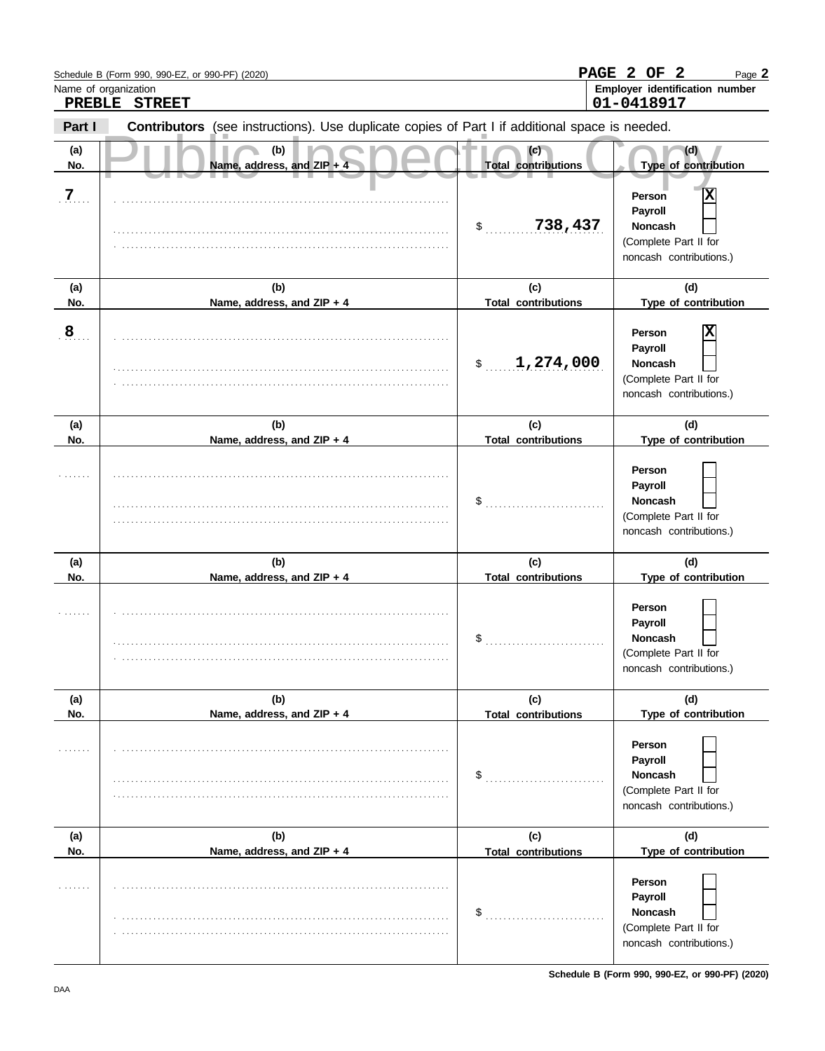Schedule B (Form 990, 990-EZ, or 990-PF) (2020)

Name of organization: **PREBLE STREET**

Employer identification number: **01-0418917**

**Part I** **Contributors** (see instructions). Use duplicate copies of Part I if additional space is needed.

| (a) No. | (b) Name, address, and ZIP + 4 | (c) Total contributions | (d) Type of contribution |
|---|---|---|---|
| 7 | | $ 738,437 | Person [X] Payroll [ ] Noncash [ ] (Complete Part II for noncash contributions.) |
| 8 | | $ 1,274,000 | Person [X] Payroll [ ] Noncash [ ] (Complete Part II for noncash contributions.) |
| | | $ | Person [ ] Payroll [ ] Noncash [ ] (Complete Part II for noncash contributions.) |
| | | $ | Person [ ] Payroll [ ] Noncash [ ] (Complete Part II for noncash contributions.) |
| | | $ | Person [ ] Payroll [ ] Noncash [ ] (Complete Part II for noncash contributions.) |
| | | $ | Person [ ] Payroll [ ] Noncash [ ] (Complete Part II for noncash contributions.) |

Schedule B (Form 990, 990-EZ, or 990-PF) (2020)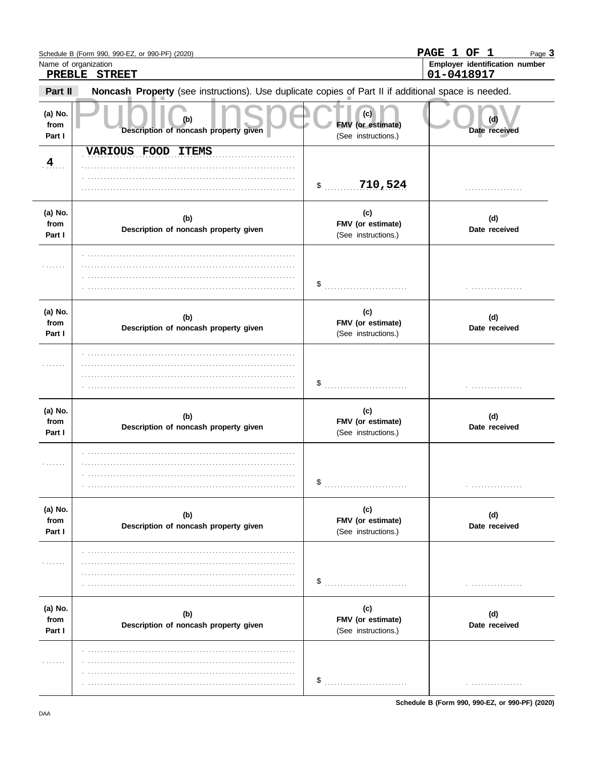Schedule B (Form 990, 990-EZ, or 990-PF) (2020)

Name of organization: **PREBLE STREET**

Employer identification number: **01-0418917**

**Part II** **Noncash Property** (see instructions). Use duplicate copies of Part II if additional space is needed.

Public Inspection Copy

| (a) No. from Part I | (b) Description of noncash property given | (c) FMV (or estimate) (See instructions.) | (d) Date received |
|---|---|---|---|
| 4 | VARIOUS FOOD ITEMS | $ 710,524 | |

| (a) No. from Part I | (b) Description of noncash property given | (c) FMV (or estimate) (See instructions.) | (d) Date received |
|---|---|---|---|
| | | $ | |

| (a) No. from Part I | (b) Description of noncash property given | (c) FMV (or estimate) (See instructions.) | (d) Date received |
|---|---|---|---|
| | | $ | |

| (a) No. from Part I | (b) Description of noncash property given | (c) FMV (or estimate) (See instructions.) | (d) Date received |
|---|---|---|---|
| | | $ | |

| (a) No. from Part I | (b) Description of noncash property given | (c) FMV (or estimate) (See instructions.) | (d) Date received |
|---|---|---|---|
| | | $ | |

| (a) No. from Part I | (b) Description of noncash property given | (c) FMV (or estimate) (See instructions.) | (d) Date received |
|---|---|---|---|
| | | $ | |

Schedule B (Form 990, 990-EZ, or 990-PF) (2020)

DAA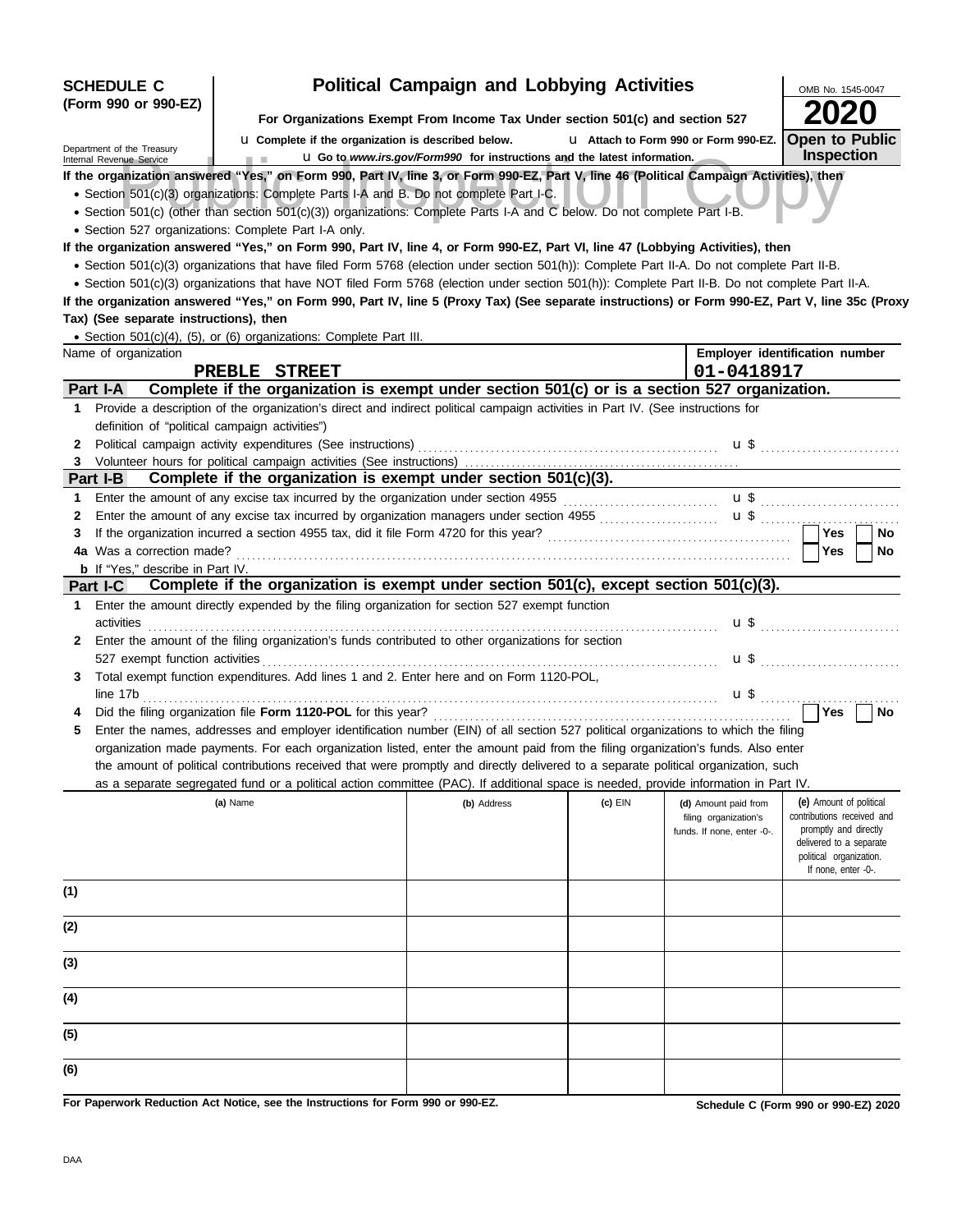**SCHEDULE C (Form 990 or 990-EZ)**

Department of the Treasury
Internal Revenue Service

# Political Campaign and Lobbying Activities

**For Organizations Exempt From Income Tax Under section 501(c) and section 527**

u **Complete if the organization is described below.** u **Attach to Form 990 or Form 990-EZ.**

u **Go to *www.irs.gov/Form990* for instructions and the latest information.**

OMB No. 1545-0047

**2020**

**Open to Public Inspection**

**If the organization answered "Yes," on Form 990, Part IV, line 3, or Form 990-EZ, Part V, line 46 (Political Campaign Activities), then**

- Section 501(c)(3) organizations: Complete Parts I-A and B. Do not complete Part I-C.
- Section 501(c) (other than section 501(c)(3)) organizations: Complete Parts I-A and C below. Do not complete Part I-B.
- Section 527 organizations: Complete Part I-A only.

**If the organization answered "Yes," on Form 990, Part IV, line 4, or Form 990-EZ, Part VI, line 47 (Lobbying Activities), then**

- Section 501(c)(3) organizations that have filed Form 5768 (election under section 501(h)): Complete Part II-A. Do not complete Part II-B.
- Section 501(c)(3) organizations that have NOT filed Form 5768 (election under section 501(h)): Complete Part II-B. Do not complete Part II-A.

**If the organization answered "Yes," on Form 990, Part IV, line 5 (Proxy Tax) (See separate instructions) or Form 990-EZ, Part V, line 35c (Proxy Tax) (See separate instructions), then**

- Section 501(c)(4), (5), or (6) organizations: Complete Part III.

| Name of organization | Employer identification number |
|---|---|
| PREBLE STREET | 01-0418917 |

## Part I-A Complete if the organization is exempt under section 501(c) or is a section 527 organization.

1. Provide a description of the organization's direct and indirect political campaign activities in Part IV. (See instructions for definition of "political campaign activities")
2. Political campaign activity expenditures (See instructions) u $
3. Volunteer hours for political campaign activities (See instructions)

## Part I-B Complete if the organization is exempt under section 501(c)(3).

1. Enter the amount of any excise tax incurred by the organization under section 4955 u $
2. Enter the amount of any excise tax incurred by organization managers under section 4955 u $
3. If the organization incurred a section 4955 tax, did it file Form 4720 for this year? ☐ Yes ☐ No

4a Was a correction made? ☐ Yes ☐ No

**b** If "Yes," describe in Part IV.

## Part I-C Complete if the organization is exempt under section 501(c), except section 501(c)(3).

1. Enter the amount directly expended by the filing organization for section 527 exempt function activities u $
2. Enter the amount of the filing organization's funds contributed to other organizations for section 527 exempt function activities u $
3. Total exempt function expenditures. Add lines 1 and 2. Enter here and on Form 1120-POL, line 17b u $
4. Did the filing organization file **Form 1120-POL** for this year? ☐ Yes ☐ No
5. Enter the names, addresses and employer identification number (EIN) of all section 527 political organizations to which the filing organization made payments. For each organization listed, enter the amount paid from the filing organization's funds. Also enter the amount of political contributions received that were promptly and directly delivered to a separate political organization, such as a separate segregated fund or a political action committee (PAC). If additional space is needed, provide information in Part IV.

| | (a) Name | (b) Address | (c) EIN | (d) Amount paid from filing organization's funds. If none, enter -0-. | (e) Amount of political contributions received and promptly and directly delivered to a separate political organization. If none, enter -0-. |
|---|---|---|---|---|---|
| (1) | | | | | |
| (2) | | | | | |
| (3) | | | | | |
| (4) | | | | | |
| (5) | | | | | |
| (6) | | | | | |

**For Paperwork Reduction Act Notice, see the Instructions for Form 990 or 990-EZ.** **Schedule C (Form 990 or 990-EZ) 2020**

DAA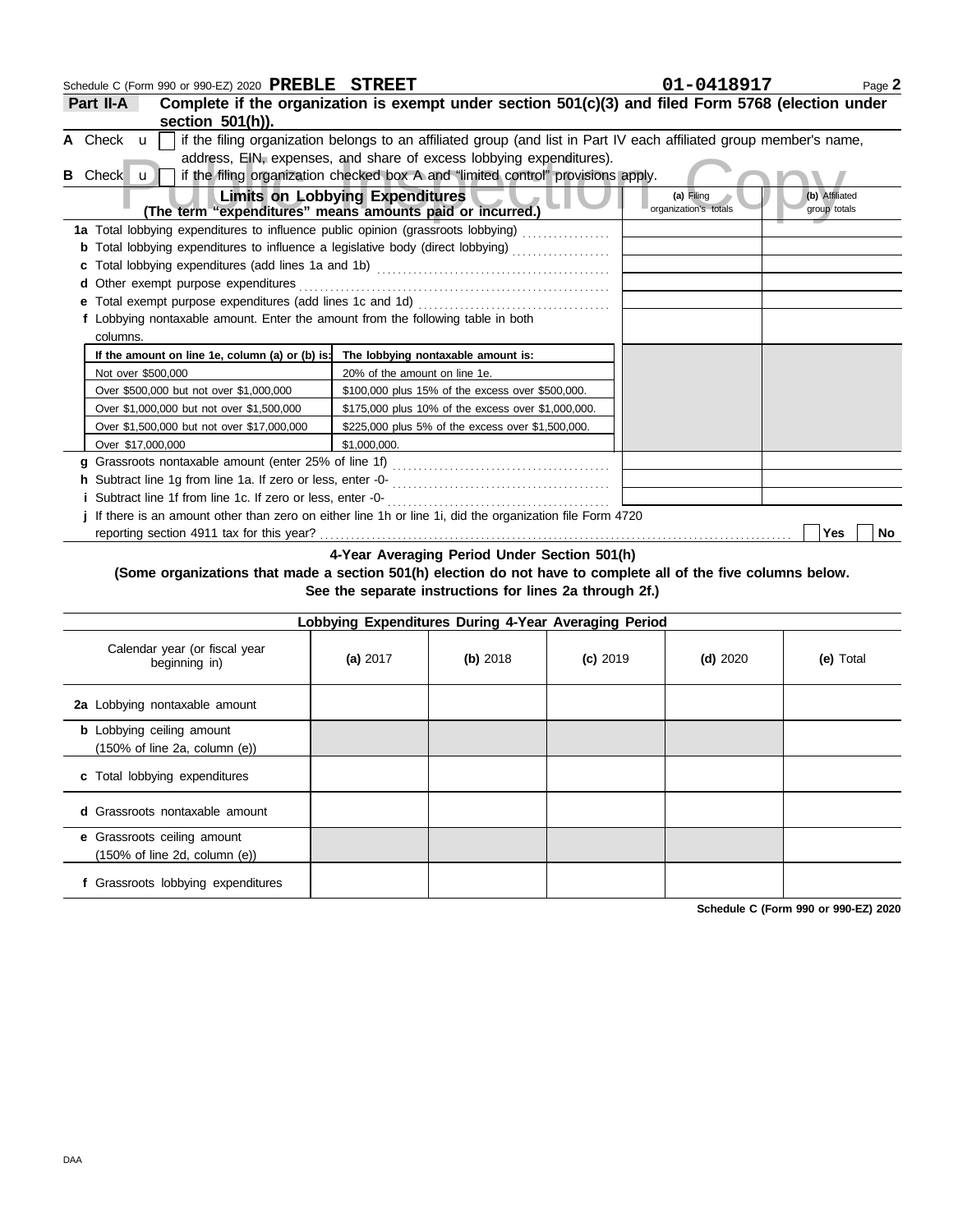Schedule C (Form 990 or 990-EZ) 2020 **PREBLE STREET** **01-0418917** Page **2**

## Part II-A Complete if the organization is exempt under section 501(c)(3) and filed Form 5768 (election under section 501(h)).

**A** Check u ☐ if the filing organization belongs to an affiliated group (and list in Part IV each affiliated group member's name, address, EIN, expenses, and share of excess lobbying expenditures).

**B** Check u ☐ if the filing organization checked box A and "limited control" provisions apply.

| Limits on Lobbying Expenditures (The term "expenditures" means amounts paid or incurred.) | (a) Filing organization's totals | (b) Affiliated group totals |
|---|---|---|
| **1a** Total lobbying expenditures to influence public opinion (grassroots lobbying) | | |
| **b** Total lobbying expenditures to influence a legislative body (direct lobbying) | | |
| **c** Total lobbying expenditures (add lines 1a and 1b) | | |
| **d** Other exempt purpose expenditures | | |
| **e** Total exempt purpose expenditures (add lines 1c and 1d) | | |
| **f** Lobbying nontaxable amount. Enter the amount from the following table in both columns. | | |

| If the amount on line 1e, column (a) or (b) is: | The lobbying nontaxable amount is: |
|---|---|
| Not over $500,000 | 20% of the amount on line 1e. |
| Over $500,000 but not over $1,000,000 | $100,000 plus 15% of the excess over $500,000. |
| Over $1,000,000 but not over $1,500,000 | $175,000 plus 10% of the excess over $1,000,000. |
| Over $1,500,000 but not over $17,000,000 | $225,000 plus 5% of the excess over $1,500,000. |
| Over $17,000,000 | $1,000,000. |

| | (a) | (b) |
|---|---|---|
| **g** Grassroots nontaxable amount (enter 25% of line 1f) | | |
| **h** Subtract line 1g from line 1a. If zero or less, enter -0- | | |
| **i** Subtract line 1f from line 1c. If zero or less, enter -0- | | |

**j** If there is an amount other than zero on either line 1h or line 1i, did the organization file Form 4720 reporting section 4911 tax for this year? ☐ Yes ☐ No

### 4-Year Averaging Period Under Section 501(h)

**(Some organizations that made a section 501(h) election do not have to complete all of the five columns below. See the separate instructions for lines 2a through 2f.)**

| Lobbying Expenditures During 4-Year Averaging Period | | | | | |
|---|---|---|---|---|---|
| Calendar year (or fiscal year beginning in) | (a) 2017 | (b) 2018 | (c) 2019 | (d) 2020 | (e) Total |
| **2a** Lobbying nontaxable amount | | | | | |
| **b** Lobbying ceiling amount (150% of line 2a, column (e)) | | | | | |
| **c** Total lobbying expenditures | | | | | |
| **d** Grassroots nontaxable amount | | | | | |
| **e** Grassroots ceiling amount (150% of line 2d, column (e)) | | | | | |
| **f** Grassroots lobbying expenditures | | | | | |

**Schedule C (Form 990 or 990-EZ) 2020**

DAA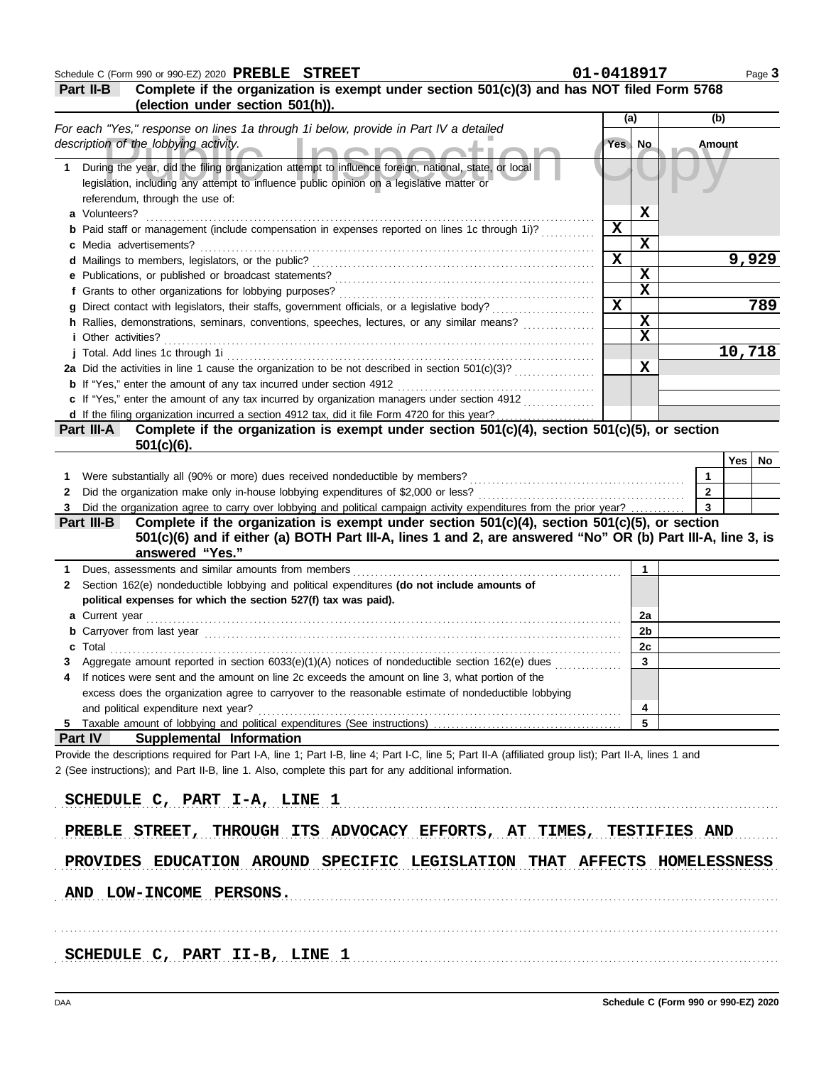Schedule C (Form 990 or 990-EZ) 2020 **PREBLE STREET** **01-0418917**

## Part II-B Complete if the organization is exempt under section 501(c)(3) and has NOT filed Form 5768 (election under section 501(h)).

*For each "Yes," response on lines 1a through 1i below, provide in Part IV a detailed description of the lobbying activity.*

| | (a) Yes | (a) No | (b) Amount |
|---|---|---|---|
| **1** During the year, did the filing organization attempt to influence foreign, national, state, or local legislation, including any attempt to influence public opinion on a legislative matter or referendum, through the use of: | | | |
| **a** Volunteers? | | X | |
| **b** Paid staff or management (include compensation in expenses reported on lines 1c through 1i)? | X | | |
| **c** Media advertisements? | | X | |
| **d** Mailings to members, legislators, or the public? | X | | 9,929 |
| **e** Publications, or published or broadcast statements? | | X | |
| **f** Grants to other organizations for lobbying purposes? | | X | |
| **g** Direct contact with legislators, their staffs, government officials, or a legislative body? | X | | 789 |
| **h** Rallies, demonstrations, seminars, conventions, speeches, lectures, or any similar means? | | X | |
| **i** Other activities? | | X | |
| **j** Total. Add lines 1c through 1i | | | 10,718 |
| **2a** Did the activities in line 1 cause the organization to be not described in section 501(c)(3)? | | X | |
| **b** If "Yes," enter the amount of any tax incurred under section 4912 | | | |
| **c** If "Yes," enter the amount of any tax incurred by organization managers under section 4912 | | | |
| **d** If the filing organization incurred a section 4912 tax, did it file Form 4720 for this year? | | | |

## Part III-A Complete if the organization is exempt under section 501(c)(4), section 501(c)(5), or section 501(c)(6).

| | | Yes | No |
|---|---|---|---|
| **1** Were substantially all (90% or more) dues received nondeductible by members? | 1 | | |
| **2** Did the organization make only in-house lobbying expenditures of $2,000 or less? | 2 | | |
| **3** Did the organization agree to carry over lobbying and political campaign activity expenditures from the prior year? | 3 | | |

## Part III-B Complete if the organization is exempt under section 501(c)(4), section 501(c)(5), or section 501(c)(6) and if either (a) BOTH Part III-A, lines 1 and 2, are answered "No" OR (b) Part III-A, line 3, is answered "Yes."

| | | |
|---|---|---|
| **1** Dues, assessments and similar amounts from members | 1 | |
| **2** Section 162(e) nondeductible lobbying and political expenditures **(do not include amounts of political expenses for which the section 527(f) tax was paid).** | | |
| **a** Current year | 2a | |
| **b** Carryover from last year | 2b | |
| **c** Total | 2c | |
| **3** Aggregate amount reported in section 6033(e)(1)(A) notices of nondeductible section 162(e) dues | 3 | |
| **4** If notices were sent and the amount on line 2c exceeds the amount on line 3, what portion of the excess does the organization agree to carryover to the reasonable estimate of nondeductible lobbying and political expenditure next year? | 4 | |
| **5** Taxable amount of lobbying and political expenditures (See instructions) | 5 | |

## Part IV Supplemental Information

Provide the descriptions required for Part I-A, line 1; Part I-B, line 4; Part I-C, line 5; Part II-A (affiliated group list); Part II-A, lines 1 and 2 (See instructions); and Part II-B, line 1. Also, complete this part for any additional information.

SCHEDULE C, PART I-A, LINE 1

PREBLE STREET, THROUGH ITS ADVOCACY EFFORTS, AT TIMES, TESTIFIES AND PROVIDES EDUCATION AROUND SPECIFIC LEGISLATION THAT AFFECTS HOMELESSNESS AND LOW-INCOME PERSONS.

SCHEDULE C, PART II-B, LINE 1

Schedule C (Form 990 or 990-EZ) 2020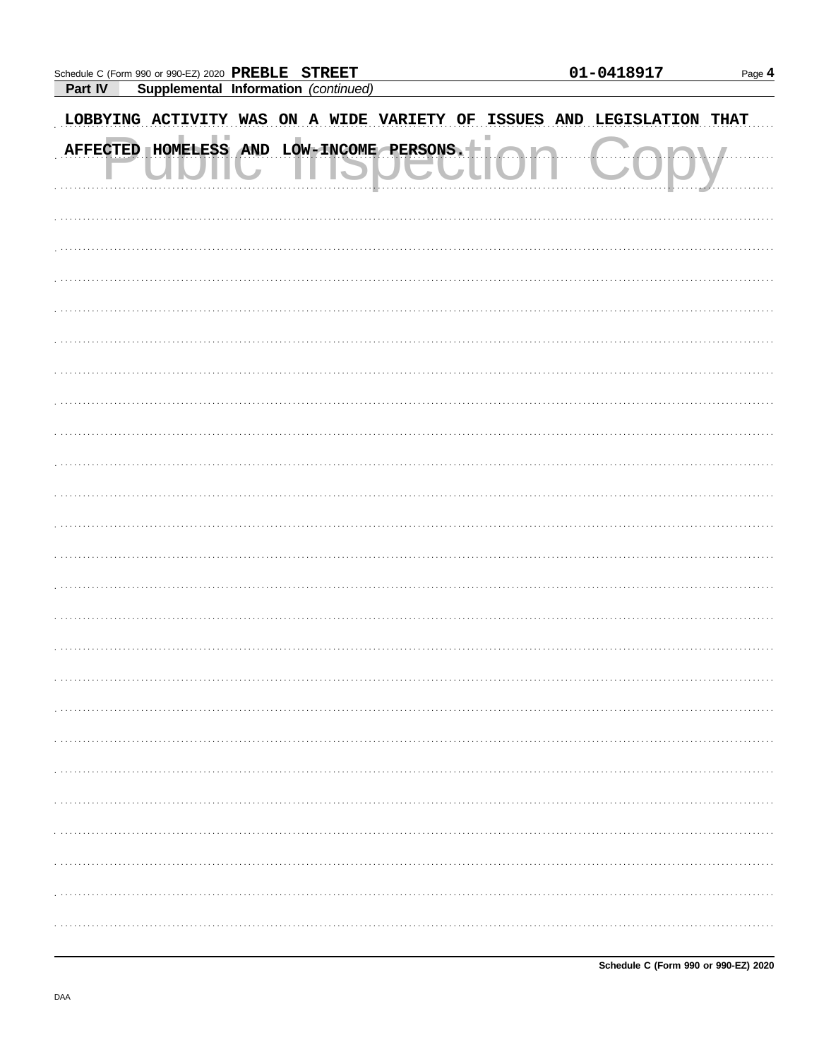Schedule C (Form 990 or 990-EZ) 2020 **PREBLE STREET** **01-0418917**

**Part IV** **Supplemental Information** *(continued)*

LOBBYING ACTIVITY WAS ON A WIDE VARIETY OF ISSUES AND LEGISLATION THAT AFFECTED HOMELESS AND LOW-INCOME PERSONS.

Schedule C (Form 990 or 990-EZ) 2020

DAA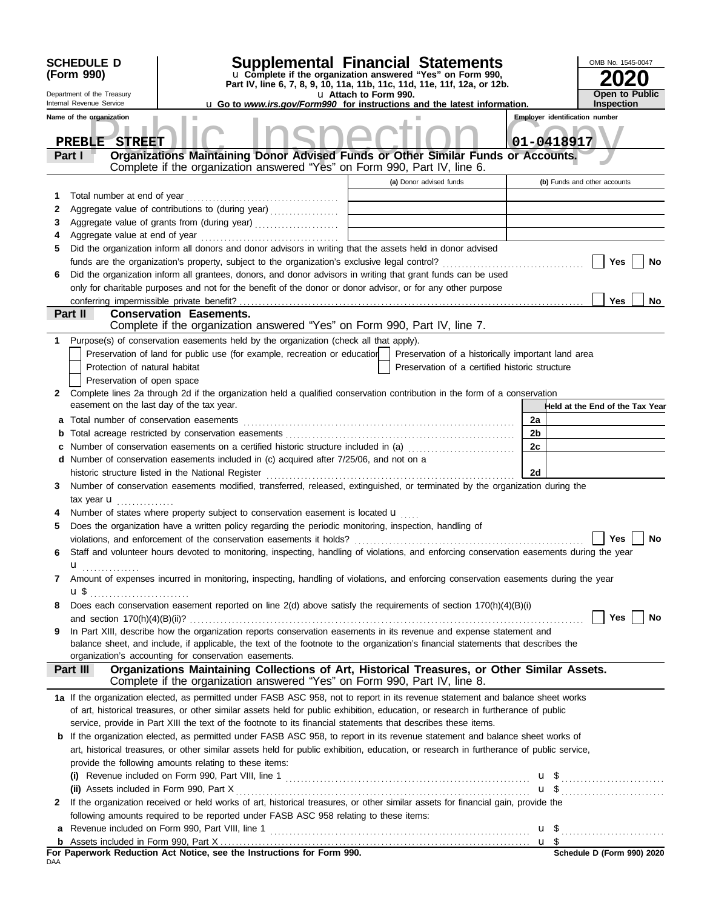**SCHEDULE D (Form 990)**

Department of the Treasury
Internal Revenue Service

# Supplemental Financial Statements

u Complete if the organization answered "Yes" on Form 990, Part IV, line 6, 7, 8, 9, 10, 11a, 11b, 11c, 11d, 11e, 11f, 12a, or 12b.

u Attach to Form 990.

u Go to *www.irs.gov/Form990* for instructions and the latest information.

OMB No. 1545-0047

**2020**

**Open to Public Inspection**

Name of the organization: **PREBLE STREET**

Employer identification number: **01-0418917**

## Part I Organizations Maintaining Donor Advised Funds or Other Similar Funds or Accounts.

Complete if the organization answered "Yes" on Form 990, Part IV, line 6.

| | | (a) Donor advised funds | (b) Funds and other accounts |
|---|---|---|---|
| 1 | Total number at end of year | | |
| 2 | Aggregate value of contributions to (during year) | | |
| 3 | Aggregate value of grants from (during year) | | |
| 4 | Aggregate value at end of year | | |

5 Did the organization inform all donors and donor advisors in writing that the assets held in donor advised funds are the organization's property, subject to the organization's exclusive legal control? ☐ Yes ☐ No

6 Did the organization inform all grantees, donors, and donor advisors in writing that grant funds can be used only for charitable purposes and not for the benefit of the donor or donor advisor, or for any other purpose conferring impermissible private benefit? ☐ Yes ☐ No

## Part II Conservation Easements.

Complete if the organization answered "Yes" on Form 990, Part IV, line 7.

1 Purpose(s) of conservation easements held by the organization (check all that apply).

- ☐ Preservation of land for public use (for example, recreation or education)
- ☐ Protection of natural habitat
- ☐ Preservation of open space
- ☐ Preservation of a historically important land area
- ☐ Preservation of a certified historic structure

2 Complete lines 2a through 2d if the organization held a qualified conservation contribution in the form of a conservation easement on the last day of the tax year.

| | | | Held at the End of the Tax Year |
|---|---|---|---|
| a | Total number of conservation easements | 2a | |
| b | Total acreage restricted by conservation easements | 2b | |
| c | Number of conservation easements on a certified historic structure included in (a) | 2c | |
| d | Number of conservation easements included in (c) acquired after 7/25/06, and not on a historic structure listed in the National Register | 2d | |

3 Number of conservation easements modified, transferred, released, extinguished, or terminated by the organization during the tax year u

4 Number of states where property subject to conservation easement is located u

5 Does the organization have a written policy regarding the periodic monitoring, inspection, handling of violations, and enforcement of the conservation easements it holds? ☐ Yes ☐ No

6 Staff and volunteer hours devoted to monitoring, inspecting, handling of violations, and enforcing conservation easements during the year u

7 Amount of expenses incurred in monitoring, inspecting, handling of violations, and enforcing conservation easements during the year u $

8 Does each conservation easement reported on line 2(d) above satisfy the requirements of section 170(h)(4)(B)(i) and section 170(h)(4)(B)(ii)? ☐ Yes ☐ No

9 In Part XIII, describe how the organization reports conservation easements in its revenue and expense statement and balance sheet, and include, if applicable, the text of the footnote to the organization's financial statements that describes the organization's accounting for conservation easements.

## Part III Organizations Maintaining Collections of Art, Historical Treasures, or Other Similar Assets.

Complete if the organization answered "Yes" on Form 990, Part IV, line 8.

1a If the organization elected, as permitted under FASB ASC 958, not to report in its revenue statement and balance sheet works of art, historical treasures, or other similar assets held for public exhibition, education, or research in furtherance of public service, provide in Part XIII the text of the footnote to its financial statements that describes these items.

b If the organization elected, as permitted under FASB ASC 958, to report in its revenue statement and balance sheet works of art, historical treasures, or other similar assets held for public exhibition, education, or research in furtherance of public service, provide the following amounts relating to these items:

(i) Revenue included on Form 990, Part VIII, line 1 u $

(ii) Assets included in Form 990, Part X u $

2 If the organization received or held works of art, historical treasures, or other similar assets for financial gain, provide the following amounts required to be reported under FASB ASC 958 relating to these items:

a Revenue included on Form 990, Part VIII, line 1 u $

b Assets included in Form 990, Part X u $

**For Paperwork Reduction Act Notice, see the Instructions for Form 990.**

DAA

**Schedule D (Form 990) 2020**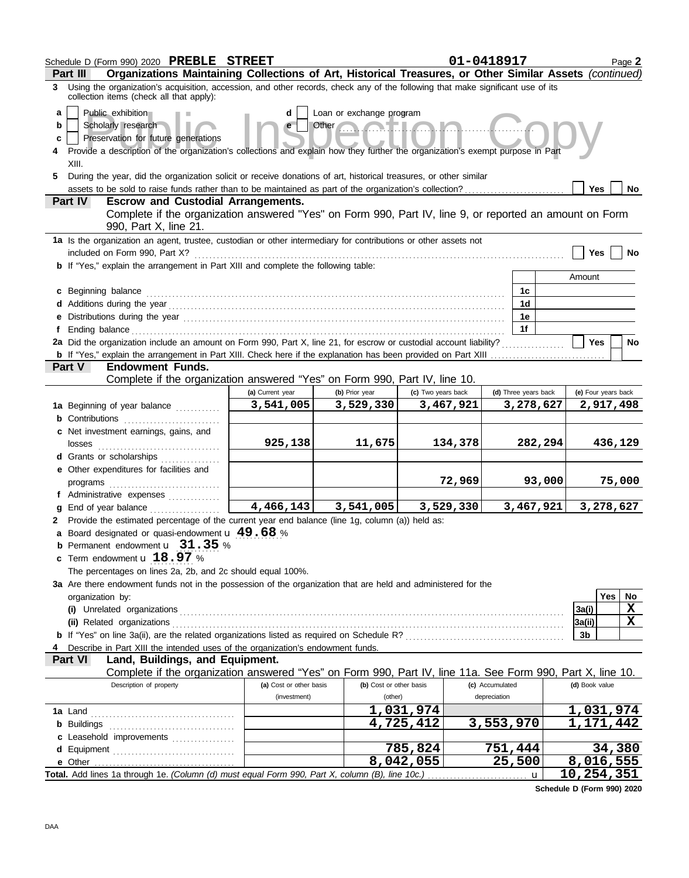Schedule D (Form 990) 2020 **PREBLE STREET** **01-0418917** Page **2**

**Part III** **Organizations Maintaining Collections of Art, Historical Treasures, or Other Similar Assets** *(continued)*

**3** Using the organization's acquisition, accession, and other records, check any of the following that make significant use of its collection items (check all that apply):

- **a** ☐ Public exhibition
- **b** ☐ Scholarly research
- **c** ☐ Preservation for future generations
- **d** ☐ Loan or exchange program
- **e** ☐ Other

**4** Provide a description of the organization's collections and explain how they further the organization's exempt purpose in Part XIII.

**5** During the year, did the organization solicit or receive donations of art, historical treasures, or other similar assets to be sold to raise funds rather than to be maintained as part of the organization's collection? ☐ Yes ☐ No

**Part IV** **Escrow and Custodial Arrangements.**
Complete if the organization answered "Yes" on Form 990, Part IV, line 9, or reported an amount on Form 990, Part X, line 21.

**1a** Is the organization an agent, trustee, custodian or other intermediary for contributions or other assets not included on Form 990, Part X? ☐ Yes ☐ No

**b** If "Yes," explain the arrangement in Part XIII and complete the following table:

| | | Amount |
|---|---|---|
| **c** Beginning balance | 1c | |
| **d** Additions during the year | 1d | |
| **e** Distributions during the year | 1e | |
| **f** Ending balance | 1f | |

**2a** Did the organization include an amount on Form 990, Part X, line 21, for escrow or custodial account liability? ☐ Yes ☐ No

**b** If "Yes," explain the arrangement in Part XIII. Check here if the explanation has been provided on Part XIII ☐

**Part V** **Endowment Funds.**
Complete if the organization answered "Yes" on Form 990, Part IV, line 10.

| | (a) Current year | (b) Prior year | (c) Two years back | (d) Three years back | (e) Four years back |
|---|---|---|---|---|---|
| **1a** Beginning of year balance | 3,541,005 | 3,529,330 | 3,467,921 | 3,278,627 | 2,917,498 |
| **b** Contributions | | | | | |
| **c** Net investment earnings, gains, and losses | 925,138 | 11,675 | 134,378 | 282,294 | 436,129 |
| **d** Grants or scholarships | | | | | |
| **e** Other expenditures for facilities and programs | | | 72,969 | 93,000 | 75,000 |
| **f** Administrative expenses | | | | | |
| **g** End of year balance | 4,466,143 | 3,541,005 | 3,529,330 | 3,467,921 | 3,278,627 |

**2** Provide the estimated percentage of the current year end balance (line 1g, column (a)) held as:

- **a** Board designated or quasi-endowment **49.68** %
- **b** Permanent endowment **31.35** %
- **c** Term endowment **18.97** %

The percentages on lines 2a, 2b, and 2c should equal 100%.

**3a** Are there endowment funds not in the possession of the organization that are held and administered for the organization by:

| | | Yes | No |
|---|---|---|---|
| **(i)** Unrelated organizations | 3a(i) | | X |
| **(ii)** Related organizations | 3a(ii) | | X |
| **b** If "Yes" on line 3a(ii), are the related organizations listed as required on Schedule R? | 3b | | |

**4** Describe in Part XIII the intended uses of the organization's endowment funds.

**Part VI** **Land, Buildings, and Equipment.**
Complete if the organization answered "Yes" on Form 990, Part IV, line 11a. See Form 990, Part X, line 10.

| Description of property | (a) Cost or other basis (investment) | (b) Cost or other basis (other) | (c) Accumulated depreciation | (d) Book value |
|---|---|---|---|---|
| **1a** Land | | 1,031,974 | | 1,031,974 |
| **b** Buildings | | 4,725,412 | 3,553,970 | 1,171,442 |
| **c** Leasehold improvements | | | | |
| **d** Equipment | | 785,824 | 751,444 | 34,380 |
| **e** Other | | 8,042,055 | 25,500 | 8,016,555 |
| **Total.** Add lines 1a through 1e. *(Column (d) must equal Form 990, Part X, column (B), line 10c.)* | | | | 10,254,351 |

**Schedule D (Form 990) 2020**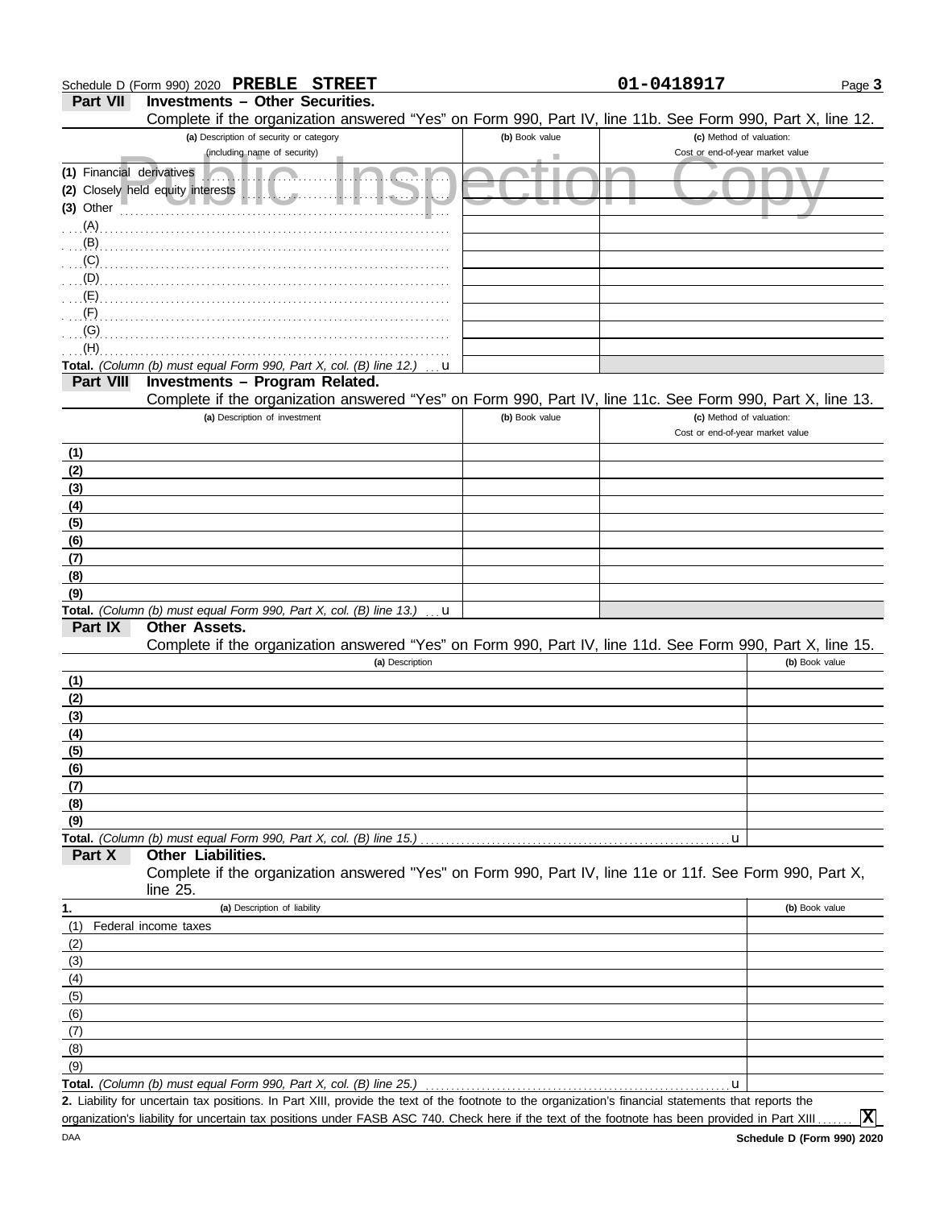Schedule D (Form 990) 2020 **PREBLE STREET** **01-0418917** Page **3**

## Part VII Investments – Other Securities.

Complete if the organization answered "Yes" on Form 990, Part IV, line 11b. See Form 990, Part X, line 12.

| (a) Description of security or category (including name of security) | (b) Book value | (c) Method of valuation: Cost or end-of-year market value |
|---|---|---|
| (1) Financial derivatives | | |
| (2) Closely held equity interests | | |
| (3) Other | | |
| (A) | | |
| (B) | | |
| (C) | | |
| (D) | | |
| (E) | | |
| (F) | | |
| (G) | | |
| (H) | | |
| **Total.** *(Column (b) must equal Form 990, Part X, col. (B) line 12.)* u | | |

## Part VIII Investments – Program Related.

Complete if the organization answered "Yes" on Form 990, Part IV, line 11c. See Form 990, Part X, line 13.

| (a) Description of investment | (b) Book value | (c) Method of valuation: Cost or end-of-year market value |
|---|---|---|
| (1) | | |
| (2) | | |
| (3) | | |
| (4) | | |
| (5) | | |
| (6) | | |
| (7) | | |
| (8) | | |
| (9) | | |
| **Total.** *(Column (b) must equal Form 990, Part X, col. (B) line 13.)* u | | |

## Part IX Other Assets.

Complete if the organization answered "Yes" on Form 990, Part IV, line 11d. See Form 990, Part X, line 15.

| (a) Description | (b) Book value |
|---|---|
| (1) | |
| (2) | |
| (3) | |
| (4) | |
| (5) | |
| (6) | |
| (7) | |
| (8) | |
| (9) | |
| **Total.** *(Column (b) must equal Form 990, Part X, col. (B) line 15.)* u | |

## Part X Other Liabilities.

Complete if the organization answered "Yes" on Form 990, Part IV, line 11e or 11f. See Form 990, Part X, line 25.

| 1. (a) Description of liability | (b) Book value |
|---|---|
| (1) Federal income taxes | |
| (2) | |
| (3) | |
| (4) | |
| (5) | |
| (6) | |
| (7) | |
| (8) | |
| (9) | |
| **Total.** *(Column (b) must equal Form 990, Part X, col. (B) line 25.)* u | |

**2.** Liability for uncertain tax positions. In Part XIII, provide the text of the footnote to the organization's financial statements that reports the organization's liability for uncertain tax positions under FASB ASC 740. Check here if the text of the footnote has been provided in Part XIII ....... **X**

DAA **Schedule D (Form 990) 2020**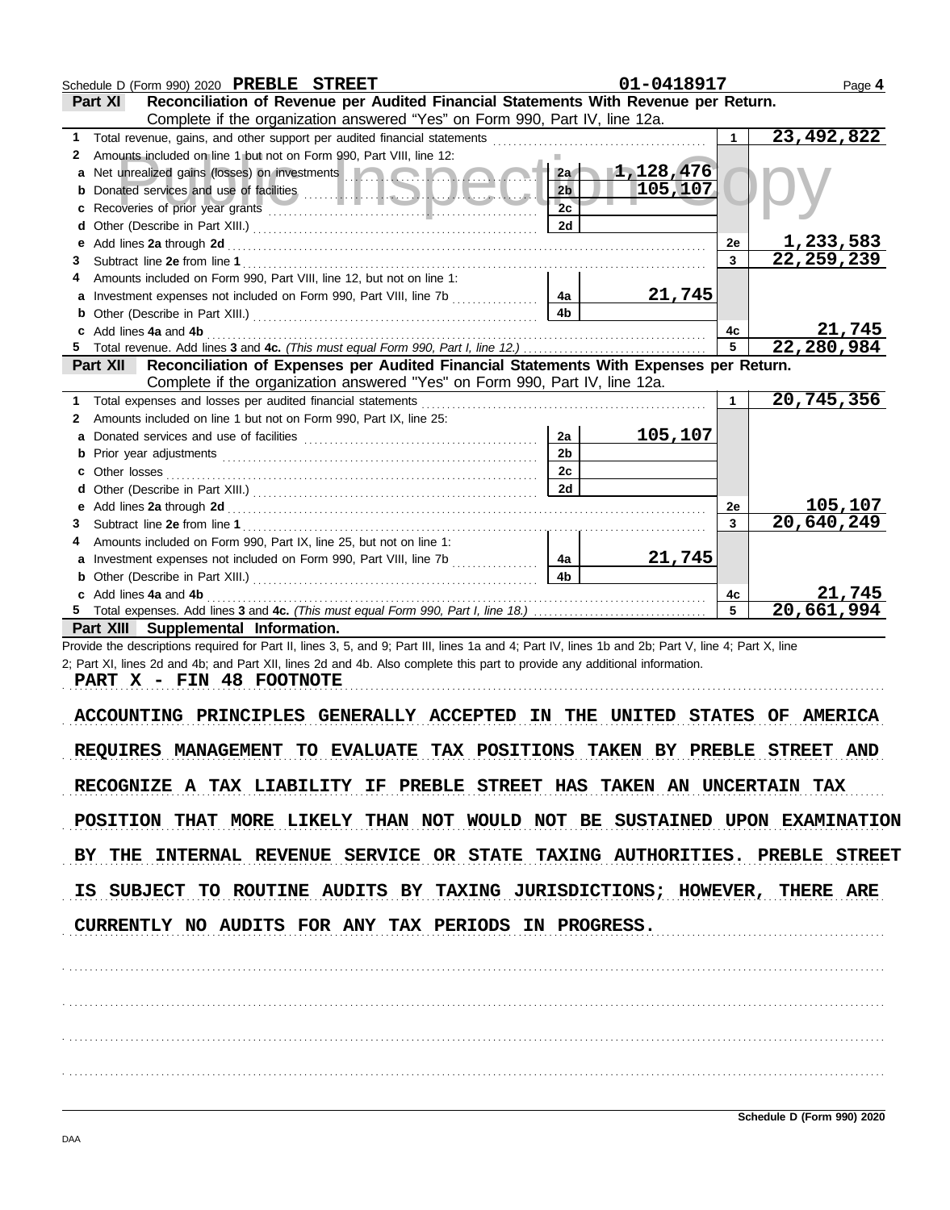Schedule D (Form 990) 2020 **PREBLE STREET** 01-0418917 Page **4**

## Part XI Reconciliation of Revenue per Audited Financial Statements With Revenue per Return.

Complete if the organization answered "Yes" on Form 990, Part IV, line 12a.

| | | | | | |
|---|---|---|---|---|---|
| **1** | Total revenue, gains, and other support per audited financial statements | | | 1 | 23,492,822 |
| **2** | Amounts included on line 1 but not on Form 990, Part VIII, line 12: | | | | |
| **a** | Net unrealized gains (losses) on investments | 2a | 1,128,476 | | |
| **b** | Donated services and use of facilities | 2b | 105,107 | | |
| **c** | Recoveries of prior year grants | 2c | | | |
| **d** | Other (Describe in Part XIII.) | 2d | | | |
| **e** | Add lines **2a** through **2d** | | | 2e | 1,233,583 |
| **3** | Subtract line **2e** from line **1** | | | 3 | 22,259,239 |
| **4** | Amounts included on Form 990, Part VIII, line 12, but not on line 1: | | | | |
| **a** | Investment expenses not included on Form 990, Part VIII, line 7b | 4a | 21,745 | | |
| **b** | Other (Describe in Part XIII.) | 4b | | | |
| **c** | Add lines **4a** and **4b** | | | 4c | 21,745 |
| **5** | Total revenue. Add lines **3** and **4c.** *(This must equal Form 990, Part I, line 12.)* | | | 5 | 22,280,984 |

## Part XII Reconciliation of Expenses per Audited Financial Statements With Expenses per Return.

Complete if the organization answered "Yes" on Form 990, Part IV, line 12a.

| | | | | | |
|---|---|---|---|---|---|
| **1** | Total expenses and losses per audited financial statements | | | 1 | 20,745,356 |
| **2** | Amounts included on line 1 but not on Form 990, Part IX, line 25: | | | | |
| **a** | Donated services and use of facilities | 2a | 105,107 | | |
| **b** | Prior year adjustments | 2b | | | |
| **c** | Other losses | 2c | | | |
| **d** | Other (Describe in Part XIII.) | 2d | | | |
| **e** | Add lines **2a** through **2d** | | | 2e | 105,107 |
| **3** | Subtract line **2e** from line **1** | | | 3 | 20,640,249 |
| **4** | Amounts included on Form 990, Part IX, line 25, but not on line 1: | | | | |
| **a** | Investment expenses not included on Form 990, Part VIII, line 7b | 4a | 21,745 | | |
| **b** | Other (Describe in Part XIII.) | 4b | | | |
| **c** | Add lines **4a** and **4b** | | | 4c | 21,745 |
| **5** | Total expenses. Add lines **3** and **4c.** *(This must equal Form 990, Part I, line 18.)* | | | 5 | 20,661,994 |

## Part XIII Supplemental Information.

Provide the descriptions required for Part II, lines 3, 5, and 9; Part III, lines 1a and 4; Part IV, lines 1b and 2b; Part V, line 4; Part X, line 2; Part XI, lines 2d and 4b; and Part XII, lines 2d and 4b. Also complete this part to provide any additional information.

PART X - FIN 48 FOOTNOTE

ACCOUNTING PRINCIPLES GENERALLY ACCEPTED IN THE UNITED STATES OF AMERICA REQUIRES MANAGEMENT TO EVALUATE TAX POSITIONS TAKEN BY PREBLE STREET AND RECOGNIZE A TAX LIABILITY IF PREBLE STREET HAS TAKEN AN UNCERTAIN TAX POSITION THAT MORE LIKELY THAN NOT WOULD NOT BE SUSTAINED UPON EXAMINATION BY THE INTERNAL REVENUE SERVICE OR STATE TAXING AUTHORITIES. PREBLE STREET IS SUBJECT TO ROUTINE AUDITS BY TAXING JURISDICTIONS; HOWEVER, THERE ARE CURRENTLY NO AUDITS FOR ANY TAX PERIODS IN PROGRESS.

Schedule D (Form 990) 2020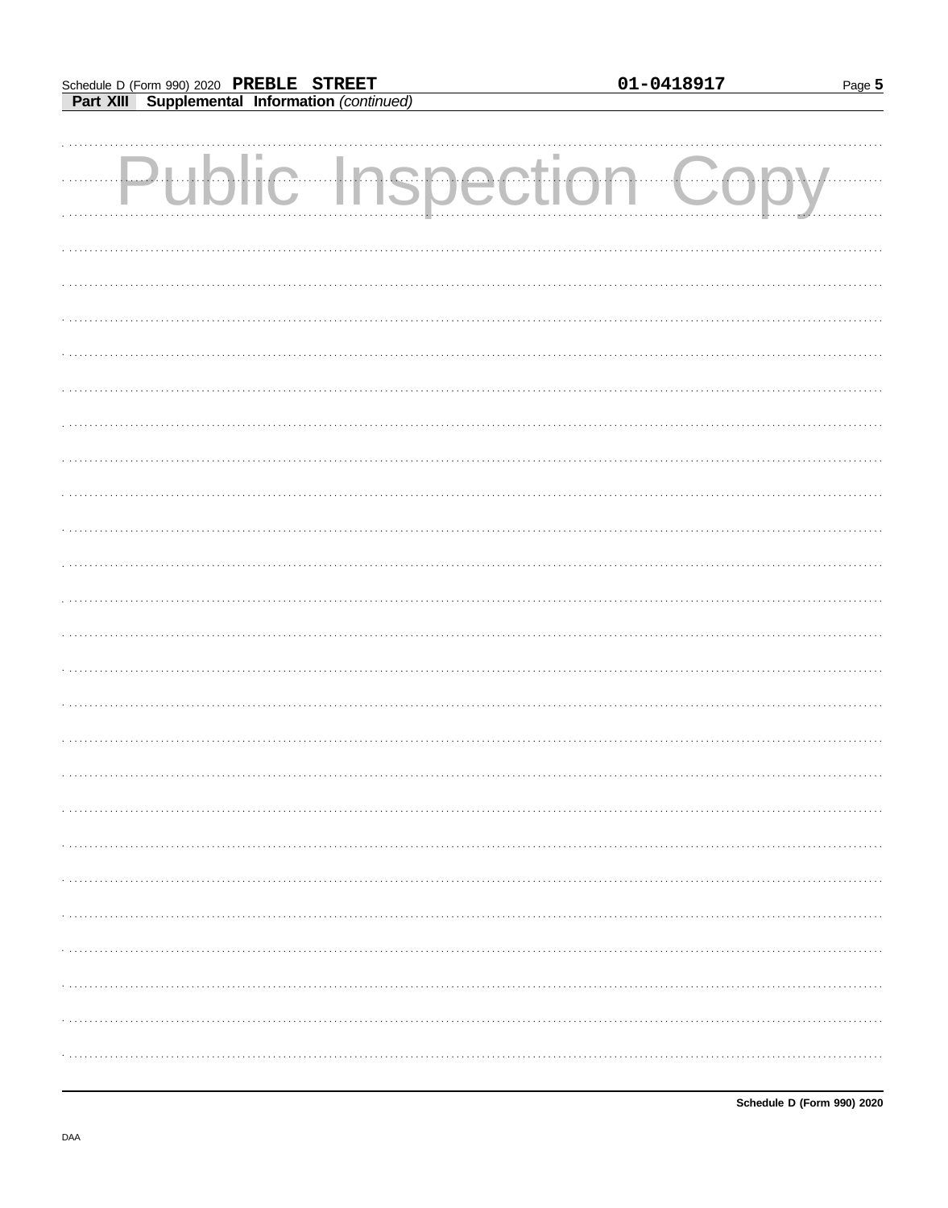Schedule D (Form 990) 2020 **PREBLE STREET** 01-0418917

**Part XIII Supplemental Information** *(continued)*

Public Inspection Copy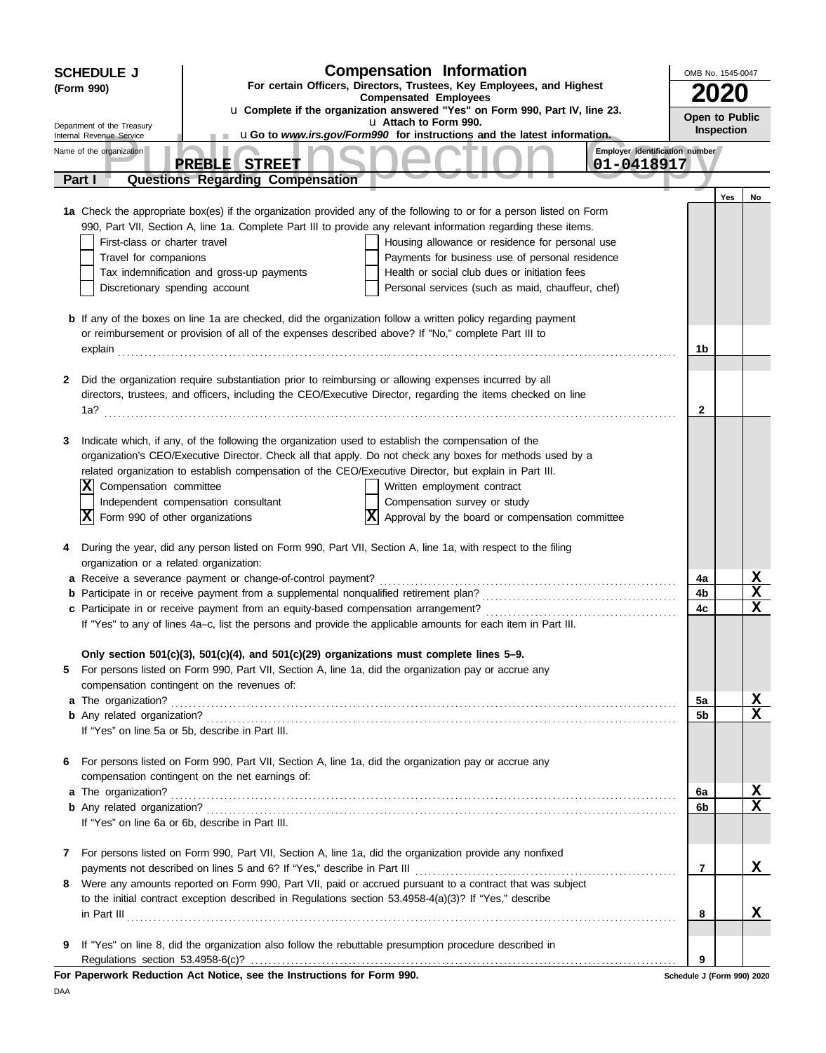**SCHEDULE J (Form 990)**

Department of the Treasury
Internal Revenue Service

# Compensation Information

**For certain Officers, Directors, Trustees, Key Employees, and Highest Compensated Employees**

u **Complete if the organization answered "Yes" on Form 990, Part IV, line 23.**
u **Attach to Form 990.**
u **Go to *www.irs.gov/Form990* for instructions and the latest information.**

OMB No. 1545-0047

**2020**

**Open to Public Inspection**

Name of the organization: **PREBLE STREET**

Employer identification number: **01-0418917**

## Part I — Questions Regarding Compensation

| | | Yes | No |
|---|---|---|---|
| **1a** Check the appropriate box(es) if the organization provided any of the following to or for a person listed on Form 990, Part VII, Section A, line 1a. Complete Part III to provide any relevant information regarding these items.<br>☐ First-class or charter travel ☐ Housing allowance or residence for personal use<br>☐ Travel for companions ☐ Payments for business use of personal residence<br>☐ Tax indemnification and gross-up payments ☐ Health or social club dues or initiation fees<br>☐ Discretionary spending account ☐ Personal services (such as maid, chauffeur, chef) | | | |
| **b** If any of the boxes on line 1a are checked, did the organization follow a written policy regarding payment or reimbursement or provision of all of the expenses described above? If "No," complete Part III to explain | 1b | | |
| **2** Did the organization require substantiation prior to reimbursing or allowing expenses incurred by all directors, trustees, and officers, including the CEO/Executive Director, regarding the items checked on line 1a? | 2 | | |
| **3** Indicate which, if any, of the following the organization used to establish the compensation of the organization's CEO/Executive Director. Check all that apply. Do not check any boxes for methods used by a related organization to establish compensation of the CEO/Executive Director, but explain in Part III.<br>☒ Compensation committee ☐ Written employment contract<br>☐ Independent compensation consultant ☐ Compensation survey or study<br>☒ Form 990 of other organizations ☒ Approval by the board or compensation committee | | | |
| **4** During the year, did any person listed on Form 990, Part VII, Section A, line 1a, with respect to the filing organization or a related organization: | | | |
| **a** Receive a severance payment or change-of-control payment? | 4a | | X |
| **b** Participate in or receive payment from a supplemental nonqualified retirement plan? | 4b | | X |
| **c** Participate in or receive payment from an equity-based compensation arrangement? | 4c | | X |
| If "Yes" to any of lines 4a–c, list the persons and provide the applicable amounts for each item in Part III. | | | |
| **Only section 501(c)(3), 501(c)(4), and 501(c)(29) organizations must complete lines 5–9.** | | | |
| **5** For persons listed on Form 990, Part VII, Section A, line 1a, did the organization pay or accrue any compensation contingent on the revenues of: | | | |
| **a** The organization? | 5a | | X |
| **b** Any related organization? | 5b | | X |
| If "Yes" on line 5a or 5b, describe in Part III. | | | |
| **6** For persons listed on Form 990, Part VII, Section A, line 1a, did the organization pay or accrue any compensation contingent on the net earnings of: | | | |
| **a** The organization? | 6a | | X |
| **b** Any related organization? | 6b | | X |
| If "Yes" on line 6a or 6b, describe in Part III. | | | |
| **7** For persons listed on Form 990, Part VII, Section A, line 1a, did the organization provide any nonfixed payments not described on lines 5 and 6? If "Yes," describe in Part III | 7 | | X |
| **8** Were any amounts reported on Form 990, Part VII, paid or accrued pursuant to a contract that was subject to the initial contract exception described in Regulations section 53.4958-4(a)(3)? If "Yes," describe in Part III | 8 | | X |
| **9** If "Yes" on line 8, did the organization also follow the rebuttable presumption procedure described in Regulations section 53.4958-6(c)? | 9 | | |

**For Paperwork Reduction Act Notice, see the Instructions for Form 990.** Schedule J (Form 990) 2020

DAA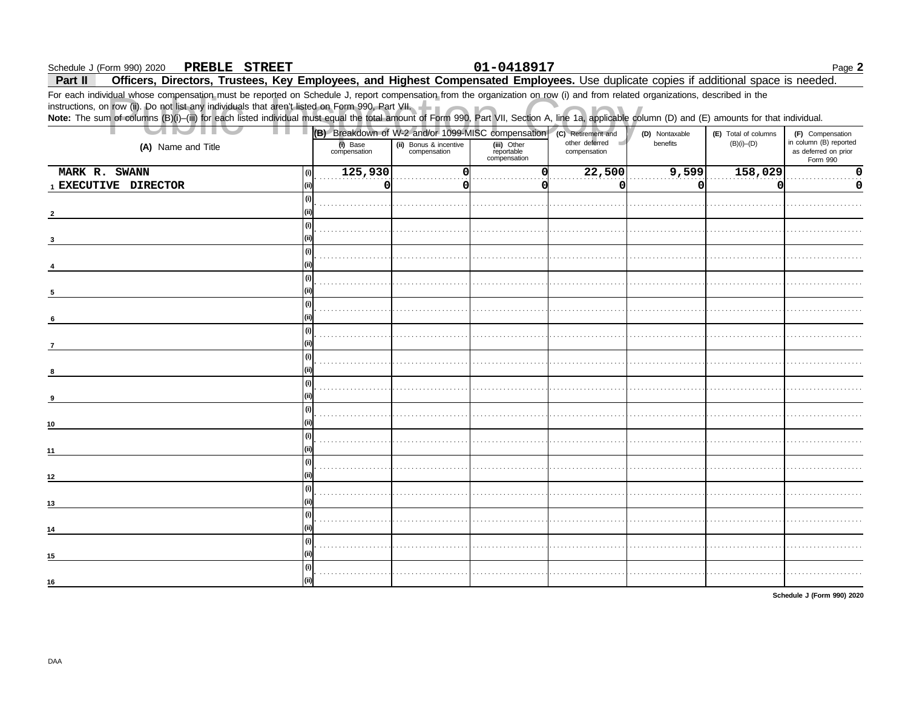Schedule J (Form 990) 2020 **PREBLE STREET** **01-0418917** Page **2**

**Part II** **Officers, Directors, Trustees, Key Employees, and Highest Compensated Employees.** Use duplicate copies if additional space is needed.

For each individual whose compensation must be reported on Schedule J, report compensation from the organization on row (i) and from related organizations, described in the instructions, on row (ii). Do not list any individuals that aren't listed on Form 990, Part VII.

**Note:** The sum of columns (B)(i)–(iii) for each listed individual must equal the total amount of Form 990, Part VII, Section A, line 1a, applicable column (D) and (E) amounts for that individual.

| (A) Name and Title | | (B) Breakdown of W-2 and/or 1099-MISC compensation | | | (C) Retirement and other deferred compensation | (D) Nontaxable benefits | (E) Total of columns (B)(i)–(D) | (F) Compensation in column (B) reported as deferred on prior Form 990 |
|---|---|---|---|---|---|---|---|---|
| | | (i) Base compensation | (ii) Bonus & incentive compensation | (iii) Other reportable compensation | | | | |
| MARK R. SWANN | (i) | 125,930 | 0 | 0 | 22,500 | 9,599 | 158,029 | 0 |
| 1 EXECUTIVE DIRECTOR | (ii) | 0 | 0 | 0 | 0 | 0 | 0 | 0 |
| 2 | (i) | | | | | | | |
| | (ii) | | | | | | | |
| 3 | (i) | | | | | | | |
| | (ii) | | | | | | | |
| 4 | (i) | | | | | | | |
| | (ii) | | | | | | | |
| 5 | (i) | | | | | | | |
| | (ii) | | | | | | | |
| 6 | (i) | | | | | | | |
| | (ii) | | | | | | | |
| 7 | (i) | | | | | | | |
| | (ii) | | | | | | | |
| 8 | (i) | | | | | | | |
| | (ii) | | | | | | | |
| 9 | (i) | | | | | | | |
| | (ii) | | | | | | | |
| 10 | (i) | | | | | | | |
| | (ii) | | | | | | | |
| 11 | (i) | | | | | | | |
| | (ii) | | | | | | | |
| 12 | (i) | | | | | | | |
| | (ii) | | | | | | | |
| 13 | (i) | | | | | | | |
| | (ii) | | | | | | | |
| 14 | (i) | | | | | | | |
| | (ii) | | | | | | | |
| 15 | (i) | | | | | | | |
| | (ii) | | | | | | | |
| 16 | (i) | | | | | | | |
| | (ii) | | | | | | | |

**Schedule J (Form 990) 2020**

DAA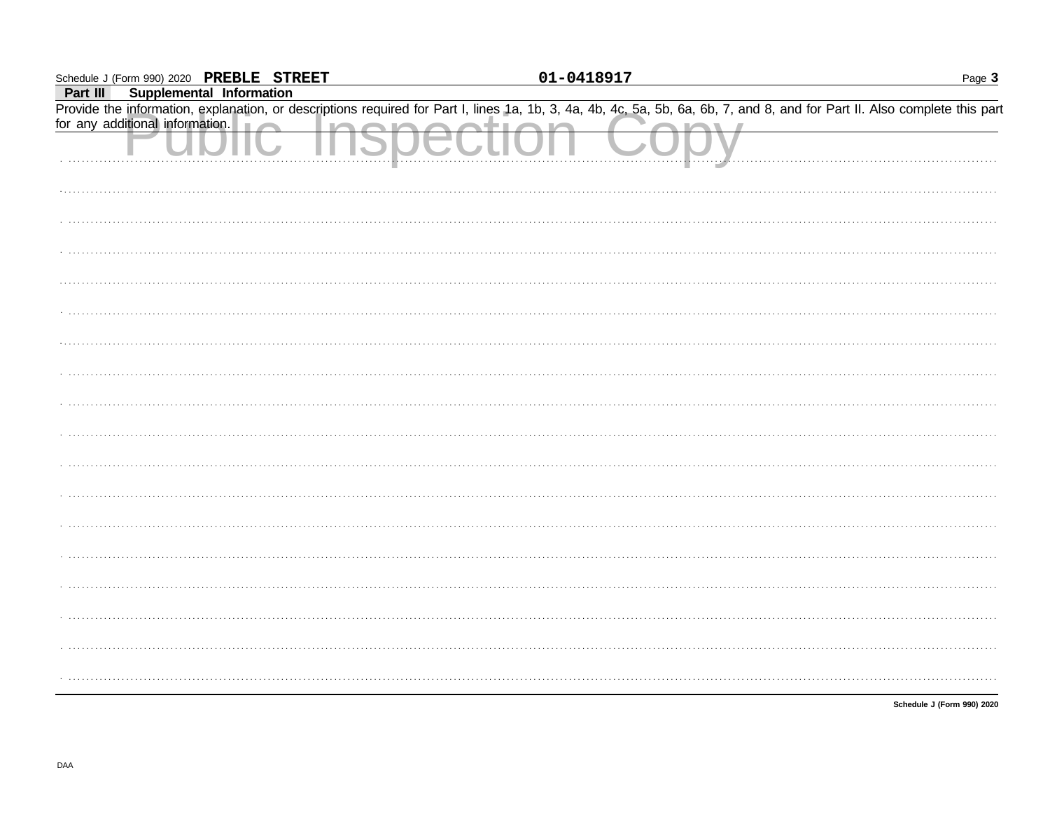Schedule J (Form 990) 2020 **PREBLE STREET** **01-0418917**

**Part III Supplemental Information**

Provide the information, explanation, or descriptions required for Part I, lines 1a, 1b, 3, 4a, 4b, 4c, 5a, 5b, 6a, 6b, 7, and 8, and for Part II. Also complete this part for any additional information.

Public Inspection Copy

**Schedule J (Form 990) 2020**

DAA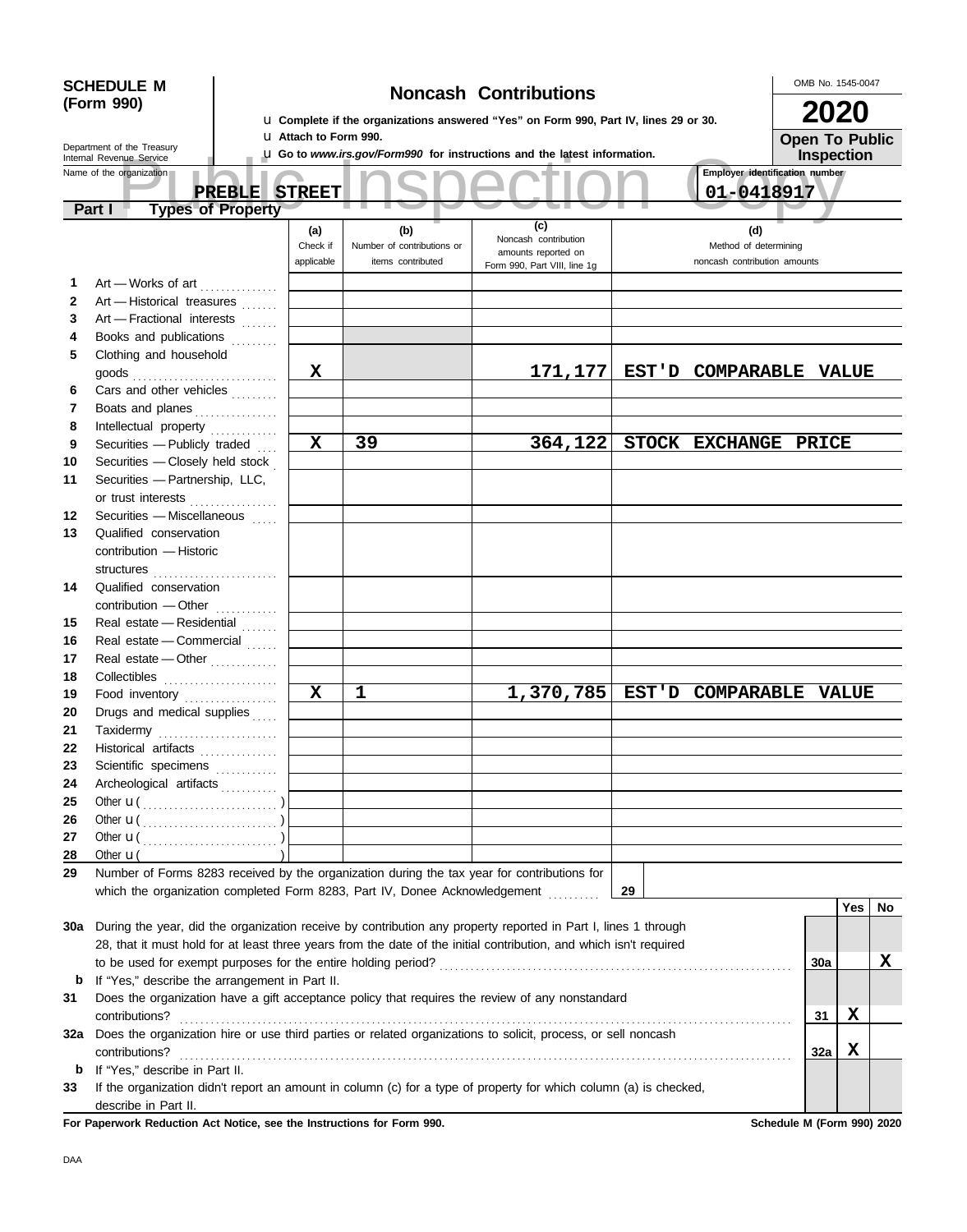# SCHEDULE M (Form 990)

Department of the Treasury
Internal Revenue Service

## Noncash Contributions

u Complete if the organizations answered "Yes" on Form 990, Part IV, lines 29 or 30.
u Attach to Form 990.
u Go to *www.irs.gov/Form990* for instructions and the latest information.

OMB No. 1545-0047

**2020**

**Open To Public Inspection**

Name of the organization: **PREBLE STREET**

Employer identification number: **01-0418917**

Public Inspection Copy

### Part I Types of Property

| | | (a) Check if applicable | (b) Number of contributions or items contributed | (c) Noncash contribution amounts reported on Form 990, Part VIII, line 1g | (d) Method of determining noncash contribution amounts |
|---|---|---|---|---|---|
| 1 | Art — Works of art | | | | |
| 2 | Art — Historical treasures | | | | |
| 3 | Art — Fractional interests | | | | |
| 4 | Books and publications | | | | |
| 5 | Clothing and household goods | X | | 171,177 | EST'D COMPARABLE VALUE |
| 6 | Cars and other vehicles | | | | |
| 7 | Boats and planes | | | | |
| 8 | Intellectual property | | | | |
| 9 | Securities — Publicly traded | X | 39 | 364,122 | STOCK EXCHANGE PRICE |
| 10 | Securities — Closely held stock | | | | |
| 11 | Securities — Partnership, LLC, or trust interests | | | | |
| 12 | Securities — Miscellaneous | | | | |
| 13 | Qualified conservation contribution — Historic structures | | | | |
| 14 | Qualified conservation contribution — Other | | | | |
| 15 | Real estate — Residential | | | | |
| 16 | Real estate — Commercial | | | | |
| 17 | Real estate — Other | | | | |
| 18 | Collectibles | | | | |
| 19 | Food inventory | X | 1 | 1,370,785 | EST'D COMPARABLE VALUE |
| 20 | Drugs and medical supplies | | | | |
| 21 | Taxidermy | | | | |
| 22 | Historical artifacts | | | | |
| 23 | Scientific specimens | | | | |
| 24 | Archeological artifacts | | | | |
| 25 | Other u ( ) | | | | |
| 26 | Other u ( ) | | | | |
| 27 | Other u ( ) | | | | |
| 28 | Other u ( ) | | | | |

**29** Number of Forms 8283 received by the organization during the tax year for contributions for which the organization completed Form 8283, Part IV, Donee Acknowledgement ..... **29**

| | | Line | Yes | No |
|---|---|---|---|---|
| 30a | During the year, did the organization receive by contribution any property reported in Part I, lines 1 through 28, that it must hold for at least three years from the date of the initial contribution, and which isn't required to be used for exempt purposes for the entire holding period? | 30a | | X |
| b | If "Yes," describe the arrangement in Part II. | | | |
| 31 | Does the organization have a gift acceptance policy that requires the review of any nonstandard contributions? | 31 | X | |
| 32a | Does the organization hire or use third parties or related organizations to solicit, process, or sell noncash contributions? | 32a | X | |
| b | If "Yes," describe in Part II. | | | |
| 33 | If the organization didn't report an amount in column (c) for a type of property for which column (a) is checked, describe in Part II. | | | |

**For Paperwork Reduction Act Notice, see the Instructions for Form 990.** **Schedule M (Form 990) 2020**

DAA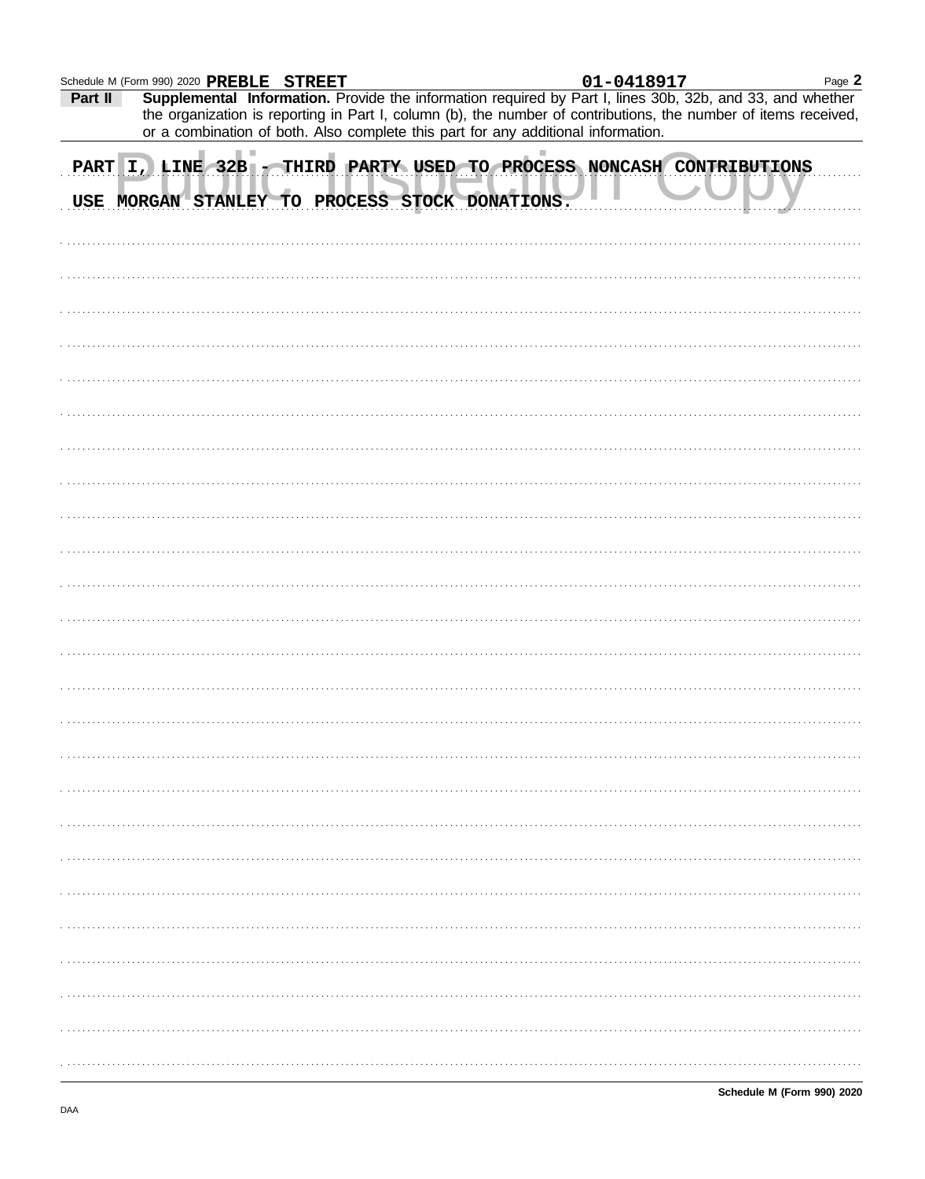Schedule M (Form 990) 2020 **PREBLE STREET** **01-0418917**

**Part II** **Supplemental Information.** Provide the information required by Part I, lines 30b, 32b, and 33, and whether the organization is reporting in Part I, column (b), the number of contributions, the number of items received, or a combination of both. Also complete this part for any additional information.

PART I, LINE 32B - THIRD PARTY USED TO PROCESS NONCASH CONTRIBUTIONS

USE MORGAN STANLEY TO PROCESS STOCK DONATIONS.

**Schedule M (Form 990) 2020**

DAA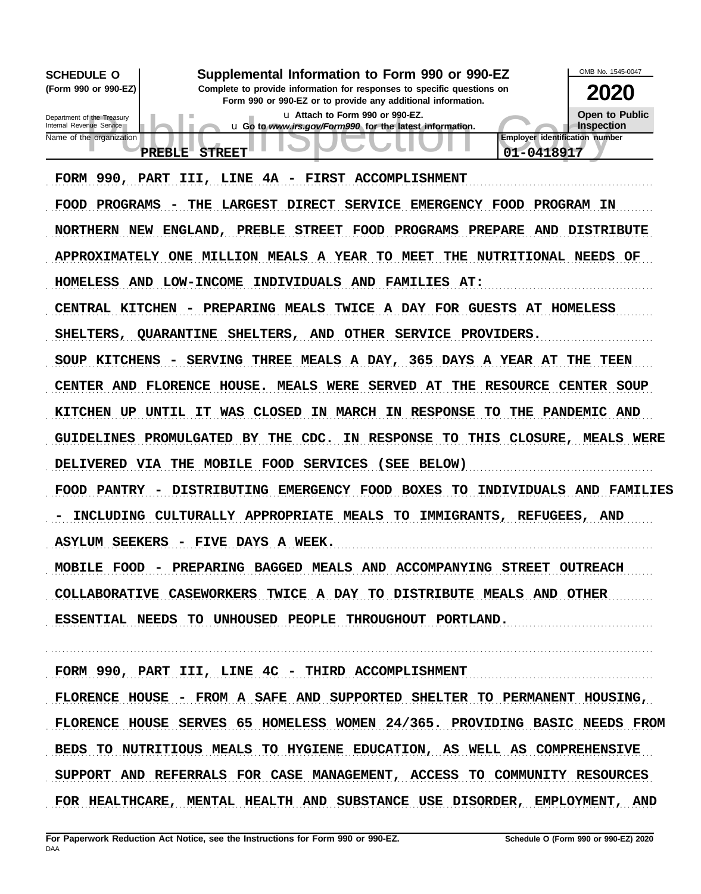**SCHEDULE O** (Form 990 or 990-EZ)

Department of the Treasury
Internal Revenue Service

# Supplemental Information to Form 990 or 990-EZ

**Complete to provide information for responses to specific questions on Form 990 or 990-EZ or to provide any additional information.**

u Attach to Form 990 or 990-EZ.

u Go to *www.irs.gov/Form990* for the latest information.

OMB No. 1545-0047

**2020**

**Open to Public Inspection**

Name of the organization: PREBLE STREET

Employer identification number: 01-0418917

FORM 990, PART III, LINE 4A - FIRST ACCOMPLISHMENT

FOOD PROGRAMS - THE LARGEST DIRECT SERVICE EMERGENCY FOOD PROGRAM IN NORTHERN NEW ENGLAND, PREBLE STREET FOOD PROGRAMS PREPARE AND DISTRIBUTE APPROXIMATELY ONE MILLION MEALS A YEAR TO MEET THE NUTRITIONAL NEEDS OF HOMELESS AND LOW-INCOME INDIVIDUALS AND FAMILIES AT:

CENTRAL KITCHEN - PREPARING MEALS TWICE A DAY FOR GUESTS AT HOMELESS SHELTERS, QUARANTINE SHELTERS, AND OTHER SERVICE PROVIDERS.

SOUP KITCHENS - SERVING THREE MEALS A DAY, 365 DAYS A YEAR AT THE TEEN CENTER AND FLORENCE HOUSE. MEALS WERE SERVED AT THE RESOURCE CENTER SOUP KITCHEN UP UNTIL IT WAS CLOSED IN MARCH IN RESPONSE TO THE PANDEMIC AND GUIDELINES PROMULGATED BY THE CDC. IN RESPONSE TO THIS CLOSURE, MEALS WERE DELIVERED VIA THE MOBILE FOOD SERVICES (SEE BELOW)

FOOD PANTRY - DISTRIBUTING EMERGENCY FOOD BOXES TO INDIVIDUALS AND FAMILIES - INCLUDING CULTURALLY APPROPRIATE MEALS TO IMMIGRANTS, REFUGEES, AND ASYLUM SEEKERS - FIVE DAYS A WEEK.

MOBILE FOOD - PREPARING BAGGED MEALS AND ACCOMPANYING STREET OUTREACH COLLABORATIVE CASEWORKERS TWICE A DAY TO DISTRIBUTE MEALS AND OTHER ESSENTIAL NEEDS TO UNHOUSED PEOPLE THROUGHOUT PORTLAND.

FORM 990, PART III, LINE 4C - THIRD ACCOMPLISHMENT

FLORENCE HOUSE - FROM A SAFE AND SUPPORTED SHELTER TO PERMANENT HOUSING, FLORENCE HOUSE SERVES 65 HOMELESS WOMEN 24/365. PROVIDING BASIC NEEDS FROM BEDS TO NUTRITIOUS MEALS TO HYGIENE EDUCATION, AS WELL AS COMPREHENSIVE SUPPORT AND REFERRALS FOR CASE MANAGEMENT, ACCESS TO COMMUNITY RESOURCES FOR HEALTHCARE, MENTAL HEALTH AND SUBSTANCE USE DISORDER, EMPLOYMENT, AND

**For Paperwork Reduction Act Notice, see the Instructions for Form 990 or 990-EZ.** DAA **Schedule O (Form 990 or 990-EZ) 2020**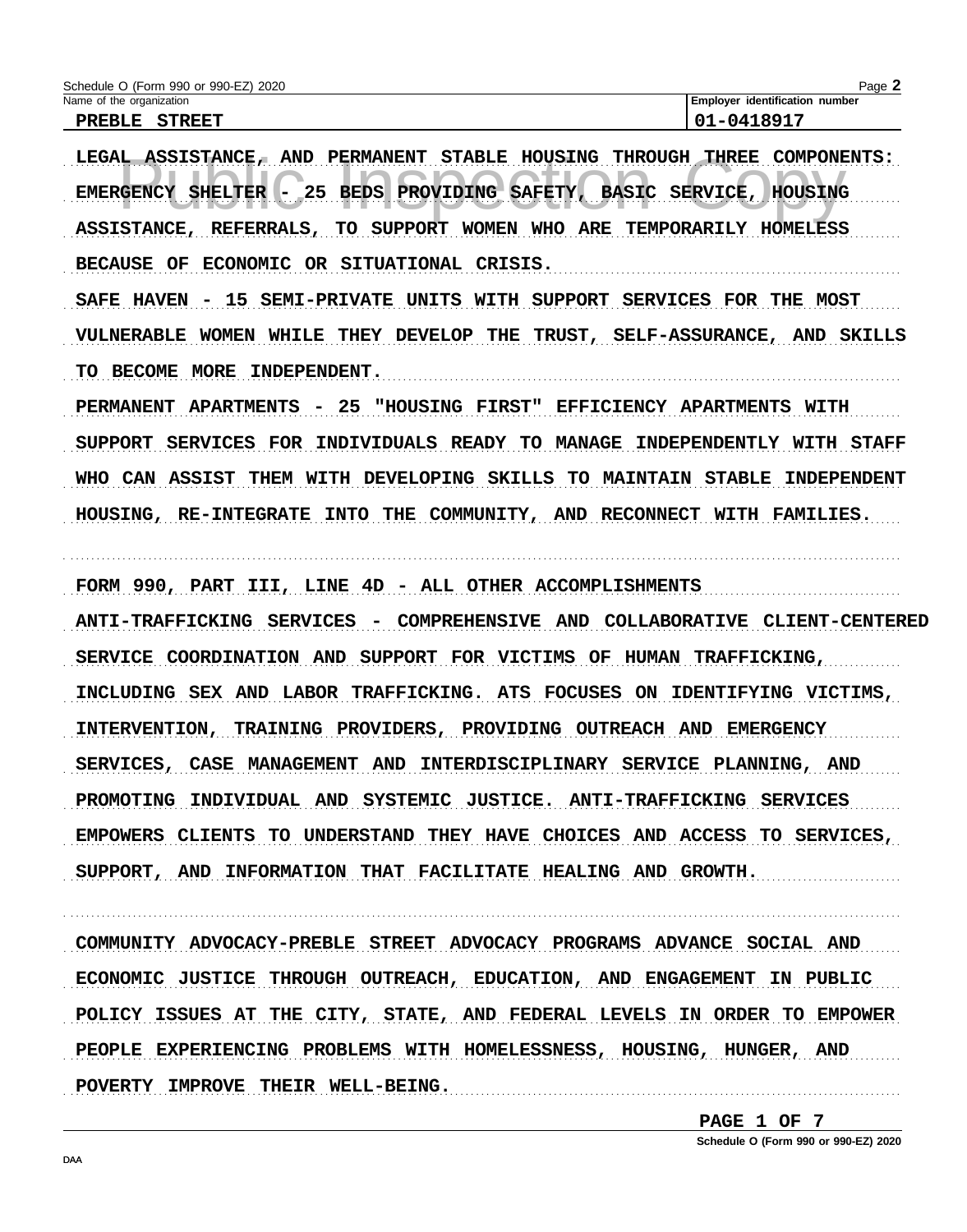Schedule O (Form 990 or 990-EZ) 2020

Name of the organization: PREBLE STREET

Employer identification number: 01-0418917

LEGAL ASSISTANCE, AND PERMANENT STABLE HOUSING THROUGH THREE COMPONENTS:

EMERGENCY SHELTER - 25 BEDS PROVIDING SAFETY, BASIC SERVICE, HOUSING ASSISTANCE, REFERRALS, TO SUPPORT WOMEN WHO ARE TEMPORARILY HOMELESS BECAUSE OF ECONOMIC OR SITUATIONAL CRISIS.

SAFE HAVEN - 15 SEMI-PRIVATE UNITS WITH SUPPORT SERVICES FOR THE MOST VULNERABLE WOMEN WHILE THEY DEVELOP THE TRUST, SELF-ASSURANCE, AND SKILLS TO BECOME MORE INDEPENDENT.

PERMANENT APARTMENTS - 25 "HOUSING FIRST" EFFICIENCY APARTMENTS WITH SUPPORT SERVICES FOR INDIVIDUALS READY TO MANAGE INDEPENDENTLY WITH STAFF WHO CAN ASSIST THEM WITH DEVELOPING SKILLS TO MAINTAIN STABLE INDEPENDENT HOUSING, RE-INTEGRATE INTO THE COMMUNITY, AND RECONNECT WITH FAMILIES.

FORM 990, PART III, LINE 4D - ALL OTHER ACCOMPLISHMENTS

ANTI-TRAFFICKING SERVICES - COMPREHENSIVE AND COLLABORATIVE CLIENT-CENTERED SERVICE COORDINATION AND SUPPORT FOR VICTIMS OF HUMAN TRAFFICKING, INCLUDING SEX AND LABOR TRAFFICKING. ATS FOCUSES ON IDENTIFYING VICTIMS, INTERVENTION, TRAINING PROVIDERS, PROVIDING OUTREACH AND EMERGENCY SERVICES, CASE MANAGEMENT AND INTERDISCIPLINARY SERVICE PLANNING, AND PROMOTING INDIVIDUAL AND SYSTEMIC JUSTICE. ANTI-TRAFFICKING SERVICES EMPOWERS CLIENTS TO UNDERSTAND THEY HAVE CHOICES AND ACCESS TO SERVICES, SUPPORT, AND INFORMATION THAT FACILITATE HEALING AND GROWTH.

COMMUNITY ADVOCACY-PREBLE STREET ADVOCACY PROGRAMS ADVANCE SOCIAL AND ECONOMIC JUSTICE THROUGH OUTREACH, EDUCATION, AND ENGAGEMENT IN PUBLIC POLICY ISSUES AT THE CITY, STATE, AND FEDERAL LEVELS IN ORDER TO EMPOWER PEOPLE EXPERIENCING PROBLEMS WITH HOMELESSNESS, HOUSING, HUNGER, AND POVERTY IMPROVE THEIR WELL-BEING.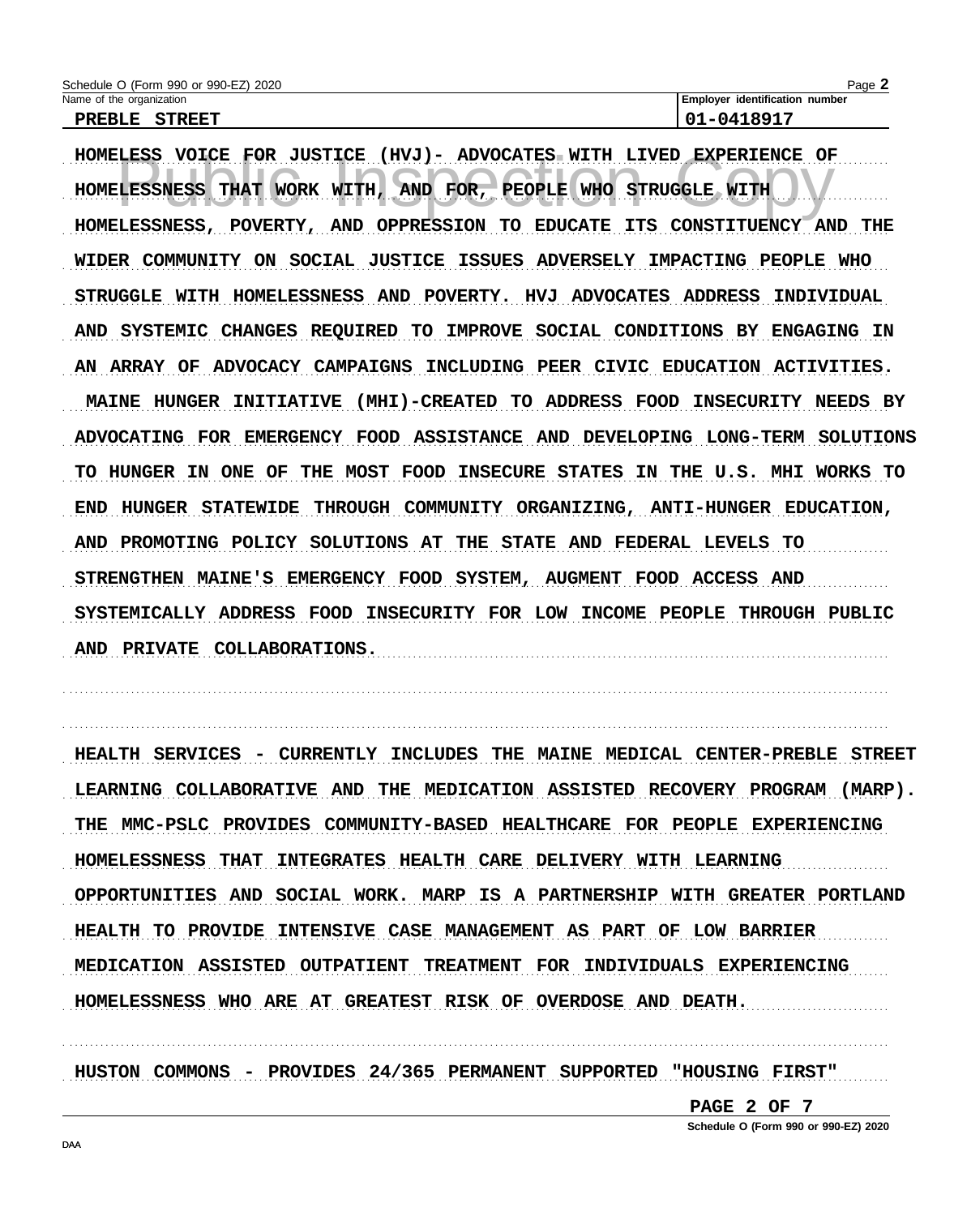Schedule O (Form 990 or 990-EZ) 2020

Name of the organization: PREBLE STREET

Employer identification number: 01-0418917

HOMELESS VOICE FOR JUSTICE (HVJ)- ADVOCATES WITH LIVED EXPERIENCE OF HOMELESSNESS THAT WORK WITH, AND FOR, PEOPLE WHO STRUGGLE WITH HOMELESSNESS, POVERTY, AND OPPRESSION TO EDUCATE ITS CONSTITUENCY AND THE WIDER COMMUNITY ON SOCIAL JUSTICE ISSUES ADVERSELY IMPACTING PEOPLE WHO STRUGGLE WITH HOMELESSNESS AND POVERTY. HVJ ADVOCATES ADDRESS INDIVIDUAL AND SYSTEMIC CHANGES REQUIRED TO IMPROVE SOCIAL CONDITIONS BY ENGAGING IN AN ARRAY OF ADVOCACY CAMPAIGNS INCLUDING PEER CIVIC EDUCATION ACTIVITIES. MAINE HUNGER INITIATIVE (MHI)-CREATED TO ADDRESS FOOD INSECURITY NEEDS BY ADVOCATING FOR EMERGENCY FOOD ASSISTANCE AND DEVELOPING LONG-TERM SOLUTIONS TO HUNGER IN ONE OF THE MOST FOOD INSECURE STATES IN THE U.S. MHI WORKS TO END HUNGER STATEWIDE THROUGH COMMUNITY ORGANIZING, ANTI-HUNGER EDUCATION, AND PROMOTING POLICY SOLUTIONS AT THE STATE AND FEDERAL LEVELS TO STRENGTHEN MAINE'S EMERGENCY FOOD SYSTEM, AUGMENT FOOD ACCESS AND SYSTEMICALLY ADDRESS FOOD INSECURITY FOR LOW INCOME PEOPLE THROUGH PUBLIC AND PRIVATE COLLABORATIONS.

HEALTH SERVICES - CURRENTLY INCLUDES THE MAINE MEDICAL CENTER-PREBLE STREET LEARNING COLLABORATIVE AND THE MEDICATION ASSISTED RECOVERY PROGRAM (MARP). THE MMC-PSLC PROVIDES COMMUNITY-BASED HEALTHCARE FOR PEOPLE EXPERIENCING HOMELESSNESS THAT INTEGRATES HEALTH CARE DELIVERY WITH LEARNING OPPORTUNITIES AND SOCIAL WORK. MARP IS A PARTNERSHIP WITH GREATER PORTLAND HEALTH TO PROVIDE INTENSIVE CASE MANAGEMENT AS PART OF LOW BARRIER MEDICATION ASSISTED OUTPATIENT TREATMENT FOR INDIVIDUALS EXPERIENCING HOMELESSNESS WHO ARE AT GREATEST RISK OF OVERDOSE AND DEATH.

HUSTON COMMONS - PROVIDES 24/365 PERMANENT SUPPORTED "HOUSING FIRST"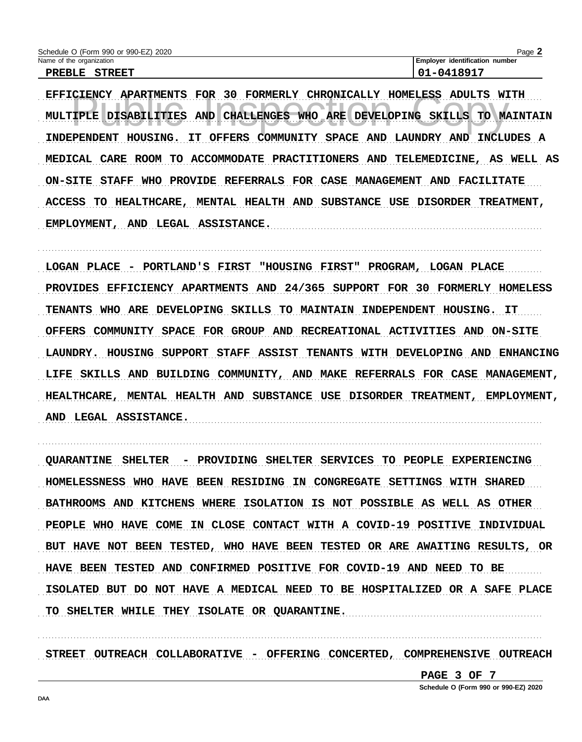Schedule O (Form 990 or 990-EZ) 2020

Name of the organization: PREBLE STREET

Employer identification number: 01-0418917

EFFICIENCY APARTMENTS FOR 30 FORMERLY CHRONICALLY HOMELESS ADULTS WITH MULTIPLE DISABILITIES AND CHALLENGES WHO ARE DEVELOPING SKILLS TO MAINTAIN INDEPENDENT HOUSING. IT OFFERS COMMUNITY SPACE AND LAUNDRY AND INCLUDES A MEDICAL CARE ROOM TO ACCOMMODATE PRACTITIONERS AND TELEMEDICINE, AS WELL AS ON-SITE STAFF WHO PROVIDE REFERRALS FOR CASE MANAGEMENT AND FACILITATE ACCESS TO HEALTHCARE, MENTAL HEALTH AND SUBSTANCE USE DISORDER TREATMENT, EMPLOYMENT, AND LEGAL ASSISTANCE.

LOGAN PLACE - PORTLAND'S FIRST "HOUSING FIRST" PROGRAM, LOGAN PLACE PROVIDES EFFICIENCY APARTMENTS AND 24/365 SUPPORT FOR 30 FORMERLY HOMELESS TENANTS WHO ARE DEVELOPING SKILLS TO MAINTAIN INDEPENDENT HOUSING. IT OFFERS COMMUNITY SPACE FOR GROUP AND RECREATIONAL ACTIVITIES AND ON-SITE LAUNDRY. HOUSING SUPPORT STAFF ASSIST TENANTS WITH DEVELOPING AND ENHANCING LIFE SKILLS AND BUILDING COMMUNITY, AND MAKE REFERRALS FOR CASE MANAGEMENT, HEALTHCARE, MENTAL HEALTH AND SUBSTANCE USE DISORDER TREATMENT, EMPLOYMENT, AND LEGAL ASSISTANCE.

QUARANTINE SHELTER - PROVIDING SHELTER SERVICES TO PEOPLE EXPERIENCING HOMELESSNESS WHO HAVE BEEN RESIDING IN CONGREGATE SETTINGS WITH SHARED BATHROOMS AND KITCHENS WHERE ISOLATION IS NOT POSSIBLE AS WELL AS OTHER PEOPLE WHO HAVE COME IN CLOSE CONTACT WITH A COVID-19 POSITIVE INDIVIDUAL BUT HAVE NOT BEEN TESTED, WHO HAVE BEEN TESTED OR ARE AWAITING RESULTS, OR HAVE BEEN TESTED AND CONFIRMED POSITIVE FOR COVID-19 AND NEED TO BE ISOLATED BUT DO NOT HAVE A MEDICAL NEED TO BE HOSPITALIZED OR A SAFE PLACE TO SHELTER WHILE THEY ISOLATE OR QUARANTINE.

STREET OUTREACH COLLABORATIVE - OFFERING CONCERTED, COMPREHENSIVE OUTREACH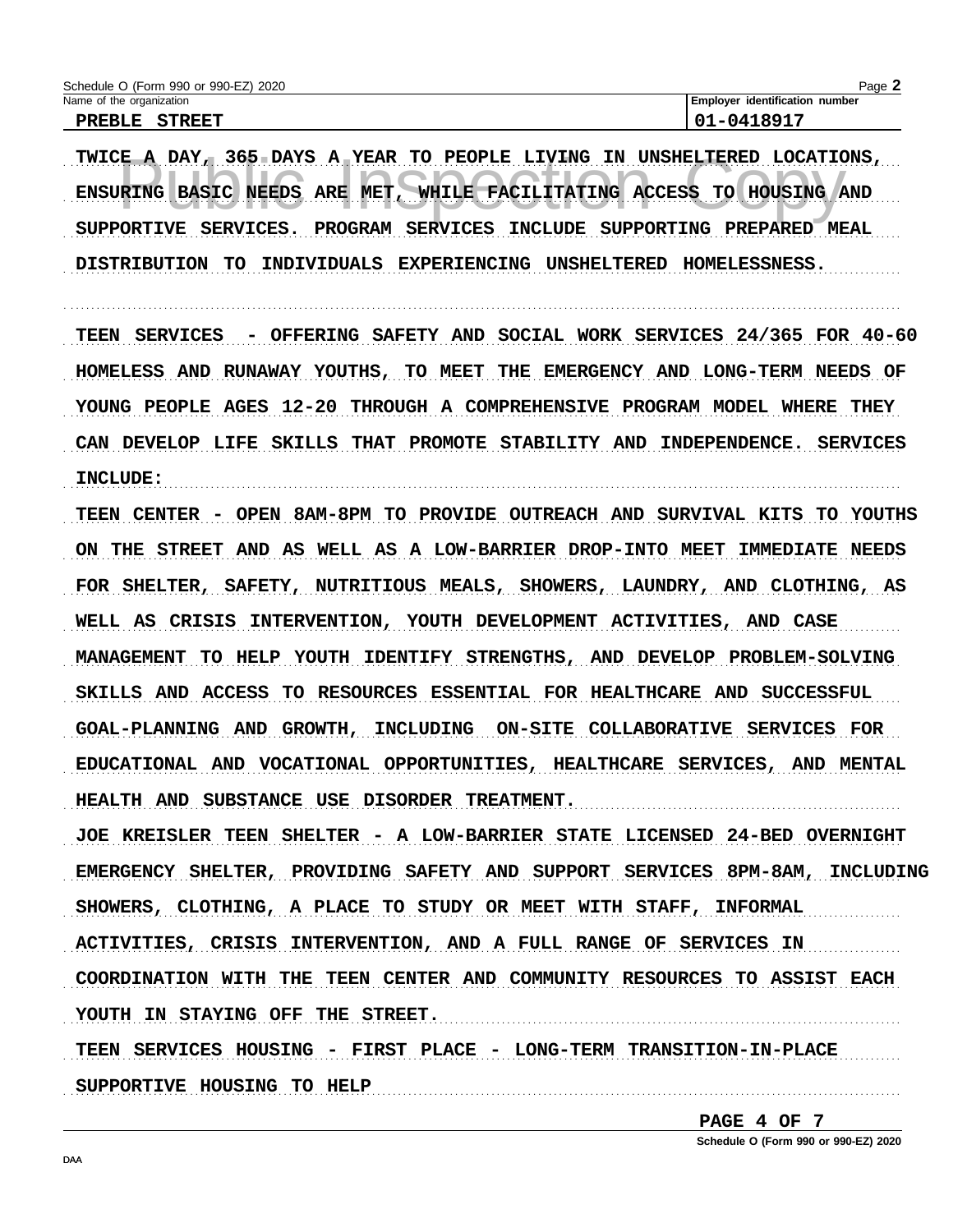Schedule O (Form 990 or 990-EZ) 2020

Name of the organization: PREBLE STREET

Employer identification number: 01-0418917

TWICE A DAY, 365 DAYS A YEAR TO PEOPLE LIVING IN UNSHELTERED LOCATIONS, ENSURING BASIC NEEDS ARE MET, WHILE FACILITATING ACCESS TO HOUSING AND SUPPORTIVE SERVICES. PROGRAM SERVICES INCLUDE SUPPORTING PREPARED MEAL DISTRIBUTION TO INDIVIDUALS EXPERIENCING UNSHELTERED HOMELESSNESS.

TEEN SERVICES - OFFERING SAFETY AND SOCIAL WORK SERVICES 24/365 FOR 40-60 HOMELESS AND RUNAWAY YOUTHS, TO MEET THE EMERGENCY AND LONG-TERM NEEDS OF YOUNG PEOPLE AGES 12-20 THROUGH A COMPREHENSIVE PROGRAM MODEL WHERE THEY CAN DEVELOP LIFE SKILLS THAT PROMOTE STABILITY AND INDEPENDENCE. SERVICES INCLUDE:

TEEN CENTER - OPEN 8AM-8PM TO PROVIDE OUTREACH AND SURVIVAL KITS TO YOUTHS ON THE STREET AND AS WELL AS A LOW-BARRIER DROP-INTO MEET IMMEDIATE NEEDS FOR SHELTER, SAFETY, NUTRITIOUS MEALS, SHOWERS, LAUNDRY, AND CLOTHING, AS WELL AS CRISIS INTERVENTION, YOUTH DEVELOPMENT ACTIVITIES, AND CASE MANAGEMENT TO HELP YOUTH IDENTIFY STRENGTHS, AND DEVELOP PROBLEM-SOLVING SKILLS AND ACCESS TO RESOURCES ESSENTIAL FOR HEALTHCARE AND SUCCESSFUL GOAL-PLANNING AND GROWTH, INCLUDING ON-SITE COLLABORATIVE SERVICES FOR EDUCATIONAL AND VOCATIONAL OPPORTUNITIES, HEALTHCARE SERVICES, AND MENTAL HEALTH AND SUBSTANCE USE DISORDER TREATMENT.

JOE KREISLER TEEN SHELTER - A LOW-BARRIER STATE LICENSED 24-BED OVERNIGHT EMERGENCY SHELTER, PROVIDING SAFETY AND SUPPORT SERVICES 8PM-8AM, INCLUDING SHOWERS, CLOTHING, A PLACE TO STUDY OR MEET WITH STAFF, INFORMAL ACTIVITIES, CRISIS INTERVENTION, AND A FULL RANGE OF SERVICES IN COORDINATION WITH THE TEEN CENTER AND COMMUNITY RESOURCES TO ASSIST EACH YOUTH IN STAYING OFF THE STREET.

TEEN SERVICES HOUSING - FIRST PLACE - LONG-TERM TRANSITION-IN-PLACE SUPPORTIVE HOUSING TO HELP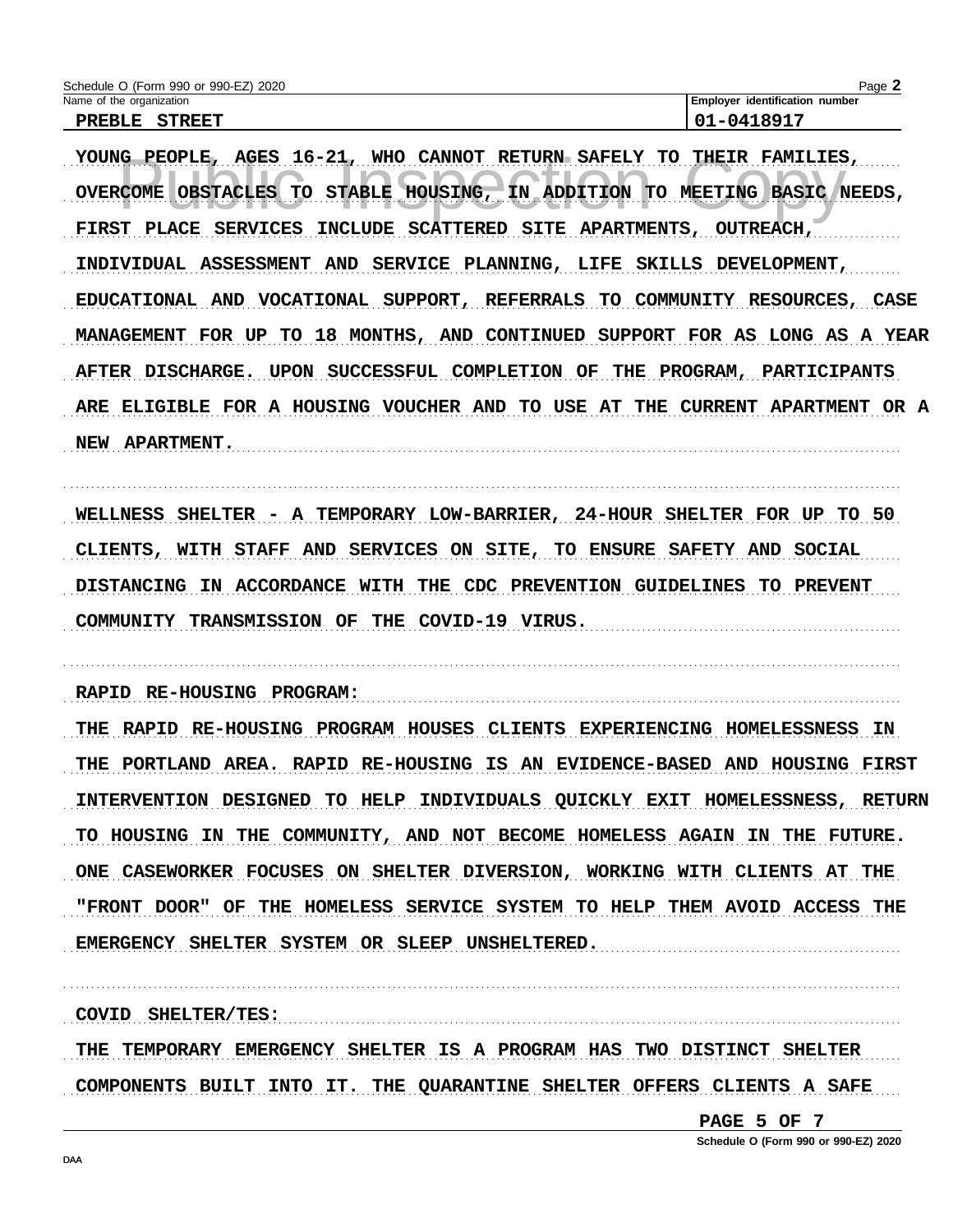Schedule O (Form 990 or 990-EZ) 2020

Name of the organization: PREBLE STREET

Employer identification number: 01-0418917

YOUNG PEOPLE, AGES 16-21, WHO CANNOT RETURN SAFELY TO THEIR FAMILIES, OVERCOME OBSTACLES TO STABLE HOUSING, IN ADDITION TO MEETING BASIC NEEDS, FIRST PLACE SERVICES INCLUDE SCATTERED SITE APARTMENTS, OUTREACH, INDIVIDUAL ASSESSMENT AND SERVICE PLANNING, LIFE SKILLS DEVELOPMENT, EDUCATIONAL AND VOCATIONAL SUPPORT, REFERRALS TO COMMUNITY RESOURCES, CASE MANAGEMENT FOR UP TO 18 MONTHS, AND CONTINUED SUPPORT FOR AS LONG AS A YEAR AFTER DISCHARGE. UPON SUCCESSFUL COMPLETION OF THE PROGRAM, PARTICIPANTS ARE ELIGIBLE FOR A HOUSING VOUCHER AND TO USE AT THE CURRENT APARTMENT OR A NEW APARTMENT.

WELLNESS SHELTER - A TEMPORARY LOW-BARRIER, 24-HOUR SHELTER FOR UP TO 50 CLIENTS, WITH STAFF AND SERVICES ON SITE, TO ENSURE SAFETY AND SOCIAL DISTANCING IN ACCORDANCE WITH THE CDC PREVENTION GUIDELINES TO PREVENT COMMUNITY TRANSMISSION OF THE COVID-19 VIRUS.

RAPID RE-HOUSING PROGRAM:

THE RAPID RE-HOUSING PROGRAM HOUSES CLIENTS EXPERIENCING HOMELESSNESS IN THE PORTLAND AREA. RAPID RE-HOUSING IS AN EVIDENCE-BASED AND HOUSING FIRST INTERVENTION DESIGNED TO HELP INDIVIDUALS QUICKLY EXIT HOMELESSNESS, RETURN TO HOUSING IN THE COMMUNITY, AND NOT BECOME HOMELESS AGAIN IN THE FUTURE. ONE CASEWORKER FOCUSES ON SHELTER DIVERSION, WORKING WITH CLIENTS AT THE "FRONT DOOR" OF THE HOMELESS SERVICE SYSTEM TO HELP THEM AVOID ACCESS THE EMERGENCY SHELTER SYSTEM OR SLEEP UNSHELTERED.

COVID SHELTER/TES:

THE TEMPORARY EMERGENCY SHELTER IS A PROGRAM HAS TWO DISTINCT SHELTER COMPONENTS BUILT INTO IT. THE QUARANTINE SHELTER OFFERS CLIENTS A SAFE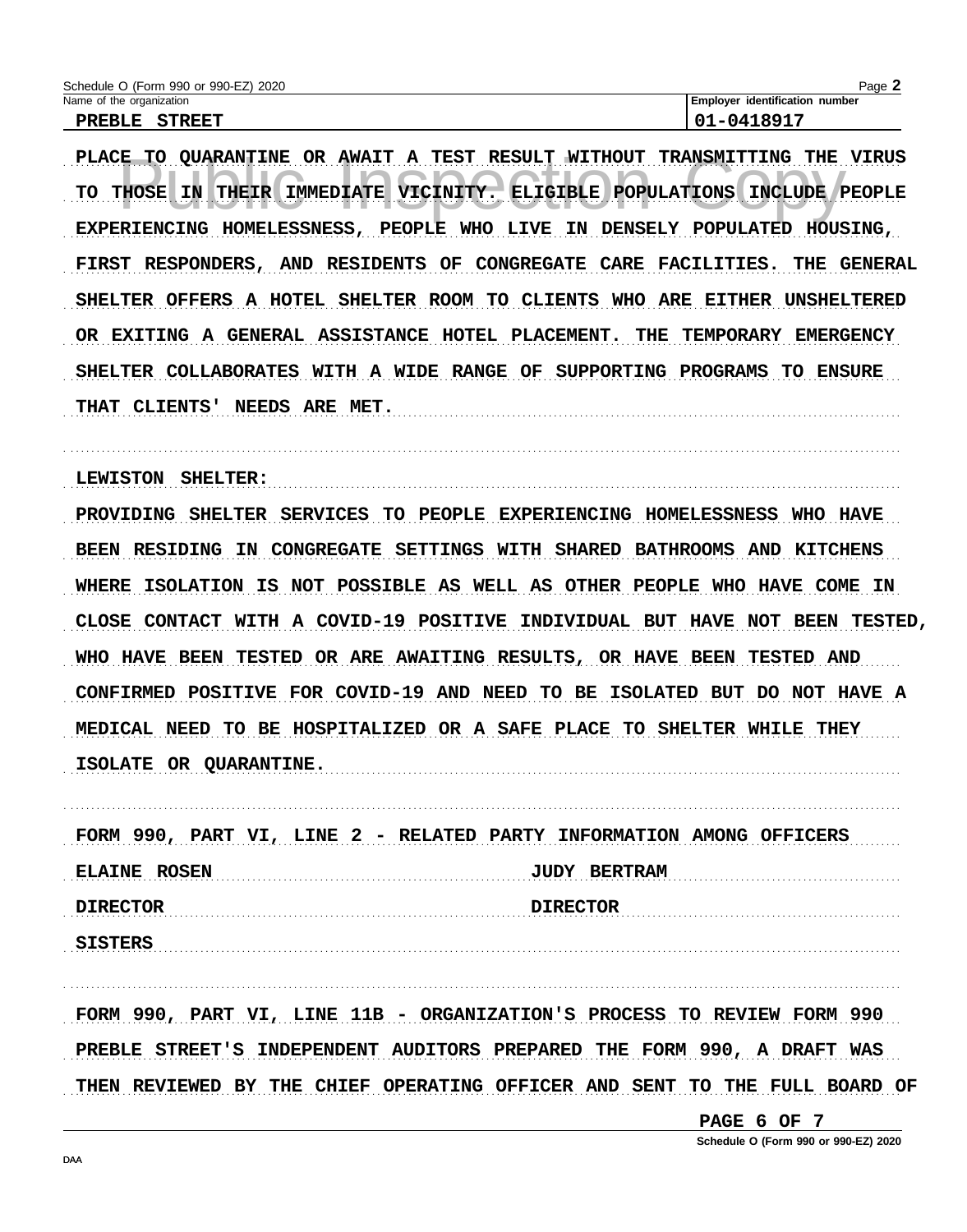Schedule O (Form 990 or 990-EZ) 2020

Name of the organization: PREBLE STREET

Employer identification number: 01-0418917

PLACE TO QUARANTINE OR AWAIT A TEST RESULT WITHOUT TRANSMITTING THE VIRUS TO THOSE IN THEIR IMMEDIATE VICINITY. ELIGIBLE POPULATIONS INCLUDE PEOPLE EXPERIENCING HOMELESSNESS, PEOPLE WHO LIVE IN DENSELY POPULATED HOUSING, FIRST RESPONDERS, AND RESIDENTS OF CONGREGATE CARE FACILITIES. THE GENERAL SHELTER OFFERS A HOTEL SHELTER ROOM TO CLIENTS WHO ARE EITHER UNSHELTERED OR EXITING A GENERAL ASSISTANCE HOTEL PLACEMENT. THE TEMPORARY EMERGENCY SHELTER COLLABORATES WITH A WIDE RANGE OF SUPPORTING PROGRAMS TO ENSURE THAT CLIENTS' NEEDS ARE MET.

LEWISTON SHELTER:

PROVIDING SHELTER SERVICES TO PEOPLE EXPERIENCING HOMELESSNESS WHO HAVE BEEN RESIDING IN CONGREGATE SETTINGS WITH SHARED BATHROOMS AND KITCHENS WHERE ISOLATION IS NOT POSSIBLE AS WELL AS OTHER PEOPLE WHO HAVE COME IN CLOSE CONTACT WITH A COVID-19 POSITIVE INDIVIDUAL BUT HAVE NOT BEEN TESTED, WHO HAVE BEEN TESTED OR ARE AWAITING RESULTS, OR HAVE BEEN TESTED AND CONFIRMED POSITIVE FOR COVID-19 AND NEED TO BE ISOLATED BUT DO NOT HAVE A MEDICAL NEED TO BE HOSPITALIZED OR A SAFE PLACE TO SHELTER WHILE THEY ISOLATE OR QUARANTINE.

FORM 990, PART VI, LINE 2 - RELATED PARTY INFORMATION AMONG OFFICERS

| ELAINE ROSEN | JUDY BERTRAM |
|---|---|
| DIRECTOR | DIRECTOR |
| SISTERS | |

FORM 990, PART VI, LINE 11B - ORGANIZATION'S PROCESS TO REVIEW FORM 990

PREBLE STREET'S INDEPENDENT AUDITORS PREPARED THE FORM 990, A DRAFT WAS THEN REVIEWED BY THE CHIEF OPERATING OFFICER AND SENT TO THE FULL BOARD OF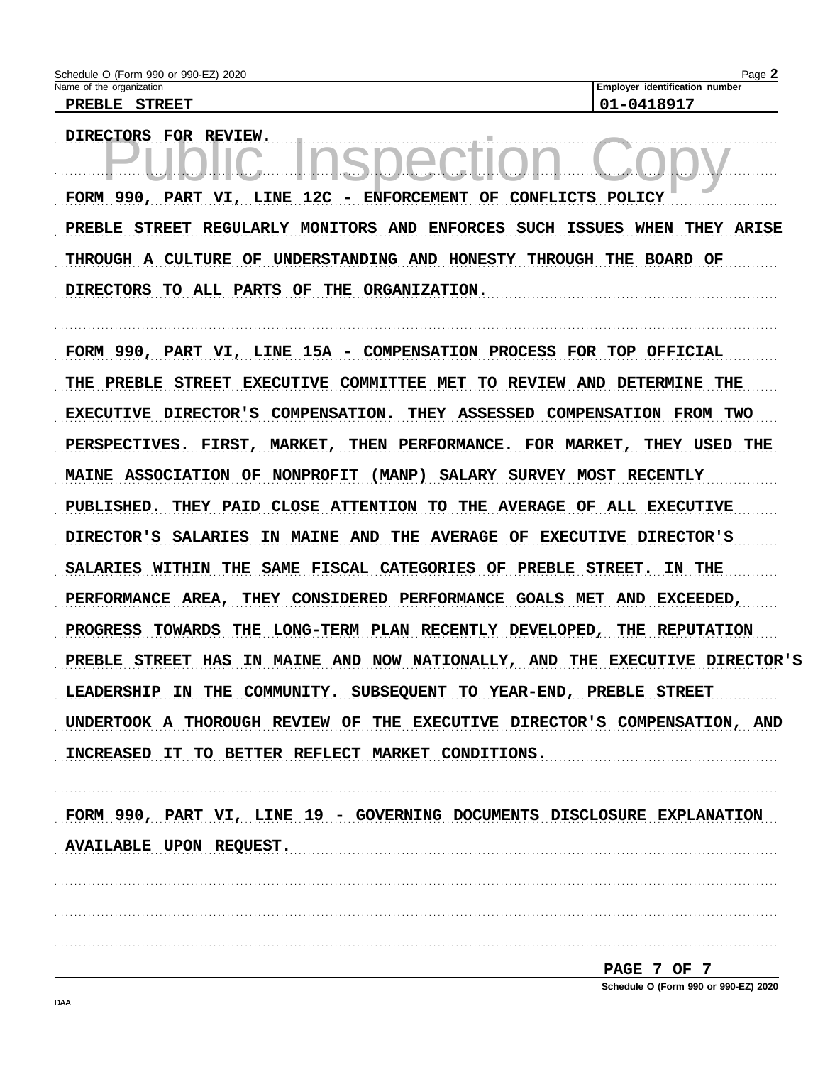Schedule O (Form 990 or 990-EZ) 2020

Name of the organization: PREBLE STREET

Employer identification number: 01-0418917

DIRECTORS FOR REVIEW.

FORM 990, PART VI, LINE 12C - ENFORCEMENT OF CONFLICTS POLICY

PREBLE STREET REGULARLY MONITORS AND ENFORCES SUCH ISSUES WHEN THEY ARISE THROUGH A CULTURE OF UNDERSTANDING AND HONESTY THROUGH THE BOARD OF DIRECTORS TO ALL PARTS OF THE ORGANIZATION.

FORM 990, PART VI, LINE 15A - COMPENSATION PROCESS FOR TOP OFFICIAL

THE PREBLE STREET EXECUTIVE COMMITTEE MET TO REVIEW AND DETERMINE THE EXECUTIVE DIRECTOR'S COMPENSATION. THEY ASSESSED COMPENSATION FROM TWO PERSPECTIVES. FIRST, MARKET, THEN PERFORMANCE. FOR MARKET, THEY USED THE MAINE ASSOCIATION OF NONPROFIT (MANP) SALARY SURVEY MOST RECENTLY PUBLISHED. THEY PAID CLOSE ATTENTION TO THE AVERAGE OF ALL EXECUTIVE DIRECTOR'S SALARIES IN MAINE AND THE AVERAGE OF EXECUTIVE DIRECTOR'S SALARIES WITHIN THE SAME FISCAL CATEGORIES OF PREBLE STREET. IN THE PERFORMANCE AREA, THEY CONSIDERED PERFORMANCE GOALS MET AND EXCEEDED, PROGRESS TOWARDS THE LONG-TERM PLAN RECENTLY DEVELOPED, THE REPUTATION PREBLE STREET HAS IN MAINE AND NOW NATIONALLY, AND THE EXECUTIVE DIRECTOR'S LEADERSHIP IN THE COMMUNITY. SUBSEQUENT TO YEAR-END, PREBLE STREET UNDERTOOK A THOROUGH REVIEW OF THE EXECUTIVE DIRECTOR'S COMPENSATION, AND INCREASED IT TO BETTER REFLECT MARKET CONDITIONS.

FORM 990, PART VI, LINE 19 - GOVERNING DOCUMENTS DISCLOSURE EXPLANATION

AVAILABLE UPON REQUEST.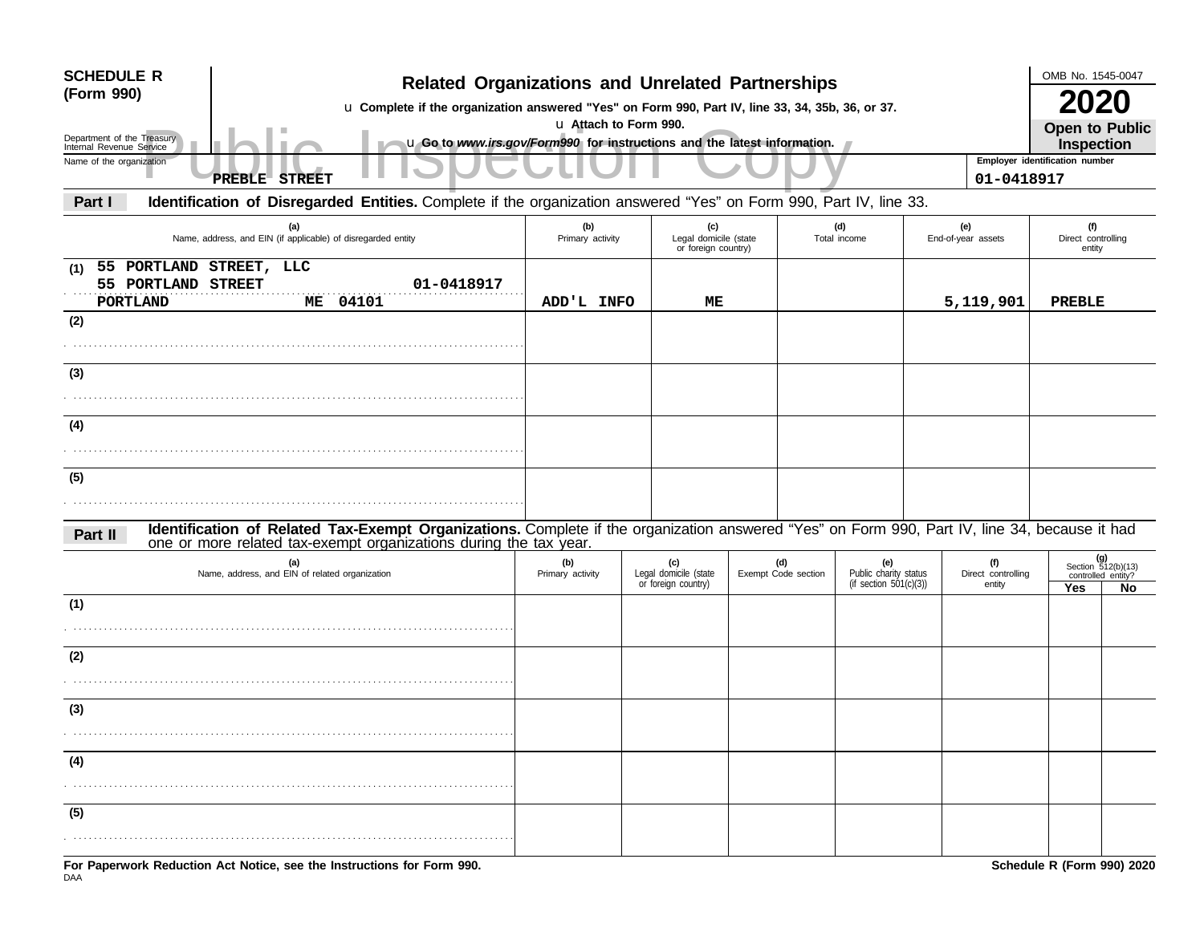**SCHEDULE R (Form 990)**

Department of the Treasury
Internal Revenue Service

# Related Organizations and Unrelated Partnerships

u Complete if the organization answered "Yes" on Form 990, Part IV, line 33, 34, 35b, 36, or 37.

u Attach to Form 990.

u Go to *www.irs.gov/Form990* for instructions and the latest information.

OMB No. 1545-0047

**2020**

**Open to Public Inspection**

Public Inspection Copy

Name of the organization: PREBLE STREET

Employer identification number: 01-0418917

**Part I** **Identification of Disregarded Entities.** Complete if the organization answered "Yes" on Form 990, Part IV, line 33.

| (a) Name, address, and EIN (if applicable) of disregarded entity | (b) Primary activity | (c) Legal domicile (state or foreign country) | (d) Total income | (e) End-of-year assets | (f) Direct controlling entity |
|---|---|---|---|---|---|
| (1) 55 PORTLAND STREET, LLC 55 PORTLAND STREET 01-0418917 PORTLAND ME 04101 | ADD'L INFO | ME | | 5,119,901 | PREBLE |
| (2) | | | | | |
| (3) | | | | | |
| (4) | | | | | |
| (5) | | | | | |

**Part II** **Identification of Related Tax-Exempt Organizations.** Complete if the organization answered "Yes" on Form 990, Part IV, line 34, because it had one or more related tax-exempt organizations during the tax year.

| (a) Name, address, and EIN of related organization | (b) Primary activity | (c) Legal domicile (state or foreign country) | (d) Exempt Code section | (e) Public charity status (if section 501(c)(3)) | (f) Direct controlling entity | (g) Section 512(b)(13) controlled entity? Yes | No |
|---|---|---|---|---|---|---|---|
| (1) | | | | | | | |
| (2) | | | | | | | |
| (3) | | | | | | | |
| (4) | | | | | | | |
| (5) | | | | | | | |

**For Paperwork Reduction Act Notice, see the Instructions for Form 990.**

DAA

**Schedule R (Form 990) 2020**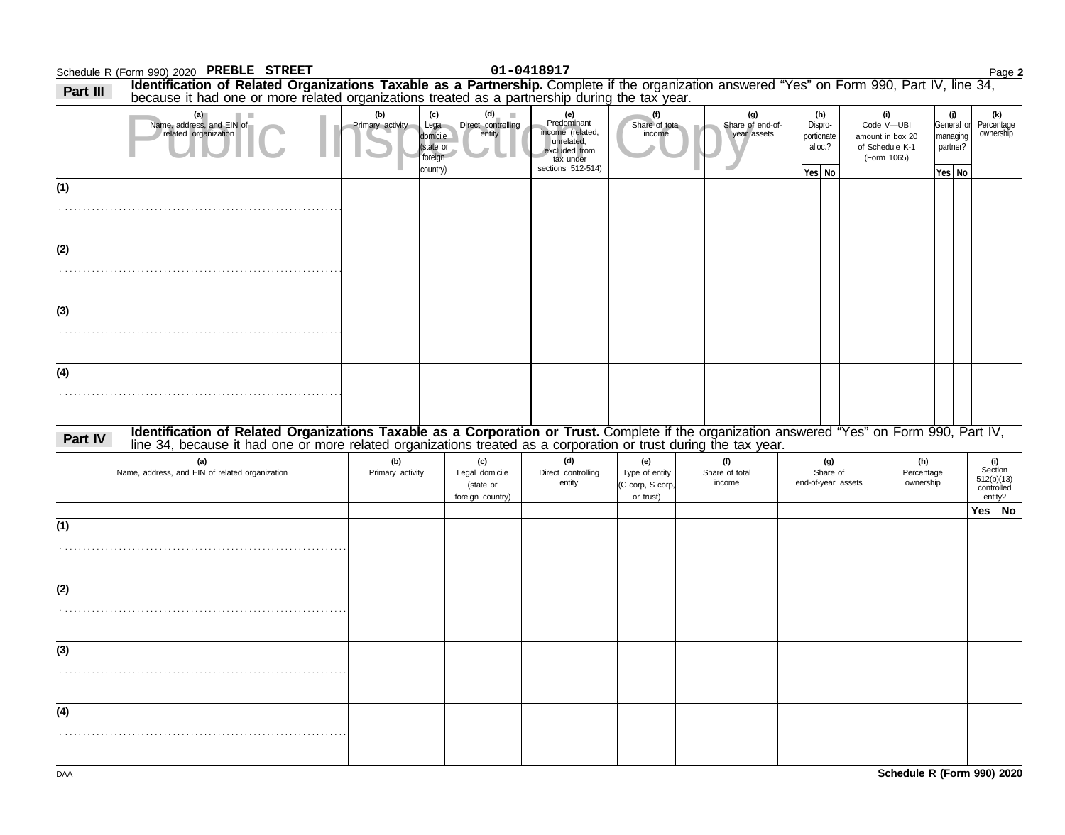Schedule R (Form 990) 2020 PREBLE STREET 01-0418917

## Part III Identification of Related Organizations Taxable as a Partnership. Complete if the organization answered "Yes" on Form 990, Part IV, line 34, because it had one or more related organizations treated as a partnership during the tax year.

Public Inspection Copy

| (a) Name, address, and EIN of related organization | (b) Primary activity | (c) Legal domicile (state or foreign country) | (d) Direct controlling entity | (e) Predominant income (related, unrelated, excluded from tax under sections 512-514) | (f) Share of total income | (g) Share of end-of-year assets | (h) Disproportionate alloc.? | | (i) Code V—UBI amount in box 20 of Schedule K-1 (Form 1065) | (j) General or managing partner? | | (k) Percentage ownership |
|---|---|---|---|---|---|---|---|---|---|---|---|---|
| | | | | | | | Yes | No | | Yes | No | |
| (1) | | | | | | | | | | | | |
| (2) | | | | | | | | | | | | |
| (3) | | | | | | | | | | | | |
| (4) | | | | | | | | | | | | |

## Part IV Identification of Related Organizations Taxable as a Corporation or Trust. Complete if the organization answered "Yes" on Form 990, Part IV, line 34, because it had one or more related organizations treated as a corporation or trust during the tax year.

| (a) Name, address, and EIN of related organization | (b) Primary activity | (c) Legal domicile (state or foreign country) | (d) Direct controlling entity | (e) Type of entity (C corp, S corp, or trust) | (f) Share of total income | (g) Share of end-of-year assets | (h) Percentage ownership | (i) Section 512(b)(13) controlled entity? | |
|---|---|---|---|---|---|---|---|---|---|
| | | | | | | | | Yes | No |
| (1) | | | | | | | | | |
| (2) | | | | | | | | | |
| (3) | | | | | | | | | |
| (4) | | | | | | | | | |

DAA Schedule R (Form 990) 2020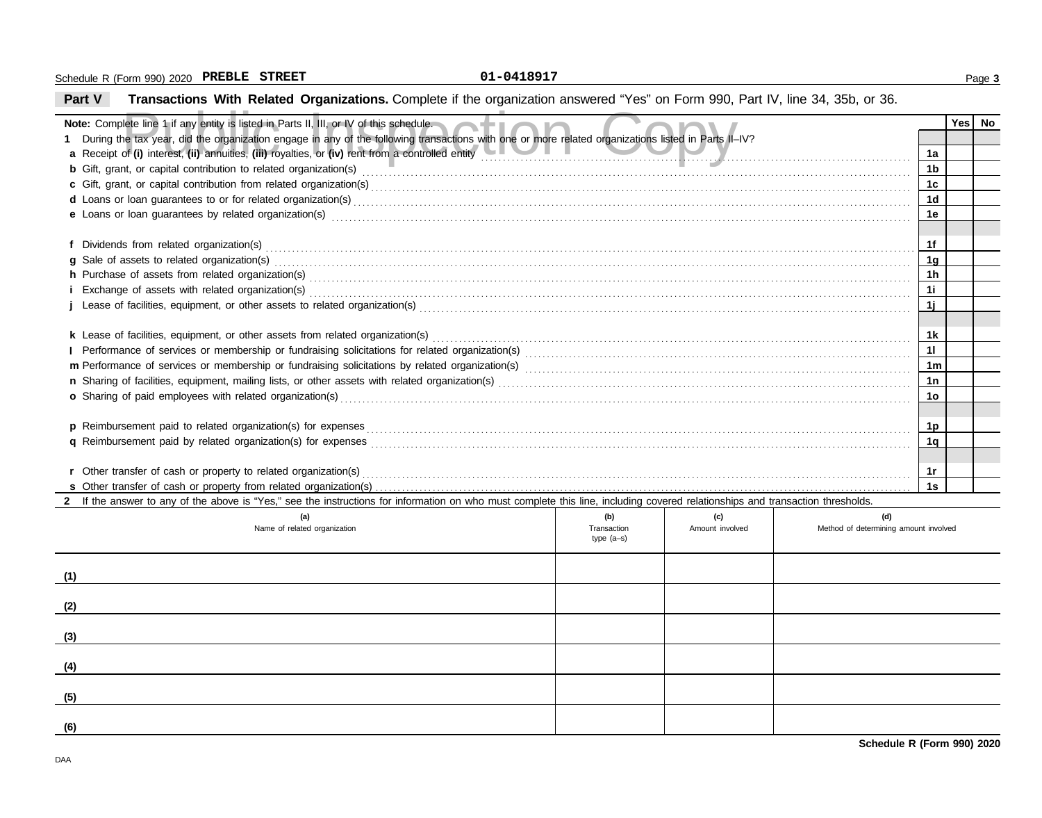Schedule R (Form 990) 2020 **PREBLE STREET** 01-0418917

## Part V Transactions With Related Organizations.

Complete if the organization answered "Yes" on Form 990, Part IV, line 34, 35b, or 36.

| **Note:** Complete line 1 if any entity is listed in Parts II, III, or IV of this schedule. | | Yes | No |
|---|---|---|---|
| **1** During the tax year, did the organization engage in any of the following transactions with one or more related organizations listed in Parts II–IV? | | | |
| **a** Receipt of **(i)** interest, **(ii)** annuities, **(iii)** royalties, or **(iv)** rent from a controlled entity | 1a | | |
| **b** Gift, grant, or capital contribution to related organization(s) | 1b | | |
| **c** Gift, grant, or capital contribution from related organization(s) | 1c | | |
| **d** Loans or loan guarantees to or for related organization(s) | 1d | | |
| **e** Loans or loan guarantees by related organization(s) | 1e | | |
| **f** Dividends from related organization(s) | 1f | | |
| **g** Sale of assets to related organization(s) | 1g | | |
| **h** Purchase of assets from related organization(s) | 1h | | |
| **i** Exchange of assets with related organization(s) | 1i | | |
| **j** Lease of facilities, equipment, or other assets to related organization(s) | 1j | | |
| **k** Lease of facilities, equipment, or other assets from related organization(s) | 1k | | |
| **l** Performance of services or membership or fundraising solicitations for related organization(s) | 1l | | |
| **m** Performance of services or membership or fundraising solicitations by related organization(s) | 1m | | |
| **n** Sharing of facilities, equipment, mailing lists, or other assets with related organization(s) | 1n | | |
| **o** Sharing of paid employees with related organization(s) | 1o | | |
| **p** Reimbursement paid to related organization(s) for expenses | 1p | | |
| **q** Reimbursement paid by related organization(s) for expenses | 1q | | |
| **r** Other transfer of cash or property to related organization(s) | 1r | | |
| **s** Other transfer of cash or property from related organization(s) | 1s | | |

**2** If the answer to any of the above is "Yes," see the instructions for information on who must complete this line, including covered relationships and transaction thresholds.

| | (a) Name of related organization | (b) Transaction type (a–s) | (c) Amount involved | (d) Method of determining amount involved |
|---|---|---|---|---|
| (1) | | | | |
| (2) | | | | |
| (3) | | | | |
| (4) | | | | |
| (5) | | | | |
| (6) | | | | |

**Schedule R (Form 990) 2020**

DAA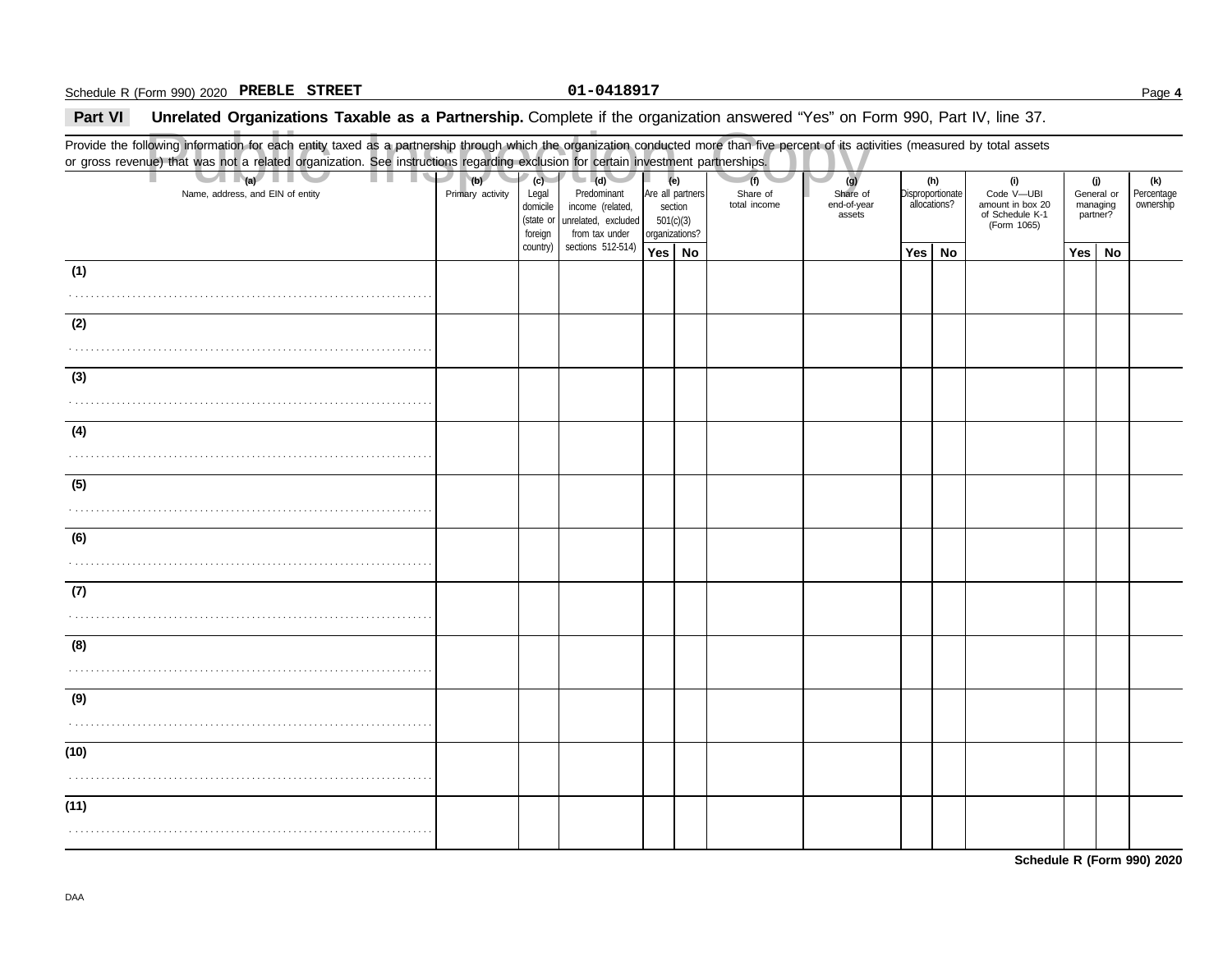Schedule R (Form 990) 2020 **PREBLE STREET** **01-0418917**

## Part VI Unrelated Organizations Taxable as a Partnership.

Complete if the organization answered "Yes" on Form 990, Part IV, line 37.

Provide the following information for each entity taxed as a partnership through which the organization conducted more than five percent of its activities (measured by total assets or gross revenue) that was not a related organization. See instructions regarding exclusion for certain investment partnerships.

| (a) Name, address, and EIN of entity | (b) Primary activity | (c) Legal domicile (state or foreign country) | (d) Predominant income (related, unrelated, excluded from tax under sections 512-514) | (e) Are all partners section 501(c)(3) organizations? | | (f) Share of total income | (g) Share of end-of-year assets | (h) Disproportionate allocations? | | (i) Code V—UBI amount in box 20 of Schedule K-1 (Form 1065) | (j) General or managing partner? | | (k) Percentage ownership |
|---|---|---|---|---|---|---|---|---|---|---|---|---|---|
| | | | | Yes | No | | | Yes | No | | Yes | No | |
| (1) | | | | | | | | | | | | | |
| (2) | | | | | | | | | | | | | |
| (3) | | | | | | | | | | | | | |
| (4) | | | | | | | | | | | | | |
| (5) | | | | | | | | | | | | | |
| (6) | | | | | | | | | | | | | |
| (7) | | | | | | | | | | | | | |
| (8) | | | | | | | | | | | | | |
| (9) | | | | | | | | | | | | | |
| (10) | | | | | | | | | | | | | |
| (11) | | | | | | | | | | | | | |

**Schedule R (Form 990) 2020**

DAA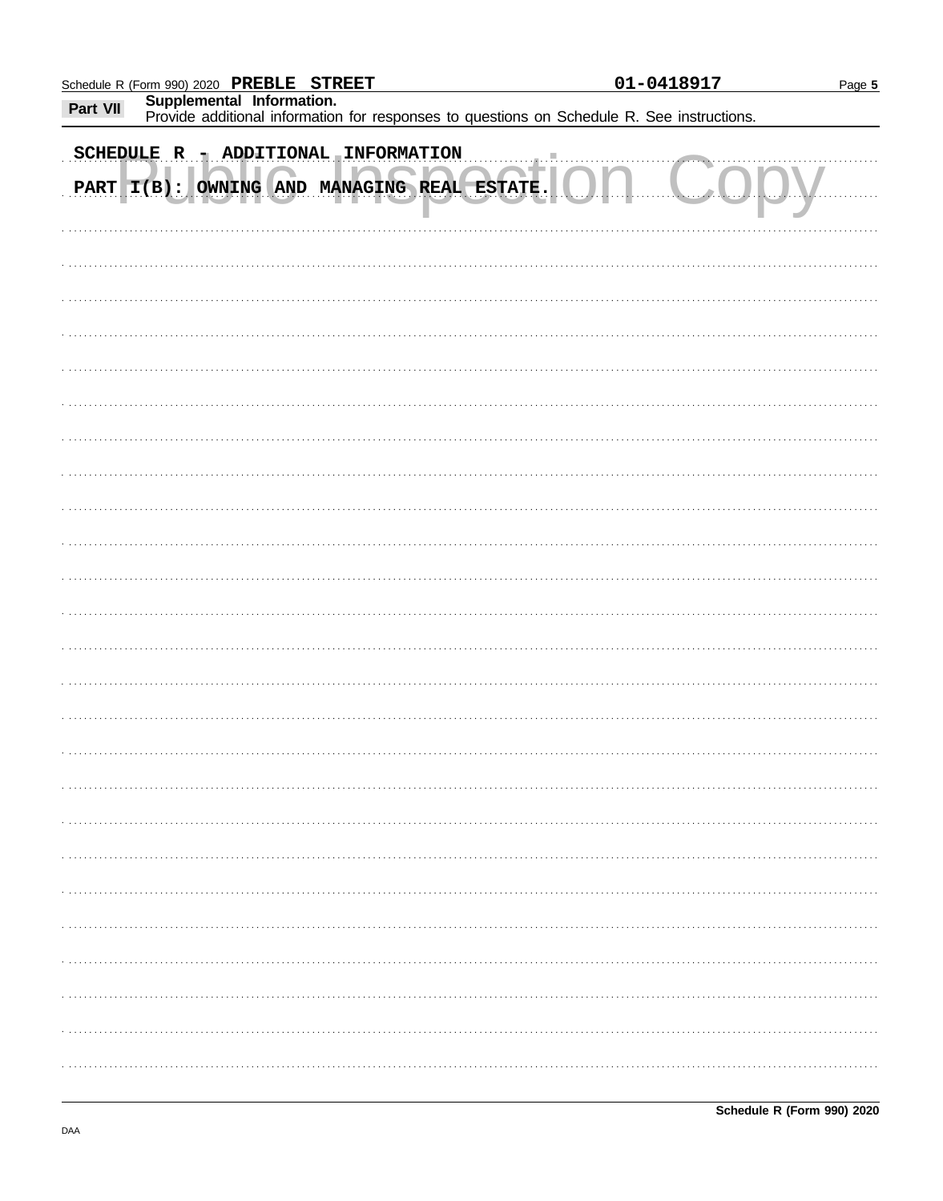Schedule R (Form 990) 2020 **PREBLE STREET** 01-0418917

**Part VII** **Supplemental Information.**
Provide additional information for responses to questions on Schedule R. See instructions.

**SCHEDULE R - ADDITIONAL INFORMATION**

**PART I(B): OWNING AND MANAGING REAL ESTATE.**

**Schedule R (Form 990) 2020**

DAA